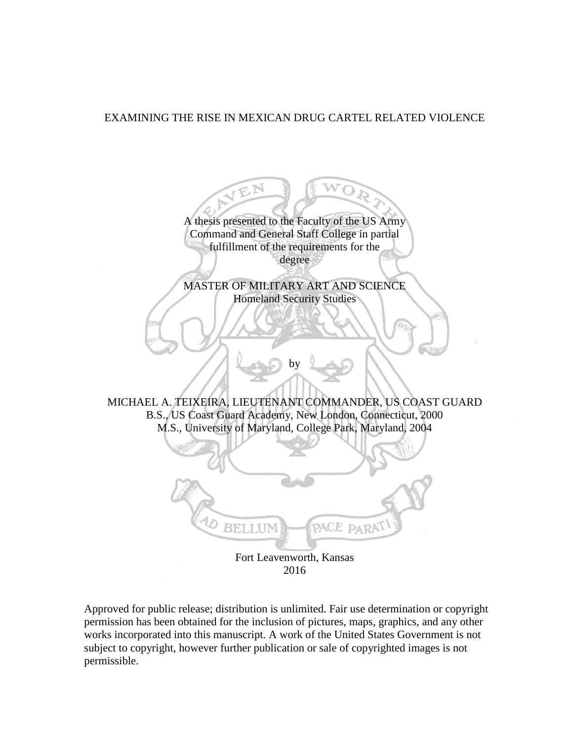# EXAMINING THE RISE IN MEXICAN DRUG CARTEL RELATED VIOLENCE

A thesis presented to the Faculty of the US Army Command and General Staff College in partial fulfillment of the requirements for the degree

MASTER OF MILITARY ART AND SCIENCE
Homeland Security Studies

by

MICHAEL A. TEIXEIRA, LIEUTENANT COMMANDER, US COAST GUARD
B.S., US Coast Guard Academy, New London, Connecticut, 2000
M.S., University of Maryland, College Park, Maryland, 2004

AD BELLUM PACE PARATI

Fort Leavenworth, Kansas
2016

Approved for public release; distribution is unlimited. Fair use determination or copyright permission has been obtained for the inclusion of pictures, maps, graphics, and any other works incorporated into this manuscript. A work of the United States Government is not subject to copyright, however further publication or sale of copyrighted images is not permissible.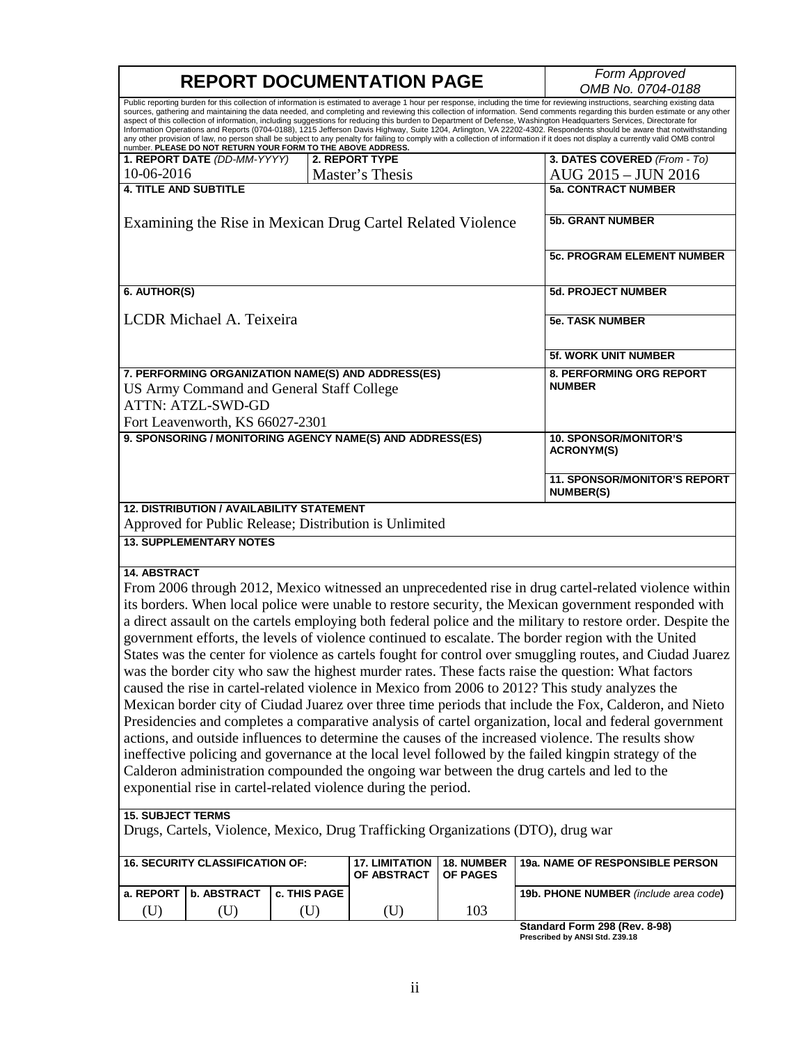# REPORT DOCUMENTATION PAGE

*Form Approved*
*OMB No. 0704-0188*

Public reporting burden for this collection of information is estimated to average 1 hour per response, including the time for reviewing instructions, searching existing data sources, gathering and maintaining the data needed, and completing and reviewing this collection of information. Send comments regarding this burden estimate or any other aspect of this collection of information, including suggestions for reducing this burden to Department of Defense, Washington Headquarters Services, Directorate for Information Operations and Reports (0704-0188), 1215 Jefferson Davis Highway, Suite 1204, Arlington, VA 22202-4302. Respondents should be aware that notwithstanding any other provision of law, no person shall be subject to any penalty for failing to comply with a collection of information if it does not display a currently valid OMB control number. **PLEASE DO NOT RETURN YOUR FORM TO THE ABOVE ADDRESS.**

| **1. REPORT DATE** *(DD-MM-YYYY)* | **2. REPORT TYPE** | **3. DATES COVERED** *(From - To)* |
|---|---|---|
| 10-06-2016 | Master's Thesis | AUG 2015 – JUN 2016 |

**4. TITLE AND SUBTITLE**

Examining the Rise in Mexican Drug Cartel Related Violence

**5a. CONTRACT NUMBER**

**5b. GRANT NUMBER**

**5c. PROGRAM ELEMENT NUMBER**

**6. AUTHOR(S)**

LCDR Michael A. Teixeira

**5d. PROJECT NUMBER**

**5e. TASK NUMBER**

**5f. WORK UNIT NUMBER**

**7. PERFORMING ORGANIZATION NAME(S) AND ADDRESS(ES)**

US Army Command and General Staff College
ATTN: ATZL-SWD-GD
Fort Leavenworth, KS 66027-2301

**8. PERFORMING ORG REPORT NUMBER**

**9. SPONSORING / MONITORING AGENCY NAME(S) AND ADDRESS(ES)**

**10. SPONSOR/MONITOR'S ACRONYM(S)**

**11. SPONSOR/MONITOR'S REPORT NUMBER(S)**

**12. DISTRIBUTION / AVAILABILITY STATEMENT**

Approved for Public Release; Distribution is Unlimited

**13. SUPPLEMENTARY NOTES**

**14. ABSTRACT**

From 2006 through 2012, Mexico witnessed an unprecedented rise in drug cartel-related violence within its borders. When local police were unable to restore security, the Mexican government responded with a direct assault on the cartels employing both federal police and the military to restore order. Despite the government efforts, the levels of violence continued to escalate. The border region with the United States was the center for violence as cartels fought for control over smuggling routes, and Ciudad Juarez was the border city who saw the highest murder rates. These facts raise the question: What factors caused the rise in cartel-related violence in Mexico from 2006 to 2012? This study analyzes the Mexican border city of Ciudad Juarez over three time periods that include the Fox, Calderon, and Nieto Presidencies and completes a comparative analysis of cartel organization, local and federal government actions, and outside influences to determine the causes of the increased violence. The results show ineffective policing and governance at the local level followed by the failed kingpin strategy of the Calderon administration compounded the ongoing war between the drug cartels and led to the exponential rise in cartel-related violence during the period.

**15. SUBJECT TERMS**

Drugs, Cartels, Violence, Mexico, Drug Trafficking Organizations (DTO), drug war

| **16. SECURITY CLASSIFICATION OF:** | | | **17. LIMITATION OF ABSTRACT** | **18. NUMBER OF PAGES** | **19a. NAME OF RESPONSIBLE PERSON** |
|---|---|---|---|---|---|
| **a. REPORT** | **b. ABSTRACT** | **c. THIS PAGE** | | | **19b. PHONE NUMBER** *(include area code)* |
| (U) | (U) | (U) | (U) | 103 | |

**Standard Form 298 (Rev. 8-98)**
**Prescribed by ANSI Std. Z39.18**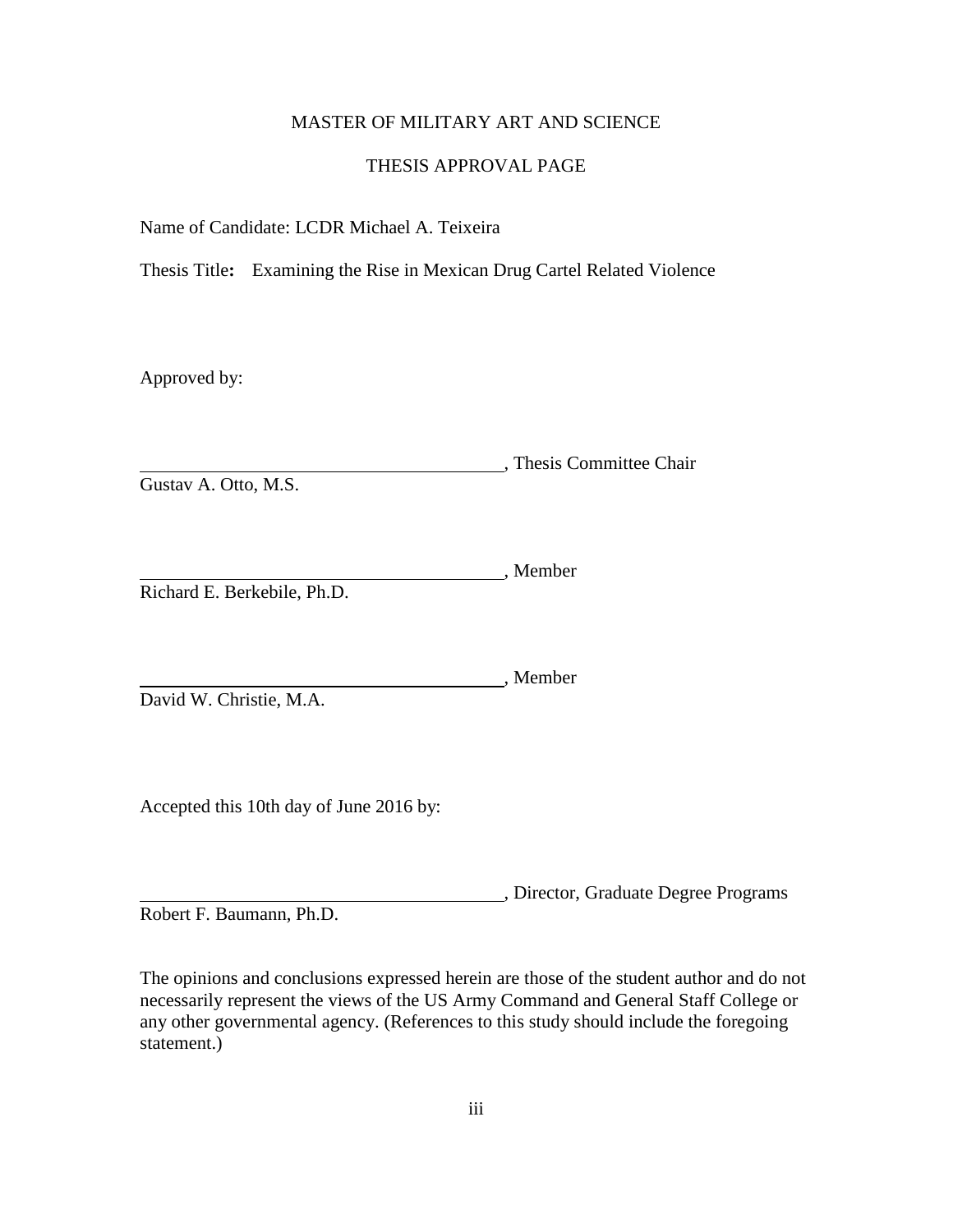MASTER OF MILITARY ART AND SCIENCE

THESIS APPROVAL PAGE

Name of Candidate: LCDR Michael A. Teixeira

Thesis Title**:** Examining the Rise in Mexican Drug Cartel Related Violence

Approved by:

\_\_\_\_\_\_\_\_\_\_\_\_\_\_\_\_\_\_\_\_\_\_\_\_\_\_\_\_\_\_\_\_\_\_\_\_\_\_, Thesis Committee Chair
Gustav A. Otto, M.S.

\_\_\_\_\_\_\_\_\_\_\_\_\_\_\_\_\_\_\_\_\_\_\_\_\_\_\_\_\_\_\_\_\_\_\_\_\_\_, Member
Richard E. Berkebile, Ph.D.

\_\_\_\_\_\_\_\_\_\_\_\_\_\_\_\_\_\_\_\_\_\_\_\_\_\_\_\_\_\_\_\_\_\_\_\_\_\_, Member
David W. Christie, M.A.

Accepted this 10th day of June 2016 by:

\_\_\_\_\_\_\_\_\_\_\_\_\_\_\_\_\_\_\_\_\_\_\_\_\_\_\_\_\_\_\_\_\_\_\_\_\_\_, Director, Graduate Degree Programs
Robert F. Baumann, Ph.D.

The opinions and conclusions expressed herein are those of the student author and do not necessarily represent the views of the US Army Command and General Staff College or any other governmental agency. (References to this study should include the foregoing statement.)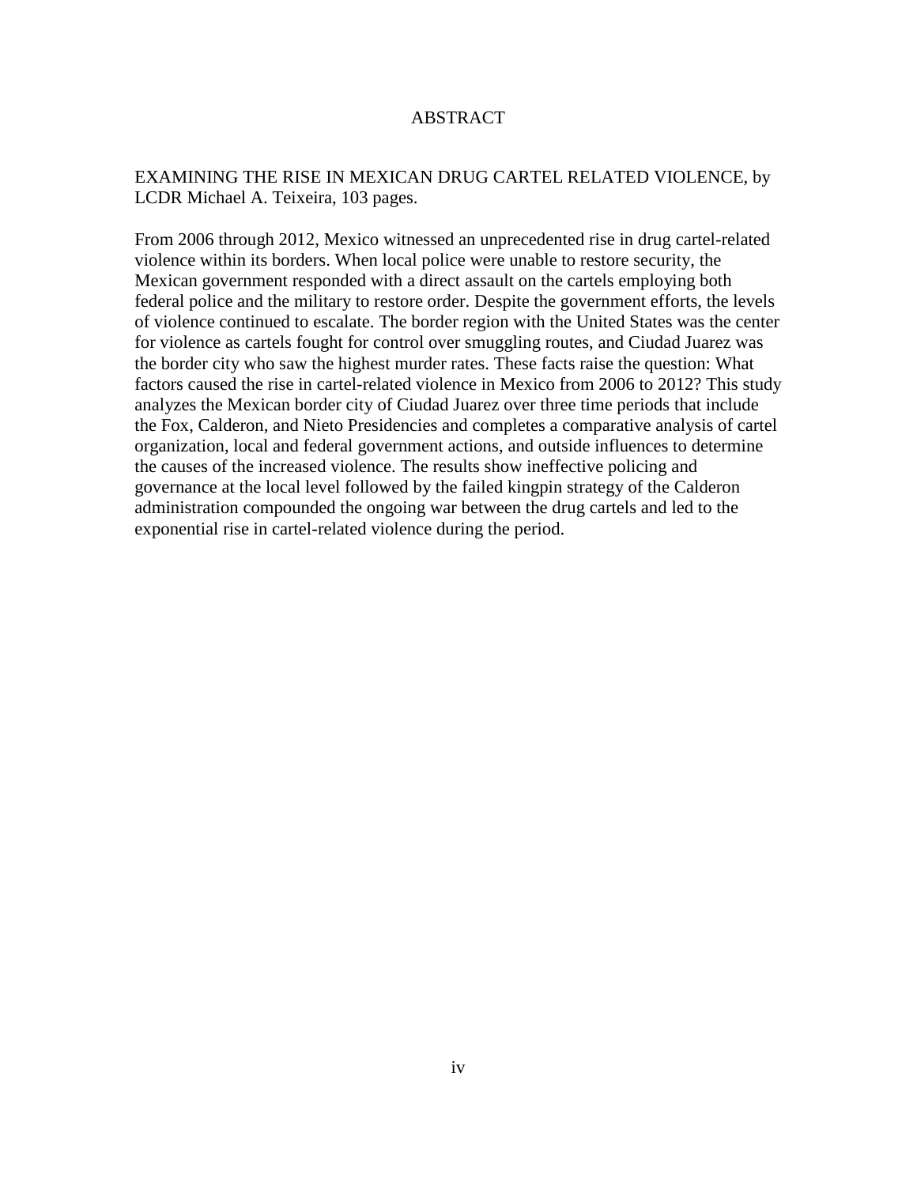# ABSTRACT

EXAMINING THE RISE IN MEXICAN DRUG CARTEL RELATED VIOLENCE, by LCDR Michael A. Teixeira, 103 pages.

From 2006 through 2012, Mexico witnessed an unprecedented rise in drug cartel-related violence within its borders. When local police were unable to restore security, the Mexican government responded with a direct assault on the cartels employing both federal police and the military to restore order. Despite the government efforts, the levels of violence continued to escalate. The border region with the United States was the center for violence as cartels fought for control over smuggling routes, and Ciudad Juarez was the border city who saw the highest murder rates. These facts raise the question: What factors caused the rise in cartel-related violence in Mexico from 2006 to 2012? This study analyzes the Mexican border city of Ciudad Juarez over three time periods that include the Fox, Calderon, and Nieto Presidencies and completes a comparative analysis of cartel organization, local and federal government actions, and outside influences to determine the causes of the increased violence. The results show ineffective policing and governance at the local level followed by the failed kingpin strategy of the Calderon administration compounded the ongoing war between the drug cartels and led to the exponential rise in cartel-related violence during the period.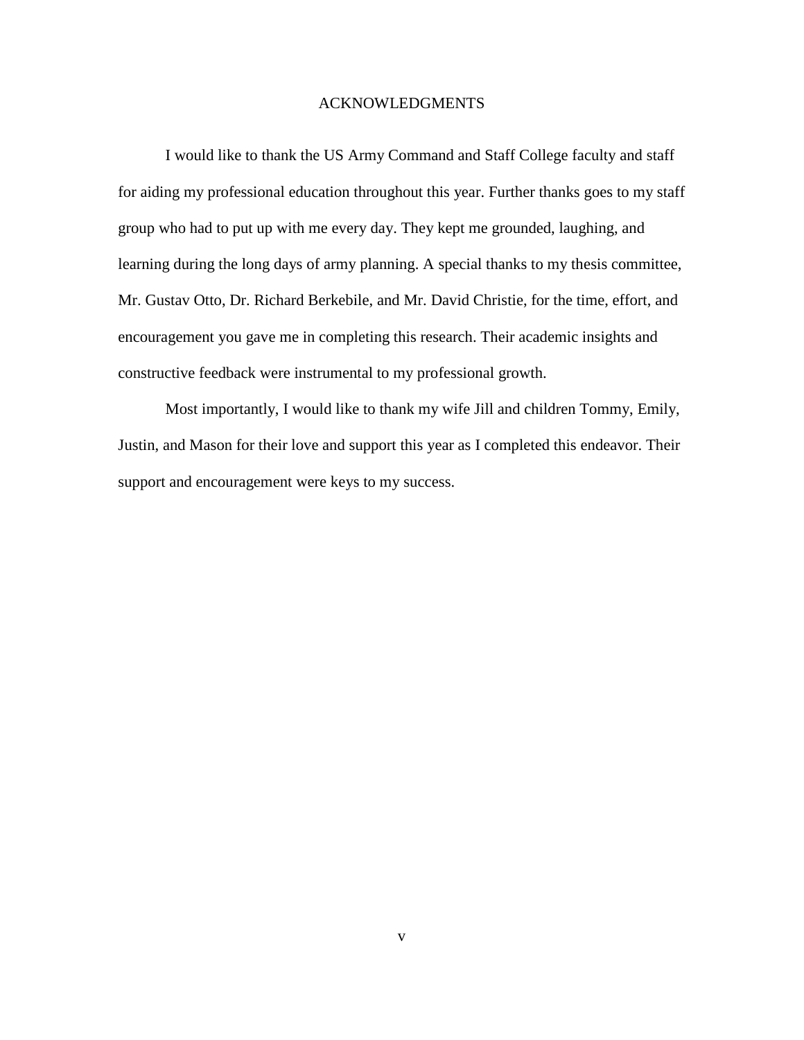# ACKNOWLEDGMENTS

I would like to thank the US Army Command and Staff College faculty and staff for aiding my professional education throughout this year. Further thanks goes to my staff group who had to put up with me every day. They kept me grounded, laughing, and learning during the long days of army planning. A special thanks to my thesis committee, Mr. Gustav Otto, Dr. Richard Berkebile, and Mr. David Christie, for the time, effort, and encouragement you gave me in completing this research. Their academic insights and constructive feedback were instrumental to my professional growth.

Most importantly, I would like to thank my wife Jill and children Tommy, Emily, Justin, and Mason for their love and support this year as I completed this endeavor. Their support and encouragement were keys to my success.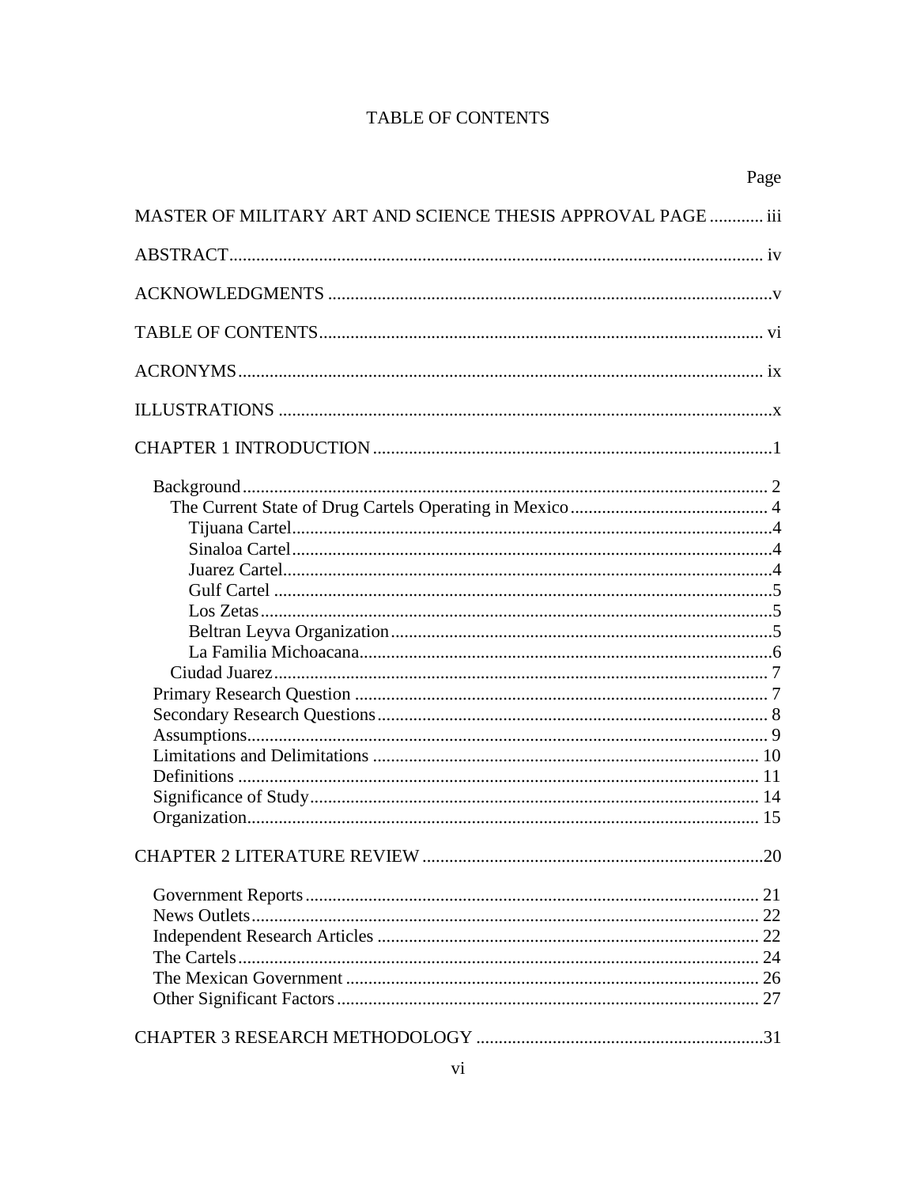# TABLE OF CONTENTS

| | Page |
|---|---|
| MASTER OF MILITARY ART AND SCIENCE THESIS APPROVAL PAGE | iii |
| ABSTRACT | iv |
| ACKNOWLEDGMENTS | v |
| TABLE OF CONTENTS | vi |
| ACRONYMS | ix |
| ILLUSTRATIONS | x |
| CHAPTER 1 INTRODUCTION | 1 |
| Background | 2 |
| The Current State of Drug Cartels Operating in Mexico | 4 |
| Tijuana Cartel | 4 |
| Sinaloa Cartel | 4 |
| Juarez Cartel | 4 |
| Gulf Cartel | 5 |
| Los Zetas | 5 |
| Beltran Leyva Organization | 5 |
| La Familia Michoacana | 6 |
| Ciudad Juarez | 7 |
| Primary Research Question | 7 |
| Secondary Research Questions | 8 |
| Assumptions | 9 |
| Limitations and Delimitations | 10 |
| Definitions | 11 |
| Significance of Study | 14 |
| Organization | 15 |
| CHAPTER 2 LITERATURE REVIEW | 20 |
| Government Reports | 21 |
| News Outlets | 22 |
| Independent Research Articles | 22 |
| The Cartels | 24 |
| The Mexican Government | 26 |
| Other Significant Factors | 27 |
| CHAPTER 3 RESEARCH METHODOLOGY | 31 |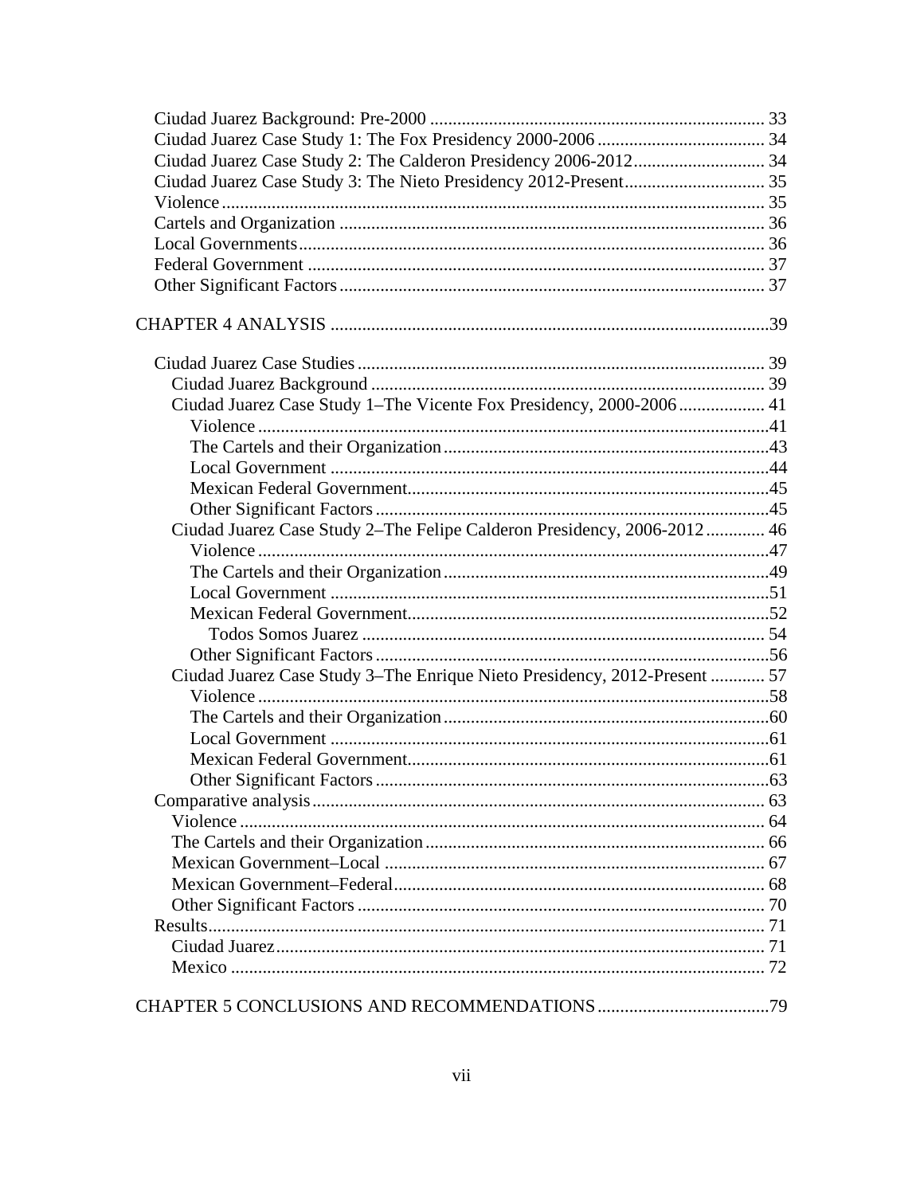Ciudad Juarez Background: Pre-2000 ........................................................................ 33
Ciudad Juarez Case Study 1: The Fox Presidency 2000-2006 ..................................... 34
Ciudad Juarez Case Study 2: The Calderon Presidency 2006-2012............................ 34
Ciudad Juarez Case Study 3: The Nieto Presidency 2012-Present............................... 35
Violence ...................................................................................................................... 35
Cartels and Organization ............................................................................................ 36
Local Governments..................................................................................................... 36
Federal Government ................................................................................................... 37
Other Significant Factors ............................................................................................ 37

CHAPTER 4 ANALYSIS ................................................................................................39

Ciudad Juarez Case Studies ........................................................................................ 39
Ciudad Juarez Background ...................................................................................... 39
Ciudad Juarez Case Study 1–The Vicente Fox Presidency, 2000-2006 .................. 41
Violence ...............................................................................................................41
The Cartels and their Organization ......................................................................43
Local Government ...............................................................................................44
Mexican Federal Government..............................................................................45
Other Significant Factors .....................................................................................45
Ciudad Juarez Case Study 2–The Felipe Calderon Presidency, 2006-2012 ............ 46
Violence ...............................................................................................................47
The Cartels and their Organization ......................................................................49
Local Government ...............................................................................................51
Mexican Federal Government..............................................................................52
Todos Somos Juarez ........................................................................................ 54
Other Significant Factors .....................................................................................56
Ciudad Juarez Case Study 3–The Enrique Nieto Presidency, 2012-Present ............ 57
Violence ...............................................................................................................58
The Cartels and their Organization ......................................................................60
Local Government ...............................................................................................61
Mexican Federal Government..............................................................................61
Other Significant Factors .....................................................................................63
Comparative analysis .................................................................................................. 63
Violence .................................................................................................................. 64
The Cartels and their Organization .......................................................................... 66
Mexican Government–Local ................................................................................... 67
Mexican Government–Federal................................................................................. 68
Other Significant Factors ........................................................................................ 70
Results......................................................................................................................... 71
Ciudad Juarez........................................................................................................... 71
Mexico .................................................................................................................... 72

CHAPTER 5 CONCLUSIONS AND RECOMMENDATIONS .....................................79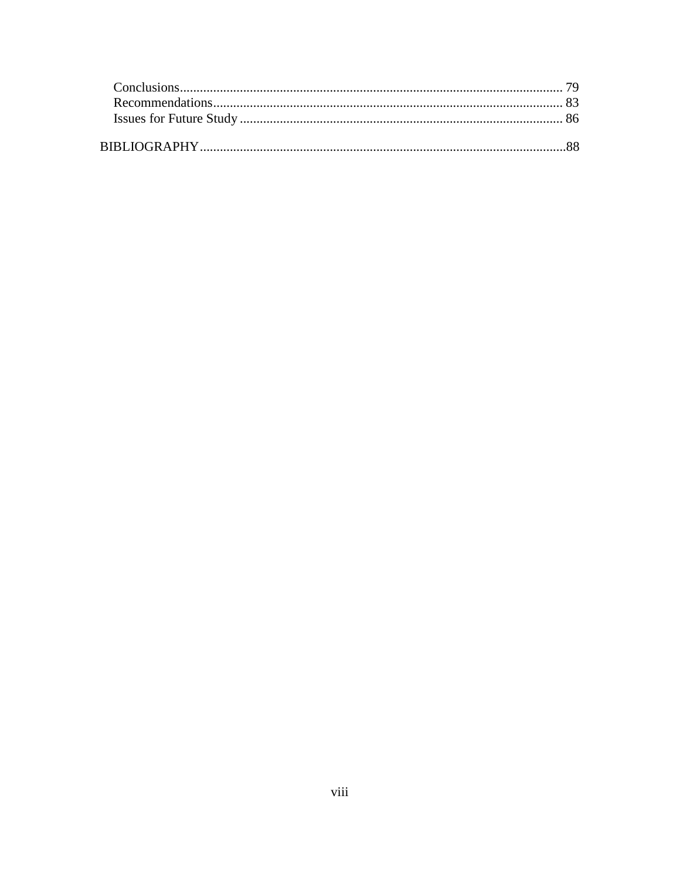Conclusions .................................................................................................................. 79
Recommendations ......................................................................................................... 83
Issues for Future Study ................................................................................................. 86

BIBLIOGRAPHY ............................................................................................................ 88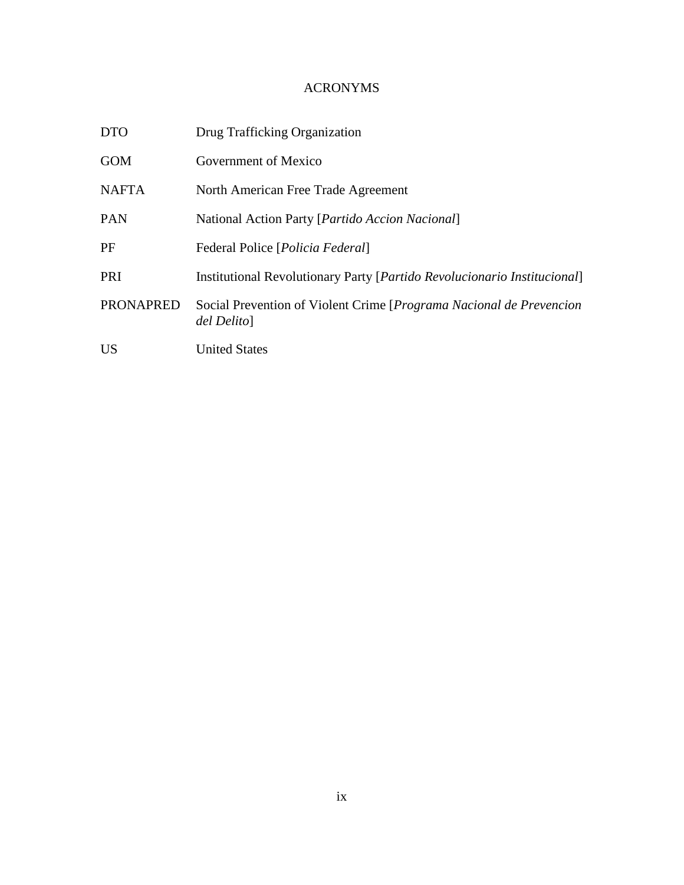# ACRONYMS

| | |
|---|---|
| DTO | Drug Trafficking Organization |
| GOM | Government of Mexico |
| NAFTA | North American Free Trade Agreement |
| PAN | National Action Party [*Partido Accion Nacional*] |
| PF | Federal Police [*Policia Federal*] |
| PRI | Institutional Revolutionary Party [*Partido Revolucionario Institucional*] |
| PRONAPRED | Social Prevention of Violent Crime [*Programa Nacional de Prevencion del Delito*] |
| US | United States |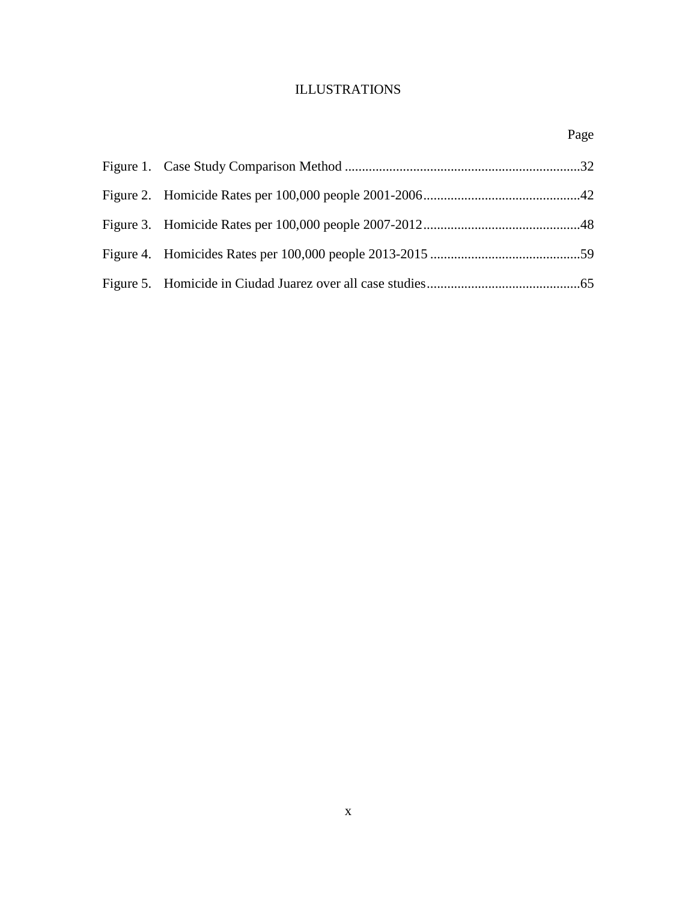# ILLUSTRATIONS

| | Page |
|---|---|
| Figure 1. Case Study Comparison Method | 32 |
| Figure 2. Homicide Rates per 100,000 people 2001-2006 | 42 |
| Figure 3. Homicide Rates per 100,000 people 2007-2012 | 48 |
| Figure 4. Homicides Rates per 100,000 people 2013-2015 | 59 |
| Figure 5. Homicide in Ciudad Juarez over all case studies | 65 |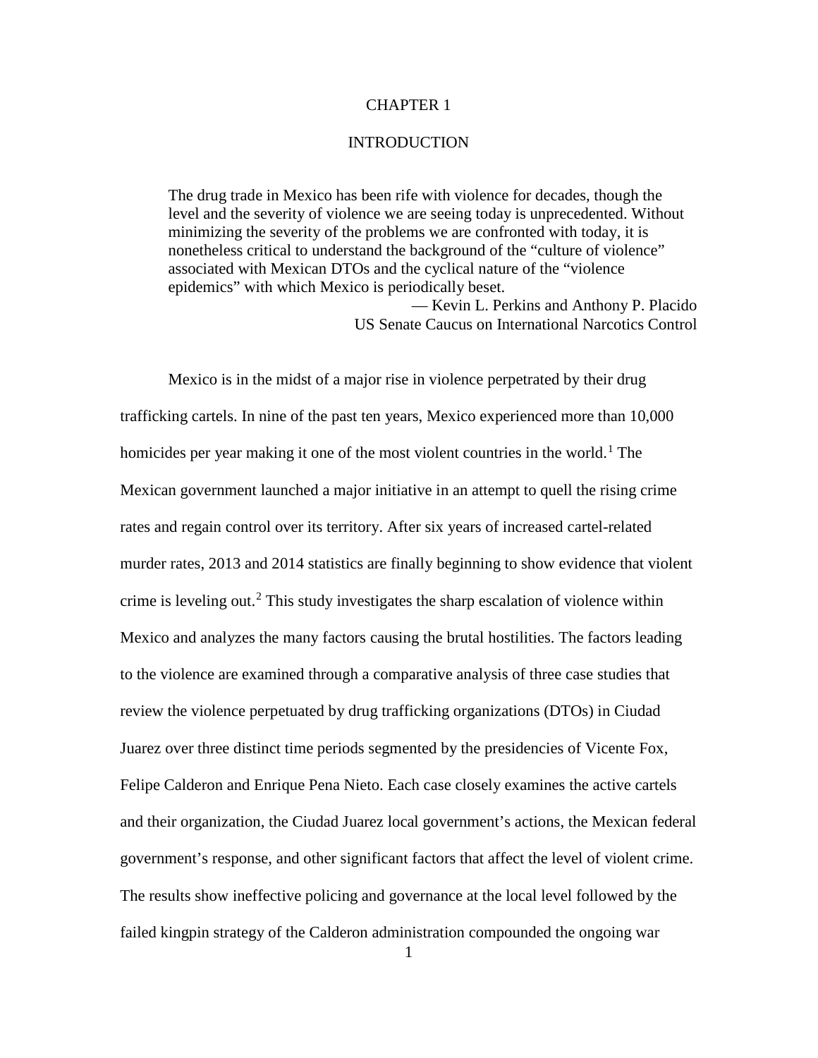# CHAPTER 1

# INTRODUCTION

> The drug trade in Mexico has been rife with violence for decades, though the level and the severity of violence we are seeing today is unprecedented. Without minimizing the severity of the problems we are confronted with today, it is nonetheless critical to understand the background of the "culture of violence" associated with Mexican DTOs and the cyclical nature of the "violence epidemics" with which Mexico is periodically beset.
>
> — Kevin L. Perkins and Anthony P. Placido
> US Senate Caucus on International Narcotics Control

Mexico is in the midst of a major rise in violence perpetrated by their drug trafficking cartels. In nine of the past ten years, Mexico experienced more than 10,000 homicides per year making it one of the most violent countries in the world.[1] The Mexican government launched a major initiative in an attempt to quell the rising crime rates and regain control over its territory. After six years of increased cartel-related murder rates, 2013 and 2014 statistics are finally beginning to show evidence that violent crime is leveling out.[2] This study investigates the sharp escalation of violence within Mexico and analyzes the many factors causing the brutal hostilities. The factors leading to the violence are examined through a comparative analysis of three case studies that review the violence perpetuated by drug trafficking organizations (DTOs) in Ciudad Juarez over three distinct time periods segmented by the presidencies of Vicente Fox, Felipe Calderon and Enrique Pena Nieto. Each case closely examines the active cartels and their organization, the Ciudad Juarez local government's actions, the Mexican federal government's response, and other significant factors that affect the level of violent crime. The results show ineffective policing and governance at the local level followed by the failed kingpin strategy of the Calderon administration compounded the ongoing war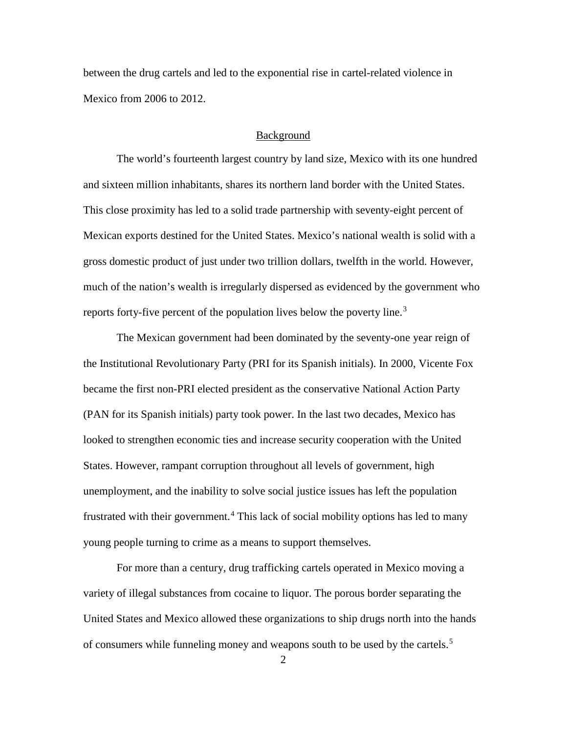between the drug cartels and led to the exponential rise in cartel-related violence in Mexico from 2006 to 2012.

## Background

The world's fourteenth largest country by land size, Mexico with its one hundred and sixteen million inhabitants, shares its northern land border with the United States. This close proximity has led to a solid trade partnership with seventy-eight percent of Mexican exports destined for the United States. Mexico's national wealth is solid with a gross domestic product of just under two trillion dollars, twelfth in the world. However, much of the nation's wealth is irregularly dispersed as evidenced by the government who reports forty-five percent of the population lives below the poverty line.[3]

The Mexican government had been dominated by the seventy-one year reign of the Institutional Revolutionary Party (PRI for its Spanish initials). In 2000, Vicente Fox became the first non-PRI elected president as the conservative National Action Party (PAN for its Spanish initials) party took power. In the last two decades, Mexico has looked to strengthen economic ties and increase security cooperation with the United States. However, rampant corruption throughout all levels of government, high unemployment, and the inability to solve social justice issues has left the population frustrated with their government.[4] This lack of social mobility options has led to many young people turning to crime as a means to support themselves.

For more than a century, drug trafficking cartels operated in Mexico moving a variety of illegal substances from cocaine to liquor. The porous border separating the United States and Mexico allowed these organizations to ship drugs north into the hands of consumers while funneling money and weapons south to be used by the cartels.[5]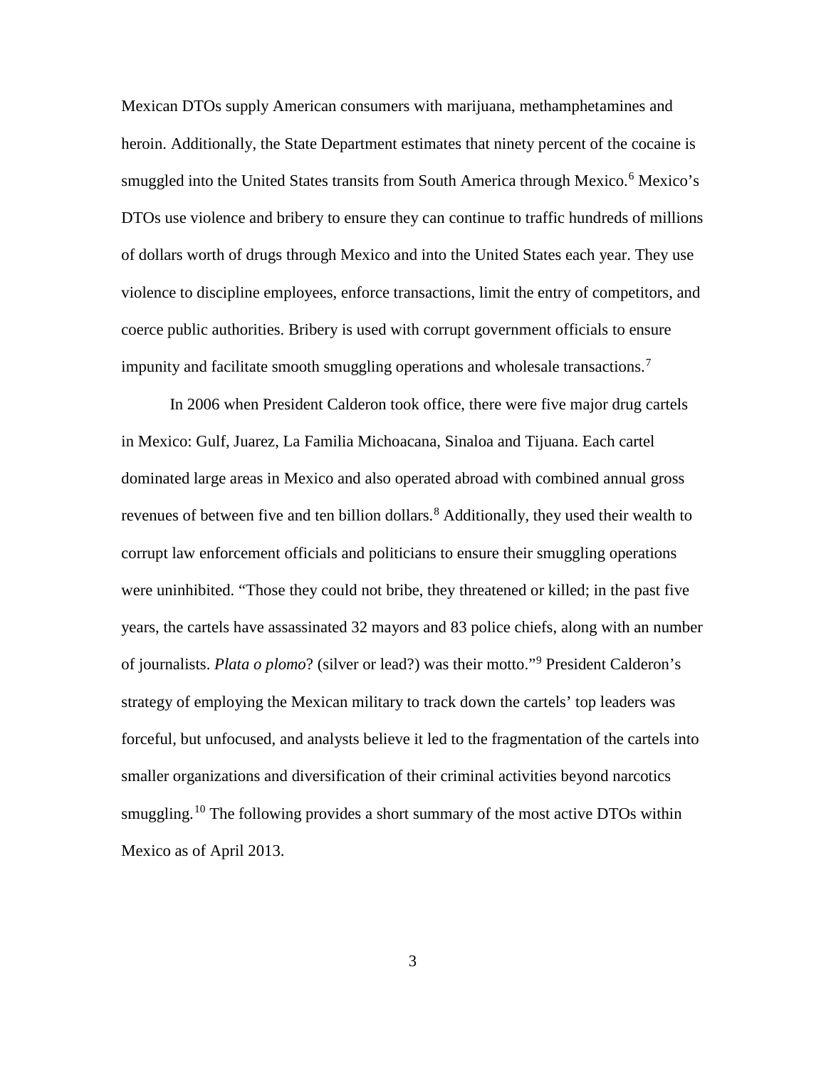Mexican DTOs supply American consumers with marijuana, methamphetamines and heroin. Additionally, the State Department estimates that ninety percent of the cocaine is smuggled into the United States transits from South America through Mexico.[6] Mexico's DTOs use violence and bribery to ensure they can continue to traffic hundreds of millions of dollars worth of drugs through Mexico and into the United States each year. They use violence to discipline employees, enforce transactions, limit the entry of competitors, and coerce public authorities. Bribery is used with corrupt government officials to ensure impunity and facilitate smooth smuggling operations and wholesale transactions.[7]

In 2006 when President Calderon took office, there were five major drug cartels in Mexico: Gulf, Juarez, La Familia Michoacana, Sinaloa and Tijuana. Each cartel dominated large areas in Mexico and also operated abroad with combined annual gross revenues of between five and ten billion dollars.[8] Additionally, they used their wealth to corrupt law enforcement officials and politicians to ensure their smuggling operations were uninhibited. "Those they could not bribe, they threatened or killed; in the past five years, the cartels have assassinated 32 mayors and 83 police chiefs, along with an number of journalists. *Plata o plomo*? (silver or lead?) was their motto."[9] President Calderon's strategy of employing the Mexican military to track down the cartels' top leaders was forceful, but unfocused, and analysts believe it led to the fragmentation of the cartels into smaller organizations and diversification of their criminal activities beyond narcotics smuggling.[10] The following provides a short summary of the most active DTOs within Mexico as of April 2013.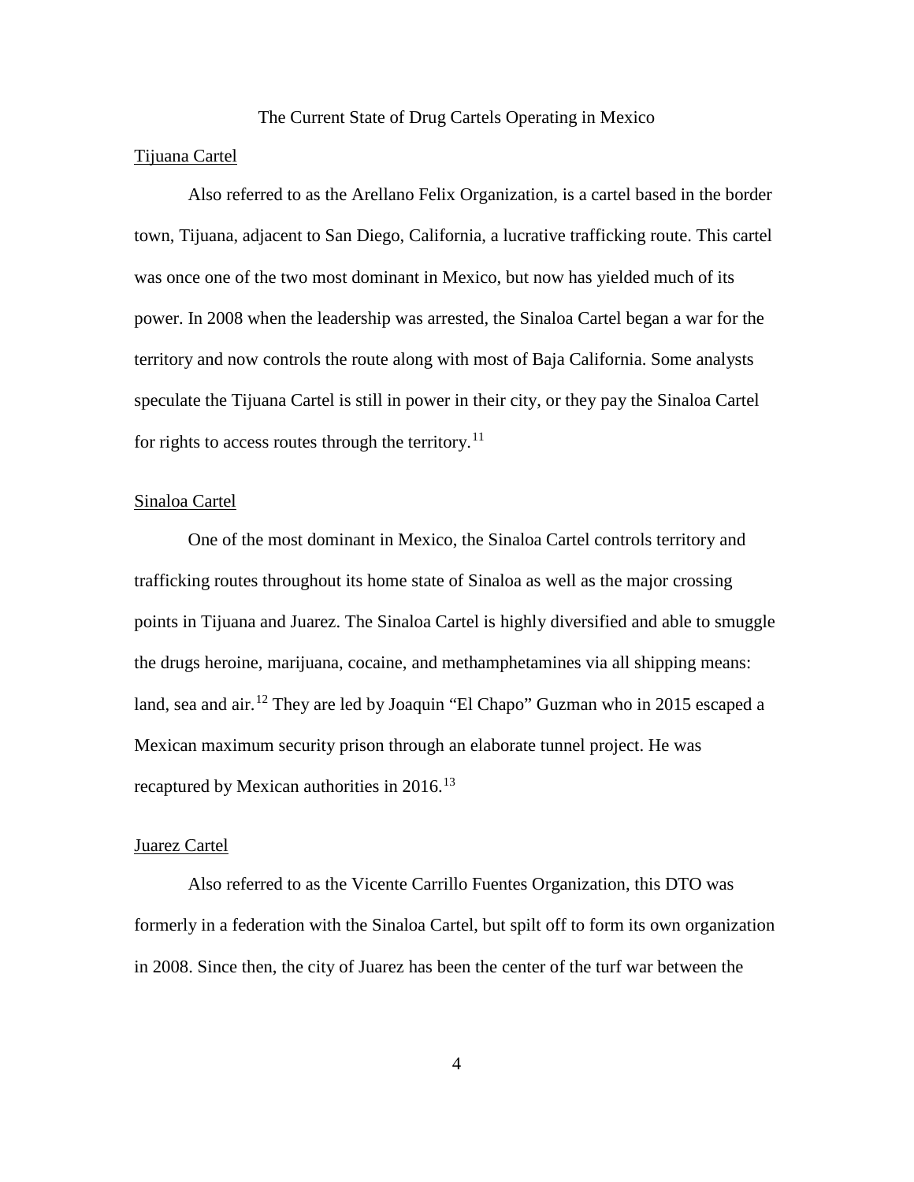# The Current State of Drug Cartels Operating in Mexico

## Tijuana Cartel

Also referred to as the Arellano Felix Organization, is a cartel based in the border town, Tijuana, adjacent to San Diego, California, a lucrative trafficking route. This cartel was once one of the two most dominant in Mexico, but now has yielded much of its power. In 2008 when the leadership was arrested, the Sinaloa Cartel began a war for the territory and now controls the route along with most of Baja California. Some analysts speculate the Tijuana Cartel is still in power in their city, or they pay the Sinaloa Cartel for rights to access routes through the territory.[11]

## Sinaloa Cartel

One of the most dominant in Mexico, the Sinaloa Cartel controls territory and trafficking routes throughout its home state of Sinaloa as well as the major crossing points in Tijuana and Juarez. The Sinaloa Cartel is highly diversified and able to smuggle the drugs heroine, marijuana, cocaine, and methamphetamines via all shipping means: land, sea and air.[12] They are led by Joaquin "El Chapo" Guzman who in 2015 escaped a Mexican maximum security prison through an elaborate tunnel project. He was recaptured by Mexican authorities in 2016.[13]

## Juarez Cartel

Also referred to as the Vicente Carrillo Fuentes Organization, this DTO was formerly in a federation with the Sinaloa Cartel, but spilt off to form its own organization in 2008. Since then, the city of Juarez has been the center of the turf war between the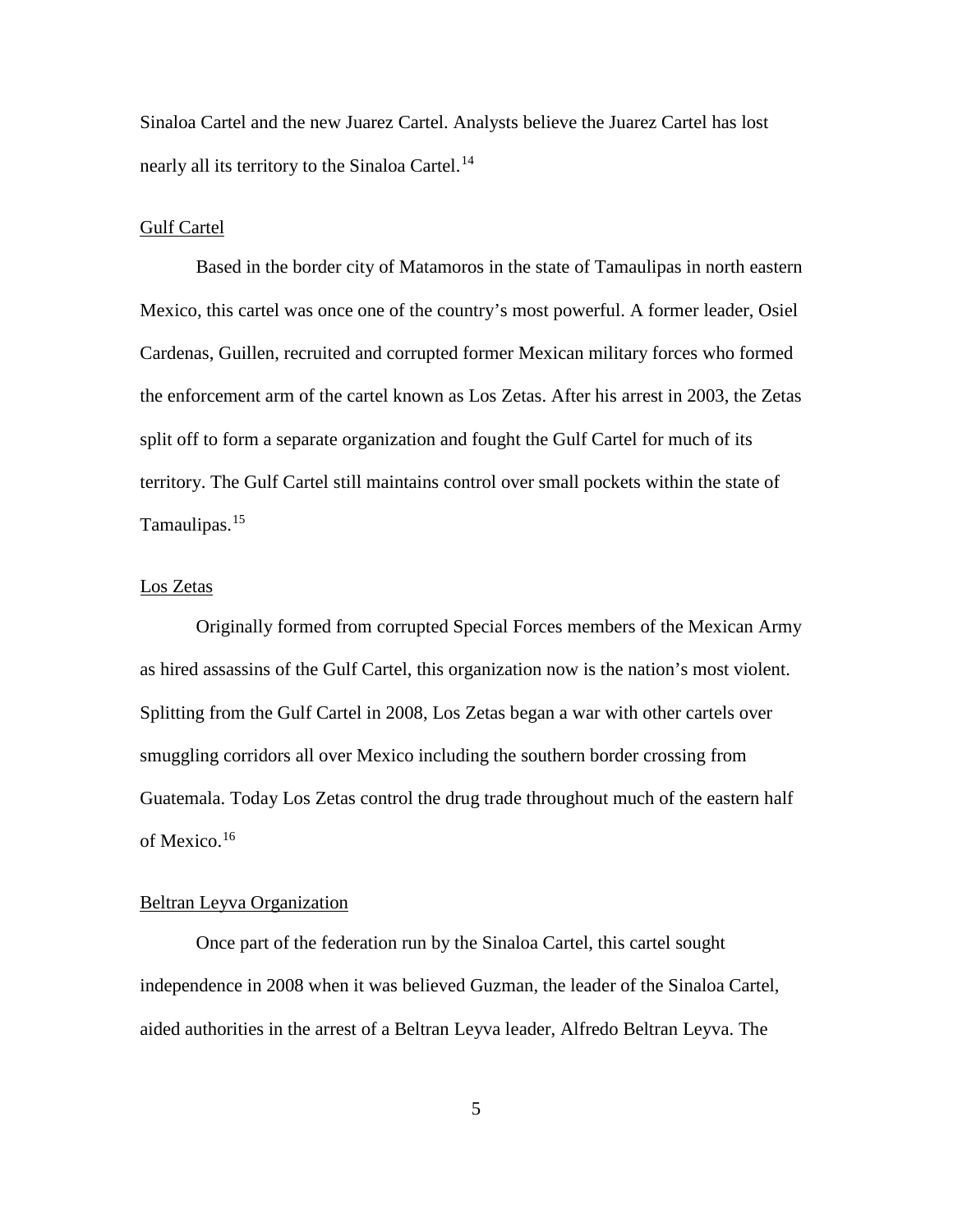Sinaloa Cartel and the new Juarez Cartel. Analysts believe the Juarez Cartel has lost nearly all its territory to the Sinaloa Cartel.[14]

## Gulf Cartel

Based in the border city of Matamoros in the state of Tamaulipas in north eastern Mexico, this cartel was once one of the country's most powerful. A former leader, Osiel Cardenas, Guillen, recruited and corrupted former Mexican military forces who formed the enforcement arm of the cartel known as Los Zetas. After his arrest in 2003, the Zetas split off to form a separate organization and fought the Gulf Cartel for much of its territory. The Gulf Cartel still maintains control over small pockets within the state of Tamaulipas.[15]

## Los Zetas

Originally formed from corrupted Special Forces members of the Mexican Army as hired assassins of the Gulf Cartel, this organization now is the nation's most violent. Splitting from the Gulf Cartel in 2008, Los Zetas began a war with other cartels over smuggling corridors all over Mexico including the southern border crossing from Guatemala. Today Los Zetas control the drug trade throughout much of the eastern half of Mexico.[16]

## Beltran Leyva Organization

Once part of the federation run by the Sinaloa Cartel, this cartel sought independence in 2008 when it was believed Guzman, the leader of the Sinaloa Cartel, aided authorities in the arrest of a Beltran Leyva leader, Alfredo Beltran Leyva. The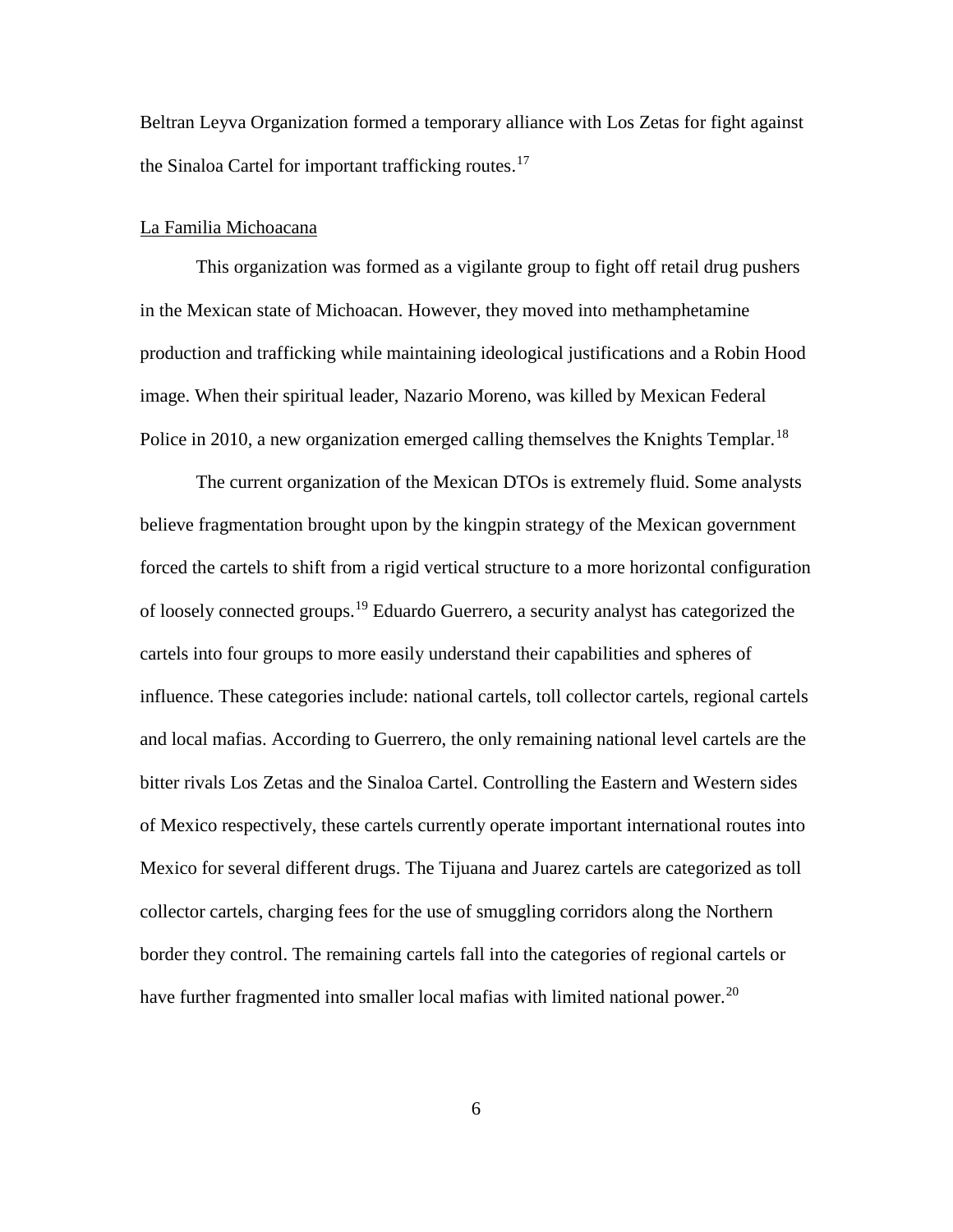Beltran Leyva Organization formed a temporary alliance with Los Zetas for fight against the Sinaloa Cartel for important trafficking routes.[17]

La Familia Michoacana

This organization was formed as a vigilante group to fight off retail drug pushers in the Mexican state of Michoacan. However, they moved into methamphetamine production and trafficking while maintaining ideological justifications and a Robin Hood image. When their spiritual leader, Nazario Moreno, was killed by Mexican Federal Police in 2010, a new organization emerged calling themselves the Knights Templar.[18]

The current organization of the Mexican DTOs is extremely fluid. Some analysts believe fragmentation brought upon by the kingpin strategy of the Mexican government forced the cartels to shift from a rigid vertical structure to a more horizontal configuration of loosely connected groups.[19] Eduardo Guerrero, a security analyst has categorized the cartels into four groups to more easily understand their capabilities and spheres of influence. These categories include: national cartels, toll collector cartels, regional cartels and local mafias. According to Guerrero, the only remaining national level cartels are the bitter rivals Los Zetas and the Sinaloa Cartel. Controlling the Eastern and Western sides of Mexico respectively, these cartels currently operate important international routes into Mexico for several different drugs. The Tijuana and Juarez cartels are categorized as toll collector cartels, charging fees for the use of smuggling corridors along the Northern border they control. The remaining cartels fall into the categories of regional cartels or have further fragmented into smaller local mafias with limited national power.[20]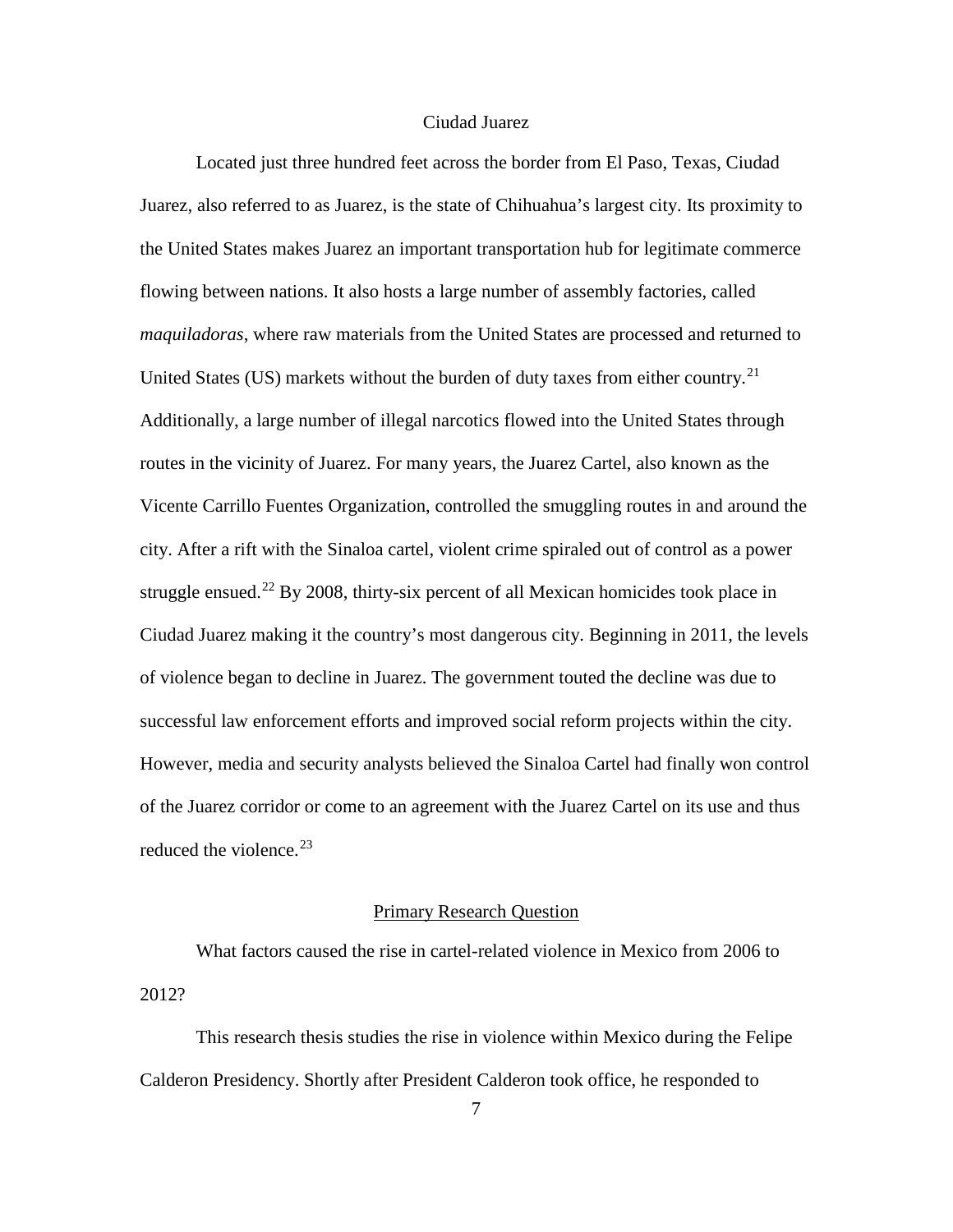## Ciudad Juarez

Located just three hundred feet across the border from El Paso, Texas, Ciudad Juarez, also referred to as Juarez, is the state of Chihuahua's largest city. Its proximity to the United States makes Juarez an important transportation hub for legitimate commerce flowing between nations. It also hosts a large number of assembly factories, called *maquiladoras*, where raw materials from the United States are processed and returned to United States (US) markets without the burden of duty taxes from either country.[21] Additionally, a large number of illegal narcotics flowed into the United States through routes in the vicinity of Juarez. For many years, the Juarez Cartel, also known as the Vicente Carrillo Fuentes Organization, controlled the smuggling routes in and around the city. After a rift with the Sinaloa cartel, violent crime spiraled out of control as a power struggle ensued.[22] By 2008, thirty-six percent of all Mexican homicides took place in Ciudad Juarez making it the country's most dangerous city. Beginning in 2011, the levels of violence began to decline in Juarez. The government touted the decline was due to successful law enforcement efforts and improved social reform projects within the city. However, media and security analysts believed the Sinaloa Cartel had finally won control of the Juarez corridor or come to an agreement with the Juarez Cartel on its use and thus reduced the violence.[23]

## Primary Research Question

What factors caused the rise in cartel-related violence in Mexico from 2006 to 2012?

This research thesis studies the rise in violence within Mexico during the Felipe Calderon Presidency. Shortly after President Calderon took office, he responded to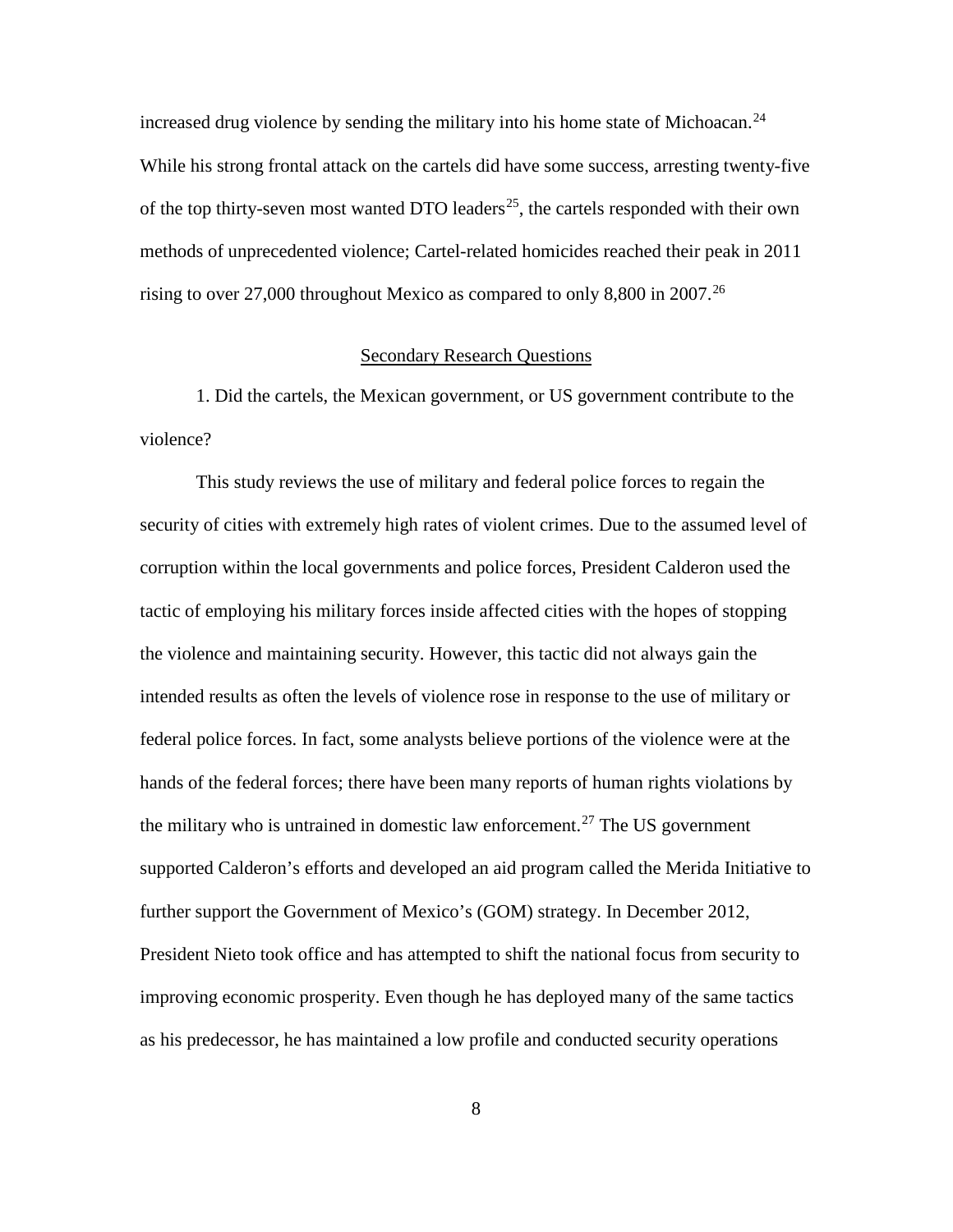increased drug violence by sending the military into his home state of Michoacan.[24] While his strong frontal attack on the cartels did have some success, arresting twenty-five of the top thirty-seven most wanted DTO leaders[25], the cartels responded with their own methods of unprecedented violence; Cartel-related homicides reached their peak in 2011 rising to over 27,000 throughout Mexico as compared to only 8,800 in 2007.[26]

## Secondary Research Questions

1. Did the cartels, the Mexican government, or US government contribute to the violence?

This study reviews the use of military and federal police forces to regain the security of cities with extremely high rates of violent crimes. Due to the assumed level of corruption within the local governments and police forces, President Calderon used the tactic of employing his military forces inside affected cities with the hopes of stopping the violence and maintaining security. However, this tactic did not always gain the intended results as often the levels of violence rose in response to the use of military or federal police forces. In fact, some analysts believe portions of the violence were at the hands of the federal forces; there have been many reports of human rights violations by the military who is untrained in domestic law enforcement.[27] The US government supported Calderon's efforts and developed an aid program called the Merida Initiative to further support the Government of Mexico's (GOM) strategy. In December 2012, President Nieto took office and has attempted to shift the national focus from security to improving economic prosperity. Even though he has deployed many of the same tactics as his predecessor, he has maintained a low profile and conducted security operations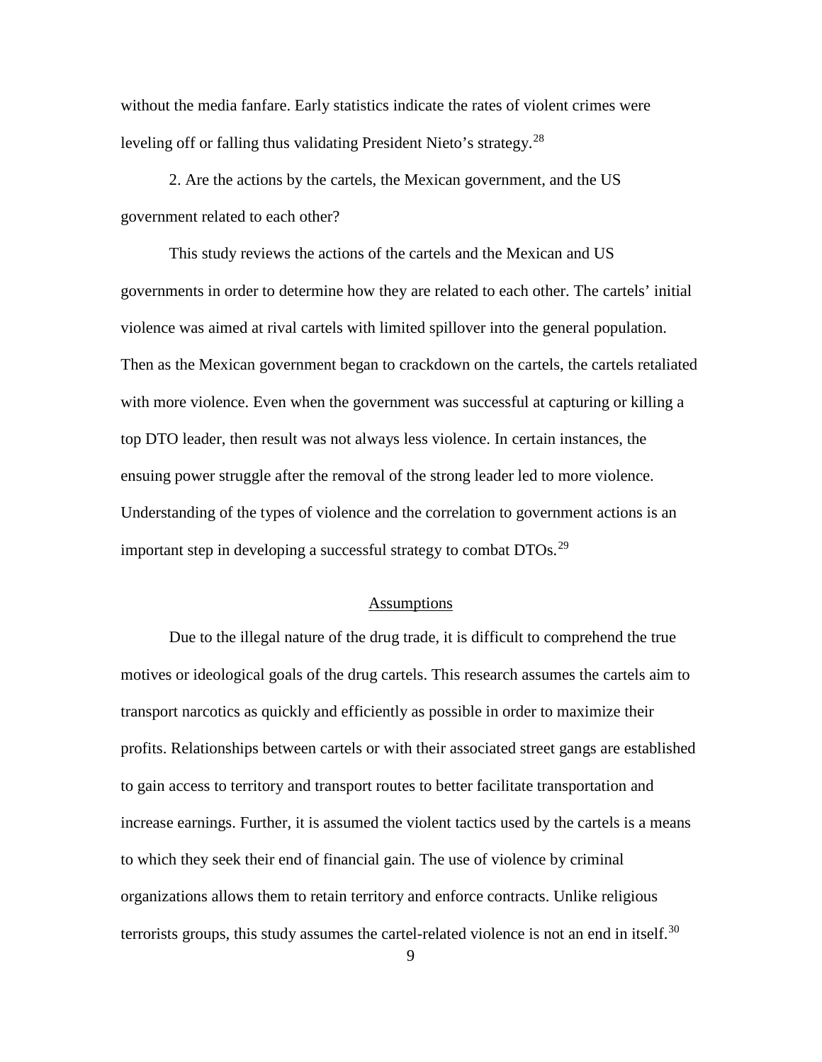without the media fanfare. Early statistics indicate the rates of violent crimes were leveling off or falling thus validating President Nieto's strategy.[28]

2. Are the actions by the cartels, the Mexican government, and the US government related to each other?

This study reviews the actions of the cartels and the Mexican and US governments in order to determine how they are related to each other. The cartels' initial violence was aimed at rival cartels with limited spillover into the general population. Then as the Mexican government began to crackdown on the cartels, the cartels retaliated with more violence. Even when the government was successful at capturing or killing a top DTO leader, then result was not always less violence. In certain instances, the ensuing power struggle after the removal of the strong leader led to more violence. Understanding of the types of violence and the correlation to government actions is an important step in developing a successful strategy to combat DTOs.[29]

## Assumptions

Due to the illegal nature of the drug trade, it is difficult to comprehend the true motives or ideological goals of the drug cartels. This research assumes the cartels aim to transport narcotics as quickly and efficiently as possible in order to maximize their profits. Relationships between cartels or with their associated street gangs are established to gain access to territory and transport routes to better facilitate transportation and increase earnings. Further, it is assumed the violent tactics used by the cartels is a means to which they seek their end of financial gain. The use of violence by criminal organizations allows them to retain territory and enforce contracts. Unlike religious terrorists groups, this study assumes the cartel-related violence is not an end in itself.[30]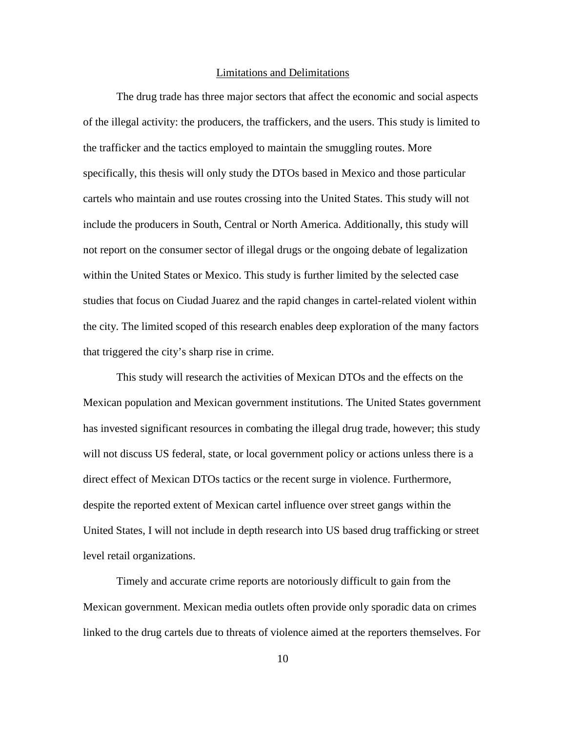## Limitations and Delimitations

The drug trade has three major sectors that affect the economic and social aspects of the illegal activity: the producers, the traffickers, and the users. This study is limited to the trafficker and the tactics employed to maintain the smuggling routes. More specifically, this thesis will only study the DTOs based in Mexico and those particular cartels who maintain and use routes crossing into the United States. This study will not include the producers in South, Central or North America. Additionally, this study will not report on the consumer sector of illegal drugs or the ongoing debate of legalization within the United States or Mexico. This study is further limited by the selected case studies that focus on Ciudad Juarez and the rapid changes in cartel-related violent within the city. The limited scoped of this research enables deep exploration of the many factors that triggered the city's sharp rise in crime.

This study will research the activities of Mexican DTOs and the effects on the Mexican population and Mexican government institutions. The United States government has invested significant resources in combating the illegal drug trade, however; this study will not discuss US federal, state, or local government policy or actions unless there is a direct effect of Mexican DTOs tactics or the recent surge in violence. Furthermore, despite the reported extent of Mexican cartel influence over street gangs within the United States, I will not include in depth research into US based drug trafficking or street level retail organizations.

Timely and accurate crime reports are notoriously difficult to gain from the Mexican government. Mexican media outlets often provide only sporadic data on crimes linked to the drug cartels due to threats of violence aimed at the reporters themselves. For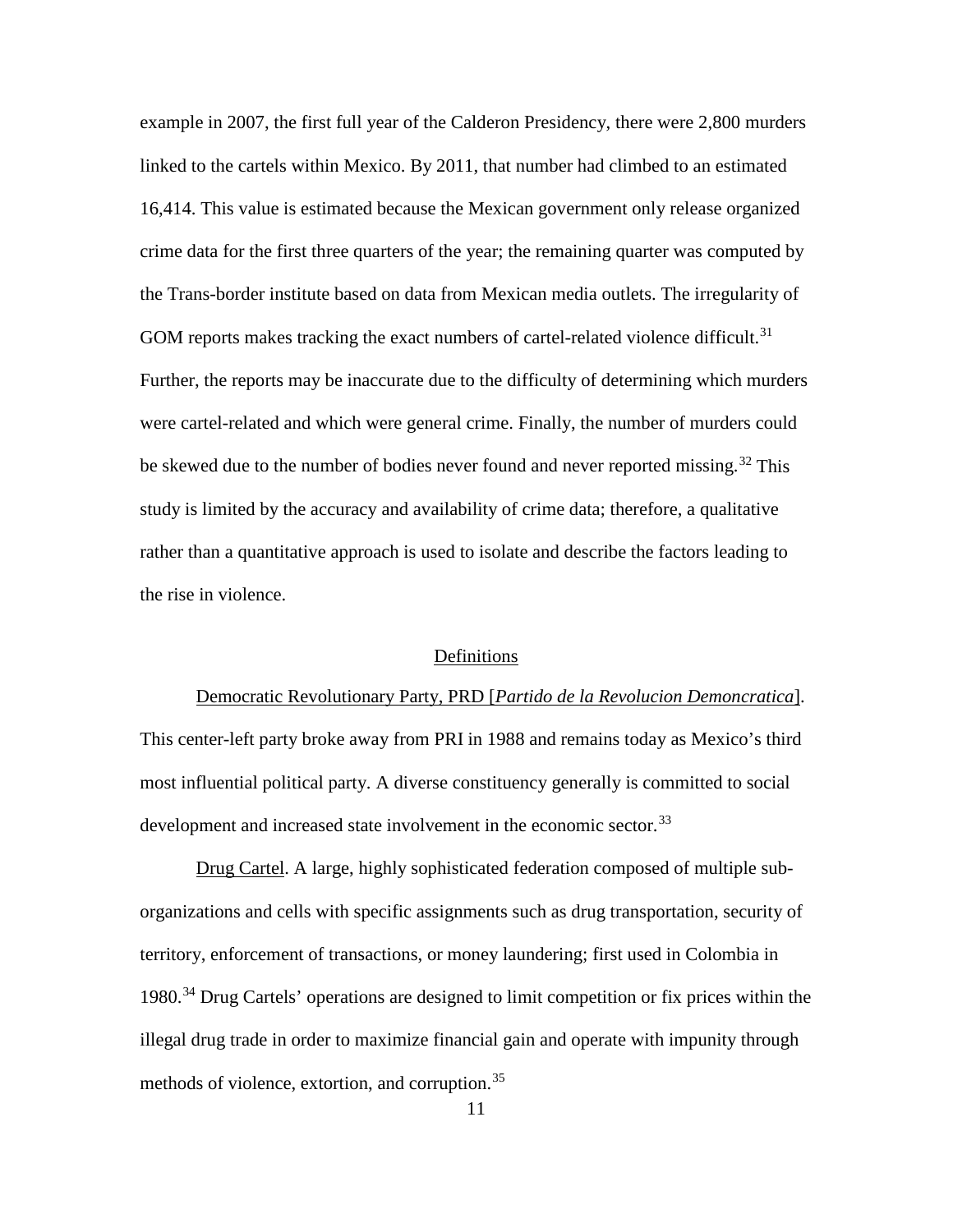example in 2007, the first full year of the Calderon Presidency, there were 2,800 murders linked to the cartels within Mexico. By 2011, that number had climbed to an estimated 16,414. This value is estimated because the Mexican government only release organized crime data for the first three quarters of the year; the remaining quarter was computed by the Trans-border institute based on data from Mexican media outlets. The irregularity of GOM reports makes tracking the exact numbers of cartel-related violence difficult.[31] Further, the reports may be inaccurate due to the difficulty of determining which murders were cartel-related and which were general crime. Finally, the number of murders could be skewed due to the number of bodies never found and never reported missing.[32] This study is limited by the accuracy and availability of crime data; therefore, a qualitative rather than a quantitative approach is used to isolate and describe the factors leading to the rise in violence.

## Definitions

Democratic Revolutionary Party, PRD [*Partido de la Revolucion Demoncratica*]. This center-left party broke away from PRI in 1988 and remains today as Mexico's third most influential political party. A diverse constituency generally is committed to social development and increased state involvement in the economic sector.[33]

Drug Cartel. A large, highly sophisticated federation composed of multiple sub-organizations and cells with specific assignments such as drug transportation, security of territory, enforcement of transactions, or money laundering; first used in Colombia in 1980.[34] Drug Cartels' operations are designed to limit competition or fix prices within the illegal drug trade in order to maximize financial gain and operate with impunity through methods of violence, extortion, and corruption.[35]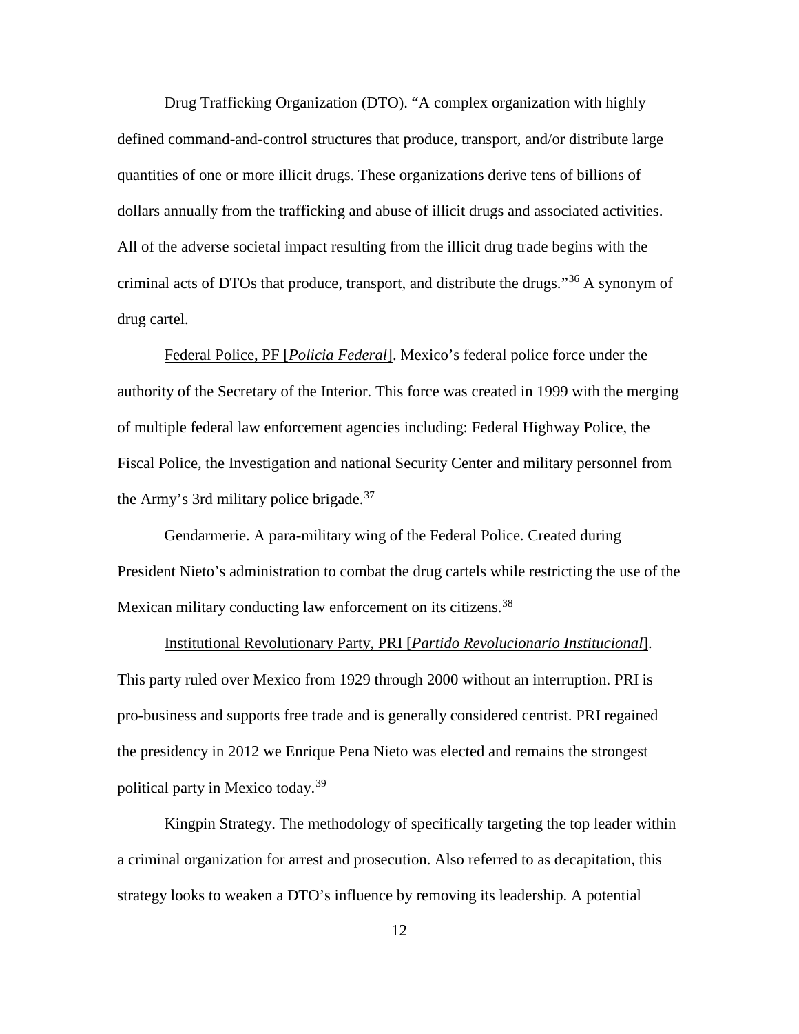Drug Trafficking Organization (DTO). “A complex organization with highly defined command-and-control structures that produce, transport, and/or distribute large quantities of one or more illicit drugs. These organizations derive tens of billions of dollars annually from the trafficking and abuse of illicit drugs and associated activities. All of the adverse societal impact resulting from the illicit drug trade begins with the criminal acts of DTOs that produce, transport, and distribute the drugs.”[36] A synonym of drug cartel.

Federal Police, PF [*Policia Federal*]. Mexico’s federal police force under the authority of the Secretary of the Interior. This force was created in 1999 with the merging of multiple federal law enforcement agencies including: Federal Highway Police, the Fiscal Police, the Investigation and national Security Center and military personnel from the Army’s 3rd military police brigade.[37]

Gendarmerie. A para-military wing of the Federal Police. Created during President Nieto’s administration to combat the drug cartels while restricting the use of the Mexican military conducting law enforcement on its citizens.[38]

Institutional Revolutionary Party, PRI [*Partido Revolucionario Institucional*]. This party ruled over Mexico from 1929 through 2000 without an interruption. PRI is pro-business and supports free trade and is generally considered centrist. PRI regained the presidency in 2012 we Enrique Pena Nieto was elected and remains the strongest political party in Mexico today.[39]

Kingpin Strategy. The methodology of specifically targeting the top leader within a criminal organization for arrest and prosecution. Also referred to as decapitation, this strategy looks to weaken a DTO’s influence by removing its leadership. A potential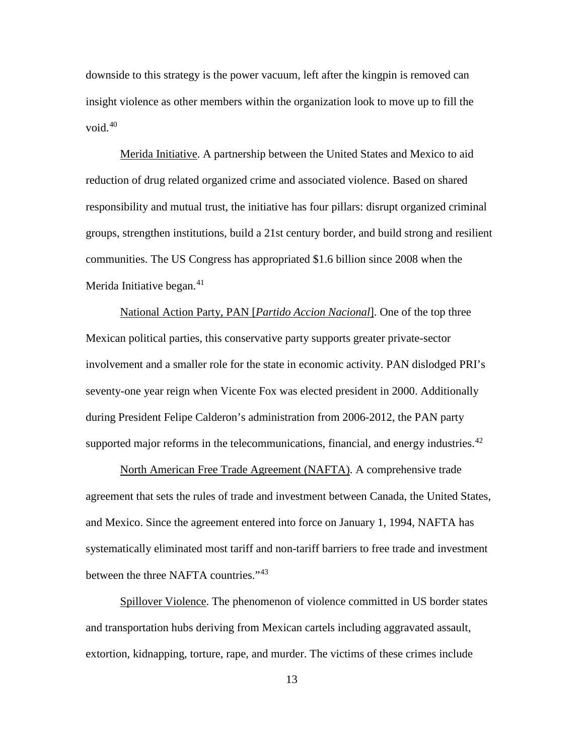downside to this strategy is the power vacuum, left after the kingpin is removed can insight violence as other members within the organization look to move up to fill the void.[40]

Merida Initiative. A partnership between the United States and Mexico to aid reduction of drug related organized crime and associated violence. Based on shared responsibility and mutual trust, the initiative has four pillars: disrupt organized criminal groups, strengthen institutions, build a 21st century border, and build strong and resilient communities. The US Congress has appropriated $1.6 billion since 2008 when the Merida Initiative began.[41]

National Action Party, PAN [*Partido Accion Nacional*]. One of the top three Mexican political parties, this conservative party supports greater private-sector involvement and a smaller role for the state in economic activity. PAN dislodged PRI's seventy-one year reign when Vicente Fox was elected president in 2000. Additionally during President Felipe Calderon's administration from 2006-2012, the PAN party supported major reforms in the telecommunications, financial, and energy industries.[42]

North American Free Trade Agreement (NAFTA). A comprehensive trade agreement that sets the rules of trade and investment between Canada, the United States, and Mexico. Since the agreement entered into force on January 1, 1994, NAFTA has systematically eliminated most tariff and non-tariff barriers to free trade and investment between the three NAFTA countries."[43]

Spillover Violence. The phenomenon of violence committed in US border states and transportation hubs deriving from Mexican cartels including aggravated assault, extortion, kidnapping, torture, rape, and murder. The victims of these crimes include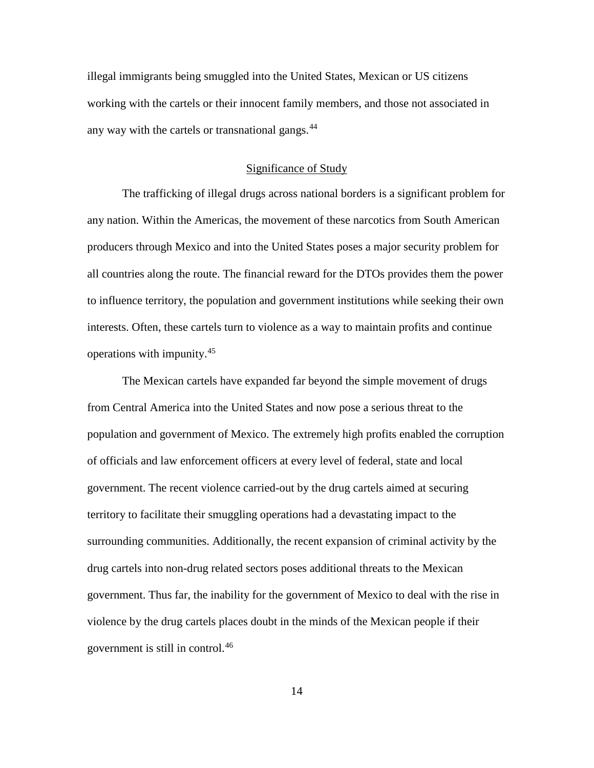illegal immigrants being smuggled into the United States, Mexican or US citizens working with the cartels or their innocent family members, and those not associated in any way with the cartels or transnational gangs.[44]

## Significance of Study

The trafficking of illegal drugs across national borders is a significant problem for any nation. Within the Americas, the movement of these narcotics from South American producers through Mexico and into the United States poses a major security problem for all countries along the route. The financial reward for the DTOs provides them the power to influence territory, the population and government institutions while seeking their own interests. Often, these cartels turn to violence as a way to maintain profits and continue operations with impunity.[45]

The Mexican cartels have expanded far beyond the simple movement of drugs from Central America into the United States and now pose a serious threat to the population and government of Mexico. The extremely high profits enabled the corruption of officials and law enforcement officers at every level of federal, state and local government. The recent violence carried-out by the drug cartels aimed at securing territory to facilitate their smuggling operations had a devastating impact to the surrounding communities. Additionally, the recent expansion of criminal activity by the drug cartels into non-drug related sectors poses additional threats to the Mexican government. Thus far, the inability for the government of Mexico to deal with the rise in violence by the drug cartels places doubt in the minds of the Mexican people if their government is still in control.[46]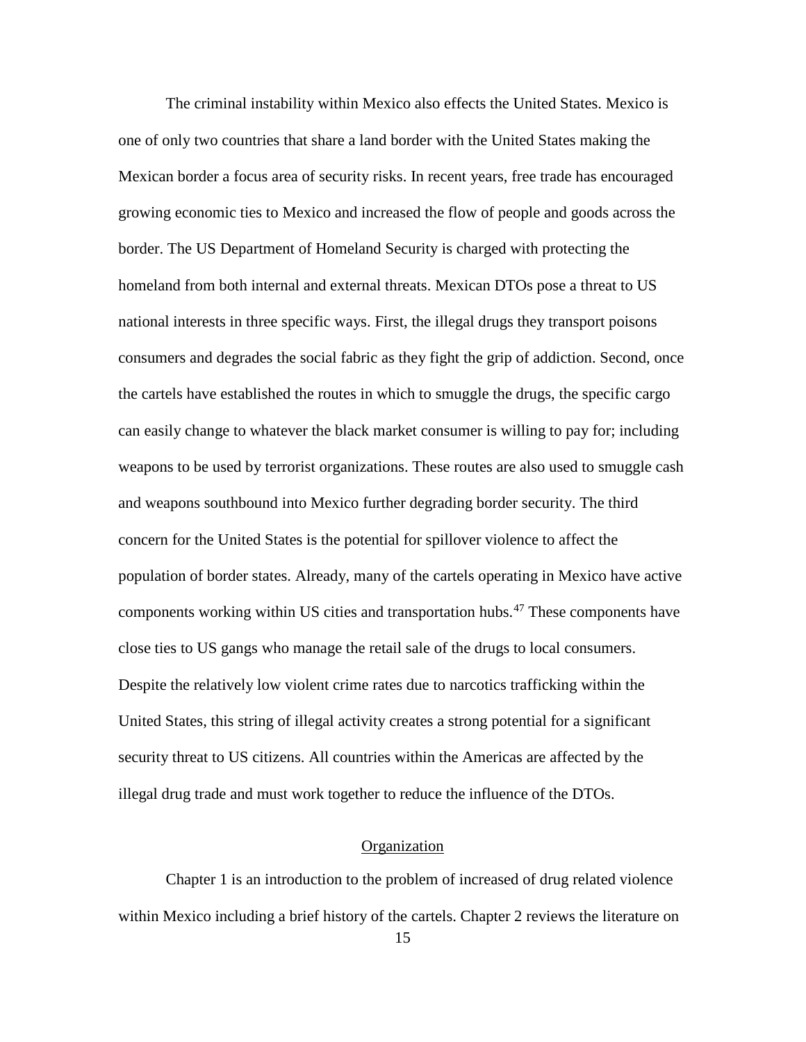The criminal instability within Mexico also effects the United States. Mexico is one of only two countries that share a land border with the United States making the Mexican border a focus area of security risks. In recent years, free trade has encouraged growing economic ties to Mexico and increased the flow of people and goods across the border. The US Department of Homeland Security is charged with protecting the homeland from both internal and external threats. Mexican DTOs pose a threat to US national interests in three specific ways. First, the illegal drugs they transport poisons consumers and degrades the social fabric as they fight the grip of addiction. Second, once the cartels have established the routes in which to smuggle the drugs, the specific cargo can easily change to whatever the black market consumer is willing to pay for; including weapons to be used by terrorist organizations. These routes are also used to smuggle cash and weapons southbound into Mexico further degrading border security. The third concern for the United States is the potential for spillover violence to affect the population of border states. Already, many of the cartels operating in Mexico have active components working within US cities and transportation hubs.[47] These components have close ties to US gangs who manage the retail sale of the drugs to local consumers. Despite the relatively low violent crime rates due to narcotics trafficking within the United States, this string of illegal activity creates a strong potential for a significant security threat to US citizens. All countries within the Americas are affected by the illegal drug trade and must work together to reduce the influence of the DTOs.

## Organization

Chapter 1 is an introduction to the problem of increased of drug related violence within Mexico including a brief history of the cartels. Chapter 2 reviews the literature on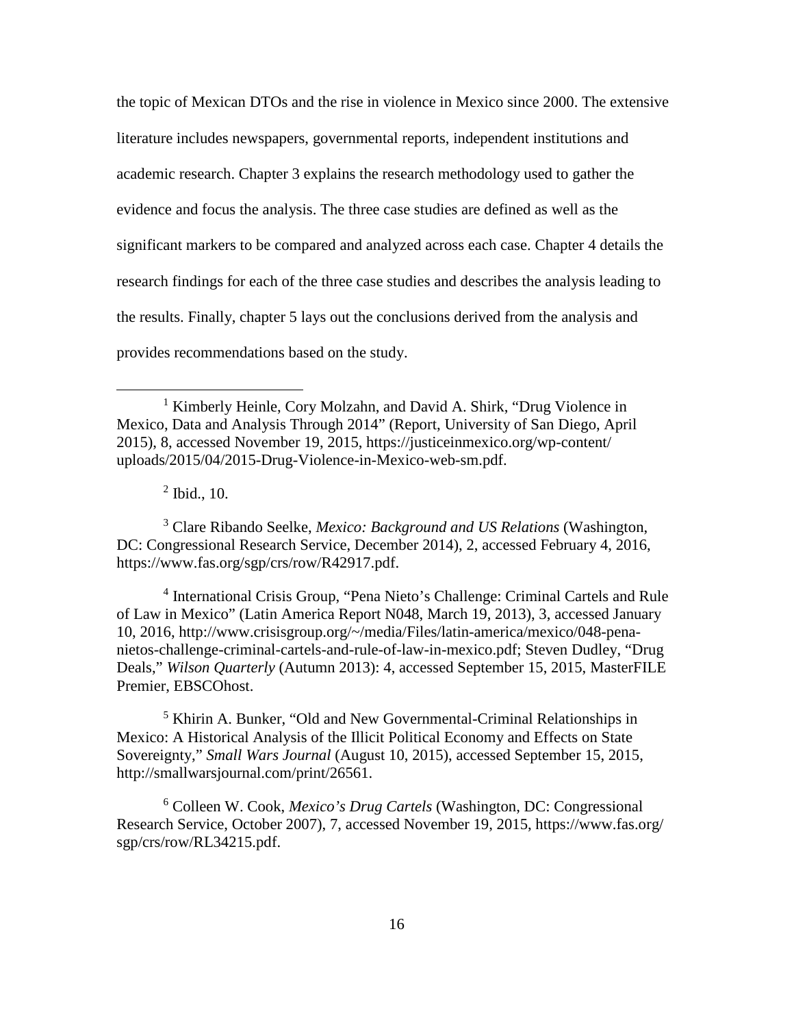the topic of Mexican DTOs and the rise in violence in Mexico since 2000. The extensive literature includes newspapers, governmental reports, independent institutions and academic research. Chapter 3 explains the research methodology used to gather the evidence and focus the analysis. The three case studies are defined as well as the significant markers to be compared and analyzed across each case. Chapter 4 details the research findings for each of the three case studies and describes the analysis leading to the results. Finally, chapter 5 lays out the conclusions derived from the analysis and provides recommendations based on the study.

---

[1] Kimberly Heinle, Cory Molzahn, and David A. Shirk, "Drug Violence in Mexico, Data and Analysis Through 2014" (Report, University of San Diego, April 2015), 8, accessed November 19, 2015, https://justiceinmexico.org/wp-content/uploads/2015/04/2015-Drug-Violence-in-Mexico-web-sm.pdf.

[2] Ibid., 10.

[3] Clare Ribando Seelke, *Mexico: Background and US Relations* (Washington, DC: Congressional Research Service, December 2014), 2, accessed February 4, 2016, https://www.fas.org/sgp/crs/row/R42917.pdf.

[4] International Crisis Group, "Pena Nieto's Challenge: Criminal Cartels and Rule of Law in Mexico" (Latin America Report N048, March 19, 2013), 3, accessed January 10, 2016, http://www.crisisgroup.org/~/media/Files/latin-america/mexico/048-pena-nietos-challenge-criminal-cartels-and-rule-of-law-in-mexico.pdf; Steven Dudley, "Drug Deals," *Wilson Quarterly* (Autumn 2013): 4, accessed September 15, 2015, MasterFILE Premier, EBSCOhost.

[5] Khirin A. Bunker, "Old and New Governmental-Criminal Relationships in Mexico: A Historical Analysis of the Illicit Political Economy and Effects on State Sovereignty," *Small Wars Journal* (August 10, 2015), accessed September 15, 2015, http://smallwarsjournal.com/print/26561.

[6] Colleen W. Cook, *Mexico's Drug Cartels* (Washington, DC: Congressional Research Service, October 2007), 7, accessed November 19, 2015, https://www.fas.org/sgp/crs/row/RL34215.pdf.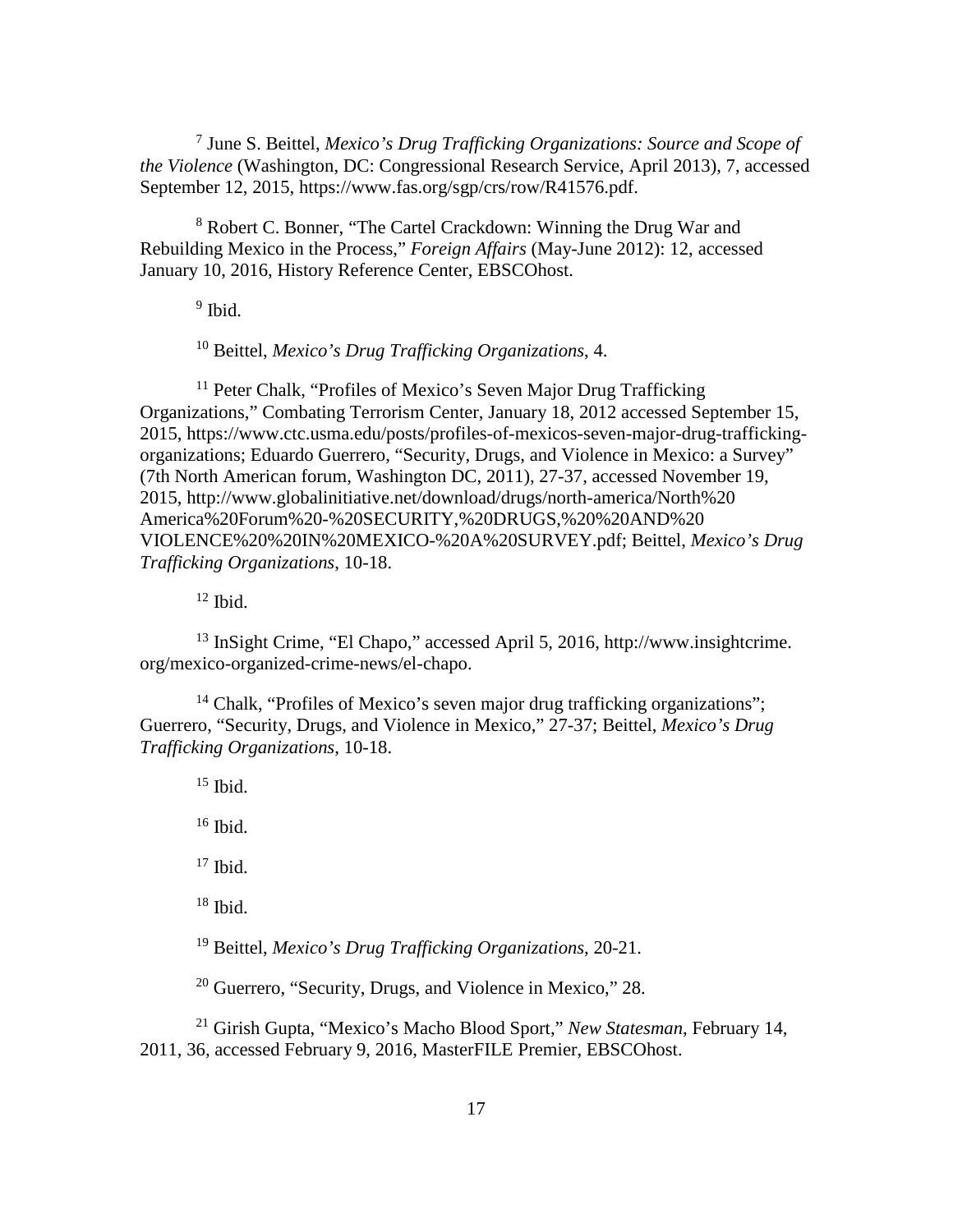[7] June S. Beittel, *Mexico's Drug Trafficking Organizations: Source and Scope of the Violence* (Washington, DC: Congressional Research Service, April 2013), 7, accessed September 12, 2015, https://www.fas.org/sgp/crs/row/R41576.pdf.

[8] Robert C. Bonner, "The Cartel Crackdown: Winning the Drug War and Rebuilding Mexico in the Process," *Foreign Affairs* (May-June 2012): 12, accessed January 10, 2016, History Reference Center, EBSCOhost.

[9] Ibid.

[10] Beittel, *Mexico's Drug Trafficking Organizations*, 4.

[11] Peter Chalk, "Profiles of Mexico's Seven Major Drug Trafficking Organizations," Combating Terrorism Center, January 18, 2012 accessed September 15, 2015, https://www.ctc.usma.edu/posts/profiles-of-mexicos-seven-major-drug-trafficking-organizations; Eduardo Guerrero, "Security, Drugs, and Violence in Mexico: a Survey" (7th North American forum, Washington DC, 2011), 27-37, accessed November 19, 2015, http://www.globalinitiative.net/download/drugs/north-america/North%20America%20Forum%20-%20SECURITY,%20DRUGS,%20%20AND%20VIOLENCE%20%20IN%20MEXICO-%20A%20SURVEY.pdf; Beittel, *Mexico's Drug Trafficking Organizations*, 10-18.

[12] Ibid.

[13] InSight Crime, "El Chapo," accessed April 5, 2016, http://www.insightcrime.org/mexico-organized-crime-news/el-chapo.

[14] Chalk, "Profiles of Mexico's seven major drug trafficking organizations"; Guerrero, "Security, Drugs, and Violence in Mexico," 27-37; Beittel, *Mexico's Drug Trafficking Organizations*, 10-18.

[15] Ibid.

[16] Ibid.

[17] Ibid.

[18] Ibid.

[19] Beittel, *Mexico's Drug Trafficking Organizations*, 20-21.

[20] Guerrero, "Security, Drugs, and Violence in Mexico," 28.

[21] Girish Gupta, "Mexico's Macho Blood Sport," *New Statesman*, February 14, 2011, 36, accessed February 9, 2016, MasterFILE Premier, EBSCOhost.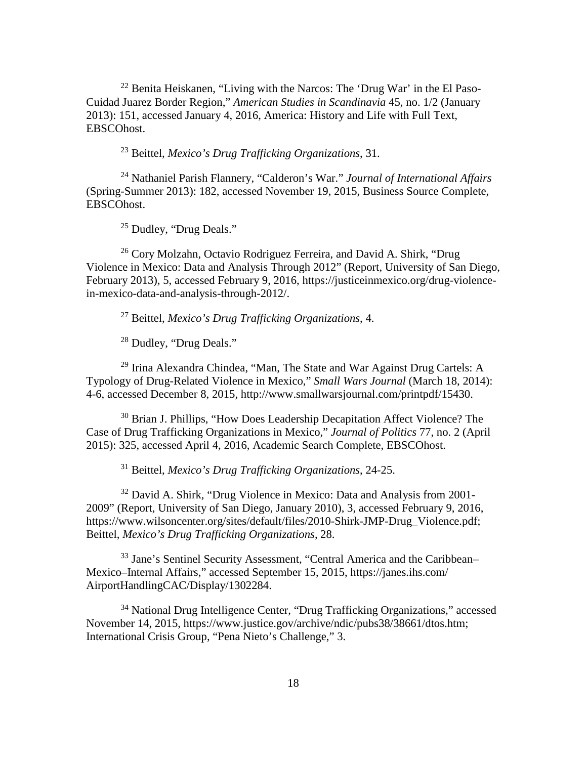[22] Benita Heiskanen, "Living with the Narcos: The 'Drug War' in the El Paso-Cuidad Juarez Border Region," *American Studies in Scandinavia* 45, no. 1/2 (January 2013): 151, accessed January 4, 2016, America: History and Life with Full Text, EBSCOhost.

[23] Beittel, *Mexico's Drug Trafficking Organizations*, 31.

[24] Nathaniel Parish Flannery, "Calderon's War." *Journal of International Affairs* (Spring-Summer 2013): 182, accessed November 19, 2015, Business Source Complete, EBSCOhost.

[25] Dudley, "Drug Deals."

[26] Cory Molzahn, Octavio Rodriguez Ferreira, and David A. Shirk, "Drug Violence in Mexico: Data and Analysis Through 2012" (Report, University of San Diego, February 2013), 5, accessed February 9, 2016, https://justiceinmexico.org/drug-violence-in-mexico-data-and-analysis-through-2012/.

[27] Beittel, *Mexico's Drug Trafficking Organizations*, 4.

[28] Dudley, "Drug Deals."

[29] Irina Alexandra Chindea, "Man, The State and War Against Drug Cartels: A Typology of Drug-Related Violence in Mexico," *Small Wars Journal* (March 18, 2014): 4-6, accessed December 8, 2015, http://www.smallwarsjournal.com/printpdf/15430.

[30] Brian J. Phillips, "How Does Leadership Decapitation Affect Violence? The Case of Drug Trafficking Organizations in Mexico," *Journal of Politics* 77, no. 2 (April 2015): 325, accessed April 4, 2016, Academic Search Complete, EBSCOhost.

[31] Beittel, *Mexico's Drug Trafficking Organizations*, 24-25.

[32] David A. Shirk, "Drug Violence in Mexico: Data and Analysis from 2001-2009" (Report, University of San Diego, January 2010), 3, accessed February 9, 2016, https://www.wilsoncenter.org/sites/default/files/2010-Shirk-JMP-Drug_Violence.pdf; Beittel, *Mexico's Drug Trafficking Organizations*, 28.

[33] Jane's Sentinel Security Assessment, "Central America and the Caribbean–Mexico–Internal Affairs," accessed September 15, 2015, https://janes.ihs.com/AirportHandlingCAC/Display/1302284.

[34] National Drug Intelligence Center, "Drug Trafficking Organizations," accessed November 14, 2015, https://www.justice.gov/archive/ndic/pubs38/38661/dtos.htm; International Crisis Group, "Pena Nieto's Challenge," 3.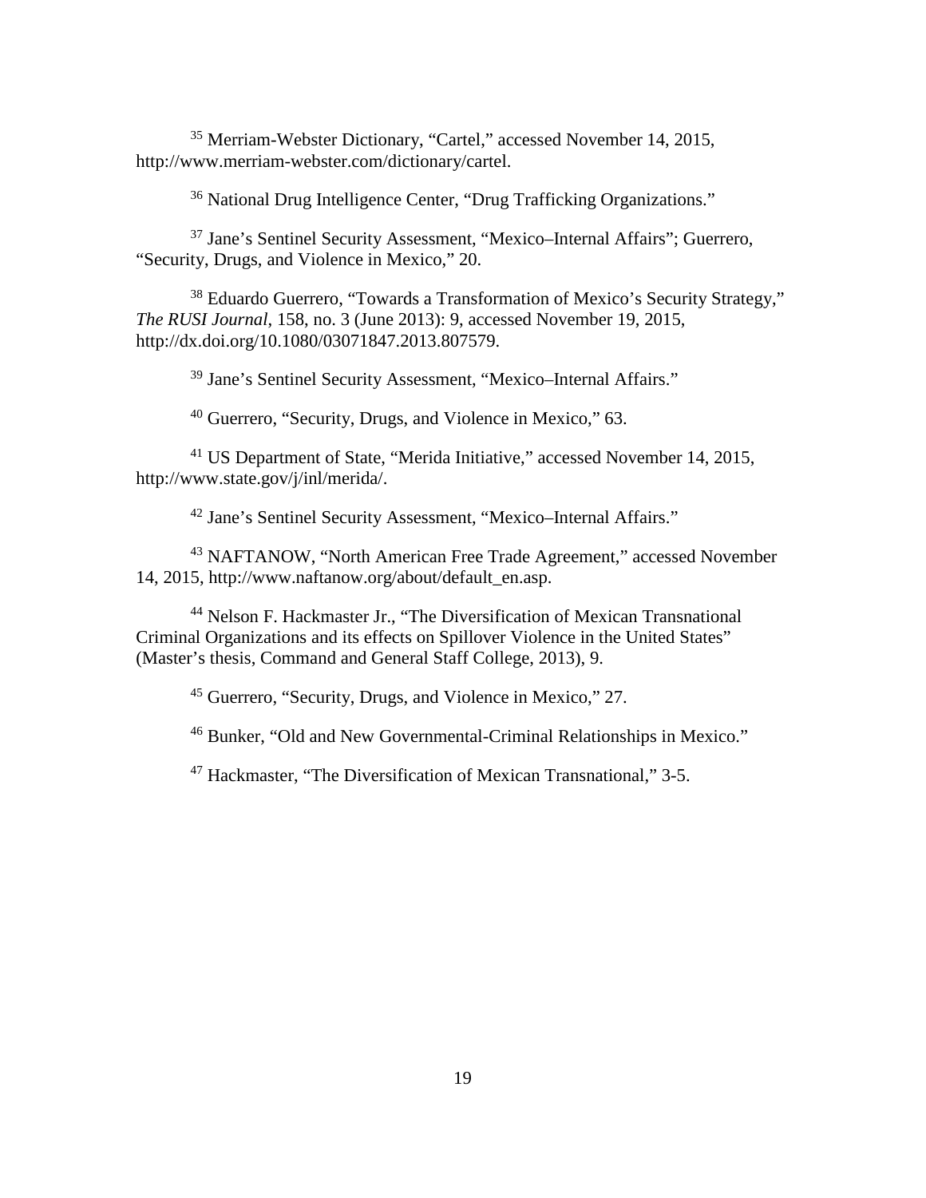[35] Merriam-Webster Dictionary, “Cartel,” accessed November 14, 2015, http://www.merriam-webster.com/dictionary/cartel.

[36] National Drug Intelligence Center, “Drug Trafficking Organizations.”

[37] Jane’s Sentinel Security Assessment, “Mexico–Internal Affairs”; Guerrero, “Security, Drugs, and Violence in Mexico,” 20.

[38] Eduardo Guerrero, “Towards a Transformation of Mexico’s Security Strategy,” *The RUSI Journal*, 158, no. 3 (June 2013): 9, accessed November 19, 2015, http://dx.doi.org/10.1080/03071847.2013.807579.

[39] Jane’s Sentinel Security Assessment, “Mexico–Internal Affairs.”

[40] Guerrero, “Security, Drugs, and Violence in Mexico,” 63.

[41] US Department of State, “Merida Initiative,” accessed November 14, 2015, http://www.state.gov/j/inl/merida/.

[42] Jane’s Sentinel Security Assessment, “Mexico–Internal Affairs.”

[43] NAFTANOW, “North American Free Trade Agreement,” accessed November 14, 2015, http://www.naftanow.org/about/default_en.asp.

[44] Nelson F. Hackmaster Jr., “The Diversification of Mexican Transnational Criminal Organizations and its effects on Spillover Violence in the United States” (Master’s thesis, Command and General Staff College, 2013), 9.

[45] Guerrero, “Security, Drugs, and Violence in Mexico,” 27.

[46] Bunker, “Old and New Governmental-Criminal Relationships in Mexico.”

[47] Hackmaster, “The Diversification of Mexican Transnational,” 3-5.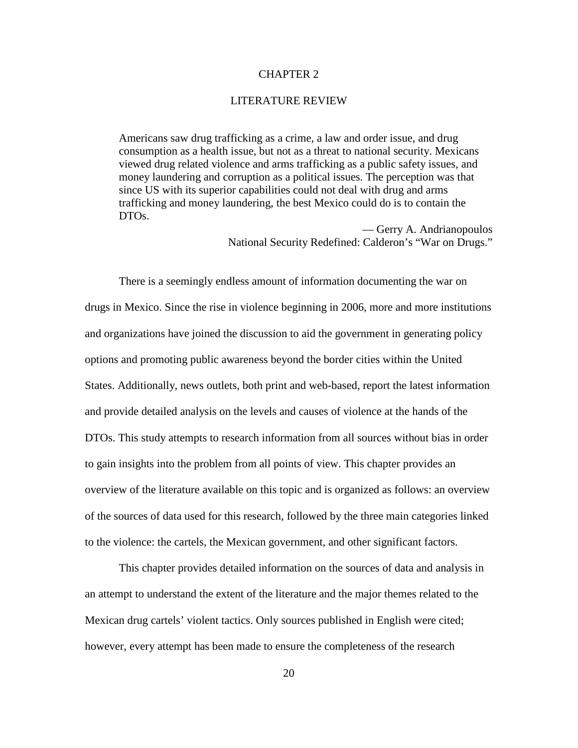# CHAPTER 2

# LITERATURE REVIEW

> Americans saw drug trafficking as a crime, a law and order issue, and drug consumption as a health issue, but not as a threat to national security. Mexicans viewed drug related violence and arms trafficking as a public safety issues, and money laundering and corruption as a political issues. The perception was that since US with its superior capabilities could not deal with drug and arms trafficking and money laundering, the best Mexico could do is to contain the DTOs.
>
> — Gerry A. Andrianopoulos
> National Security Redefined: Calderon's "War on Drugs."

There is a seemingly endless amount of information documenting the war on drugs in Mexico. Since the rise in violence beginning in 2006, more and more institutions and organizations have joined the discussion to aid the government in generating policy options and promoting public awareness beyond the border cities within the United States. Additionally, news outlets, both print and web-based, report the latest information and provide detailed analysis on the levels and causes of violence at the hands of the DTOs. This study attempts to research information from all sources without bias in order to gain insights into the problem from all points of view. This chapter provides an overview of the literature available on this topic and is organized as follows: an overview of the sources of data used for this research, followed by the three main categories linked to the violence: the cartels, the Mexican government, and other significant factors.

This chapter provides detailed information on the sources of data and analysis in an attempt to understand the extent of the literature and the major themes related to the Mexican drug cartels' violent tactics. Only sources published in English were cited; however, every attempt has been made to ensure the completeness of the research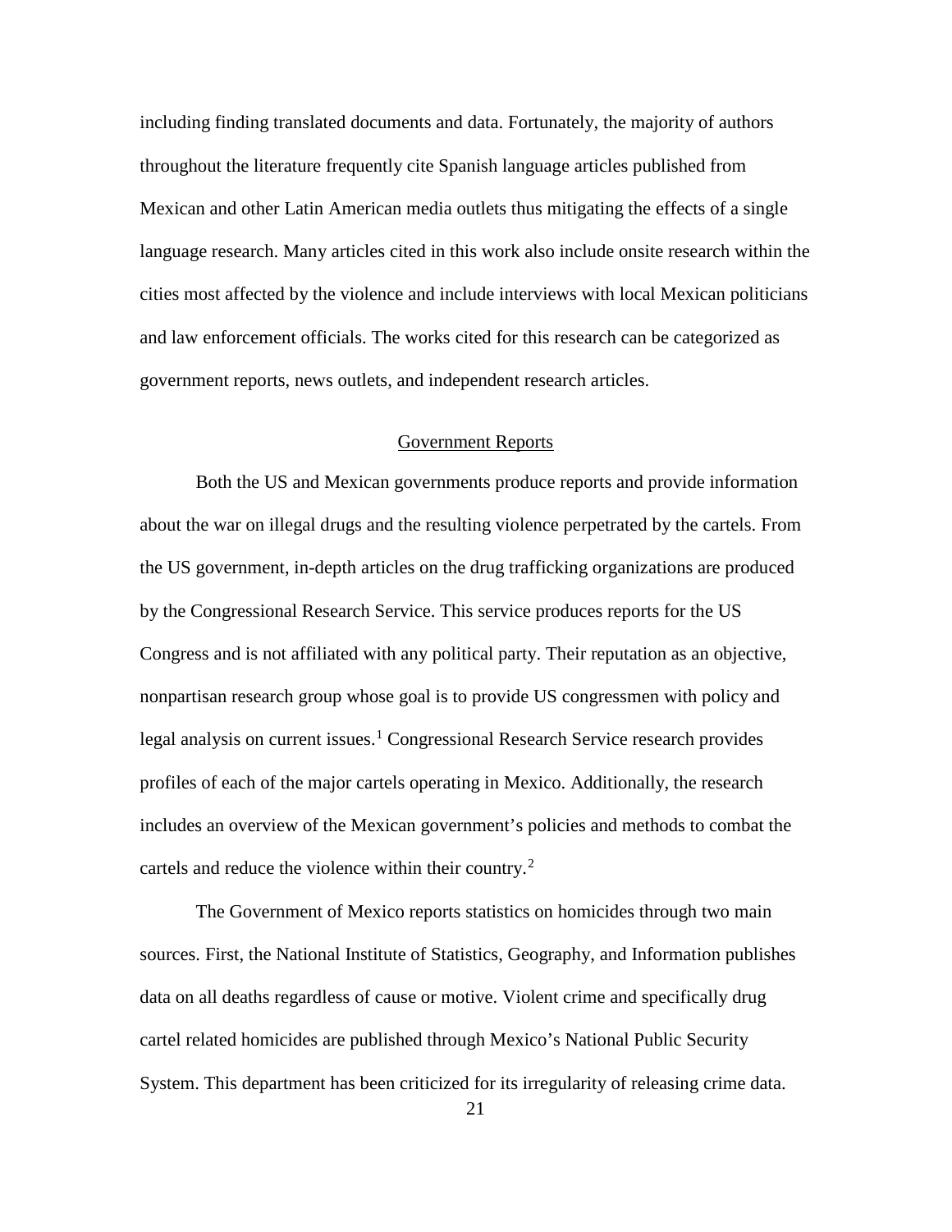including finding translated documents and data. Fortunately, the majority of authors throughout the literature frequently cite Spanish language articles published from Mexican and other Latin American media outlets thus mitigating the effects of a single language research. Many articles cited in this work also include onsite research within the cities most affected by the violence and include interviews with local Mexican politicians and law enforcement officials. The works cited for this research can be categorized as government reports, news outlets, and independent research articles.

## Government Reports

Both the US and Mexican governments produce reports and provide information about the war on illegal drugs and the resulting violence perpetrated by the cartels. From the US government, in-depth articles on the drug trafficking organizations are produced by the Congressional Research Service. This service produces reports for the US Congress and is not affiliated with any political party. Their reputation as an objective, nonpartisan research group whose goal is to provide US congressmen with policy and legal analysis on current issues.[1] Congressional Research Service research provides profiles of each of the major cartels operating in Mexico. Additionally, the research includes an overview of the Mexican government's policies and methods to combat the cartels and reduce the violence within their country.[2]

The Government of Mexico reports statistics on homicides through two main sources. First, the National Institute of Statistics, Geography, and Information publishes data on all deaths regardless of cause or motive. Violent crime and specifically drug cartel related homicides are published through Mexico's National Public Security System. This department has been criticized for its irregularity of releasing crime data.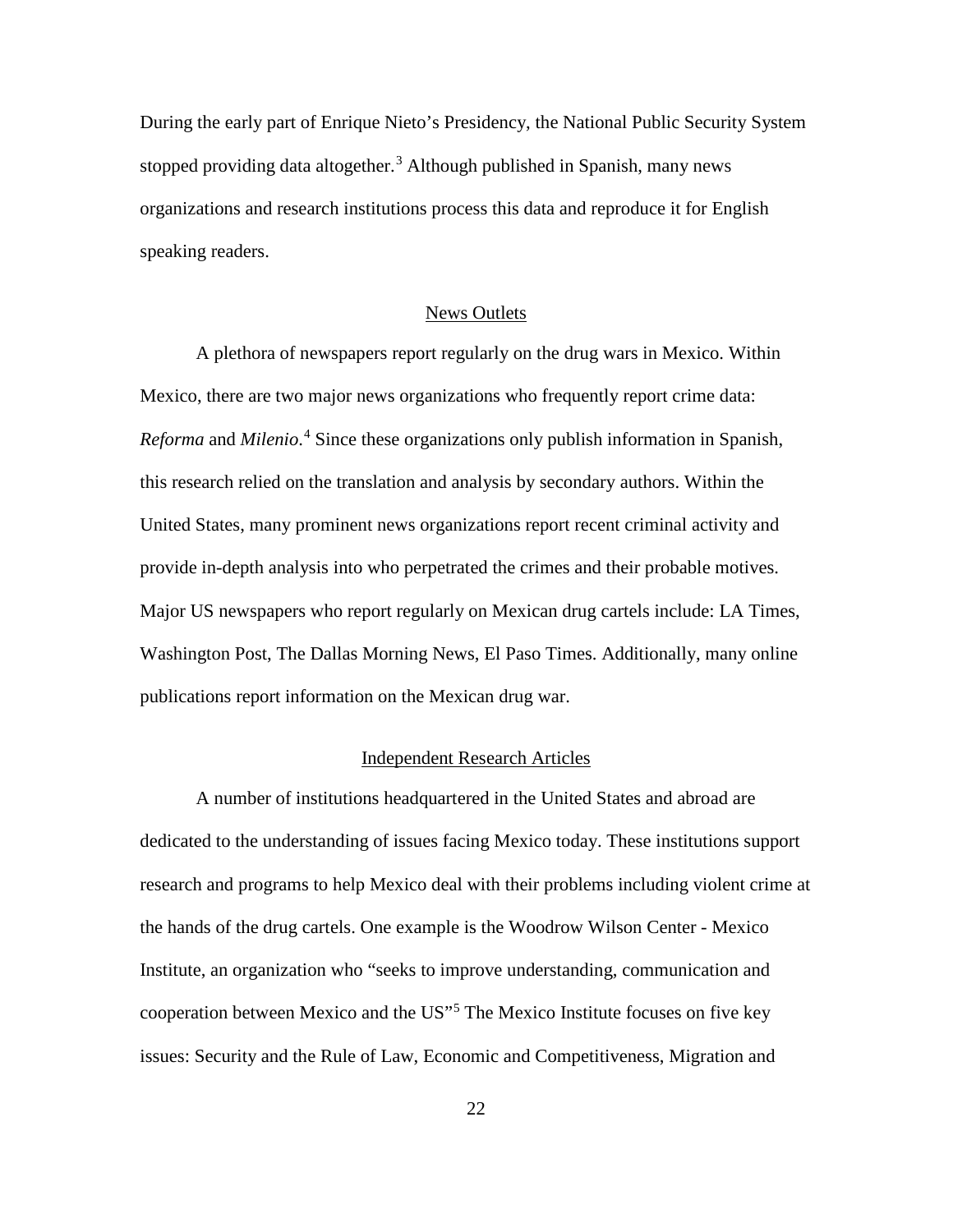During the early part of Enrique Nieto's Presidency, the National Public Security System stopped providing data altogether.[3] Although published in Spanish, many news organizations and research institutions process this data and reproduce it for English speaking readers.

## News Outlets

A plethora of newspapers report regularly on the drug wars in Mexico. Within Mexico, there are two major news organizations who frequently report crime data: *Reforma* and *Milenio*.[4] Since these organizations only publish information in Spanish, this research relied on the translation and analysis by secondary authors. Within the United States, many prominent news organizations report recent criminal activity and provide in-depth analysis into who perpetrated the crimes and their probable motives. Major US newspapers who report regularly on Mexican drug cartels include: LA Times, Washington Post, The Dallas Morning News, El Paso Times. Additionally, many online publications report information on the Mexican drug war.

## Independent Research Articles

A number of institutions headquartered in the United States and abroad are dedicated to the understanding of issues facing Mexico today. These institutions support research and programs to help Mexico deal with their problems including violent crime at the hands of the drug cartels. One example is the Woodrow Wilson Center - Mexico Institute, an organization who "seeks to improve understanding, communication and cooperation between Mexico and the US"[5] The Mexico Institute focuses on five key issues: Security and the Rule of Law, Economic and Competitiveness, Migration and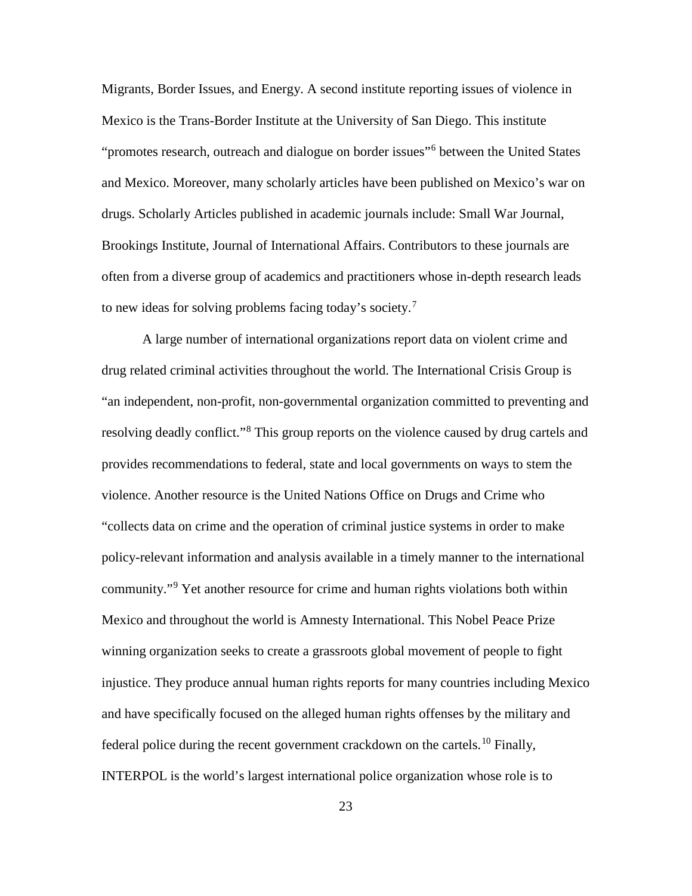Migrants, Border Issues, and Energy. A second institute reporting issues of violence in Mexico is the Trans-Border Institute at the University of San Diego. This institute "promotes research, outreach and dialogue on border issues"[6] between the United States and Mexico. Moreover, many scholarly articles have been published on Mexico's war on drugs. Scholarly Articles published in academic journals include: Small War Journal, Brookings Institute, Journal of International Affairs. Contributors to these journals are often from a diverse group of academics and practitioners whose in-depth research leads to new ideas for solving problems facing today's society.[7]

A large number of international organizations report data on violent crime and drug related criminal activities throughout the world. The International Crisis Group is "an independent, non-profit, non-governmental organization committed to preventing and resolving deadly conflict."[8] This group reports on the violence caused by drug cartels and provides recommendations to federal, state and local governments on ways to stem the violence. Another resource is the United Nations Office on Drugs and Crime who "collects data on crime and the operation of criminal justice systems in order to make policy-relevant information and analysis available in a timely manner to the international community."[9] Yet another resource for crime and human rights violations both within Mexico and throughout the world is Amnesty International. This Nobel Peace Prize winning organization seeks to create a grassroots global movement of people to fight injustice. They produce annual human rights reports for many countries including Mexico and have specifically focused on the alleged human rights offenses by the military and federal police during the recent government crackdown on the cartels.[10] Finally, INTERPOL is the world's largest international police organization whose role is to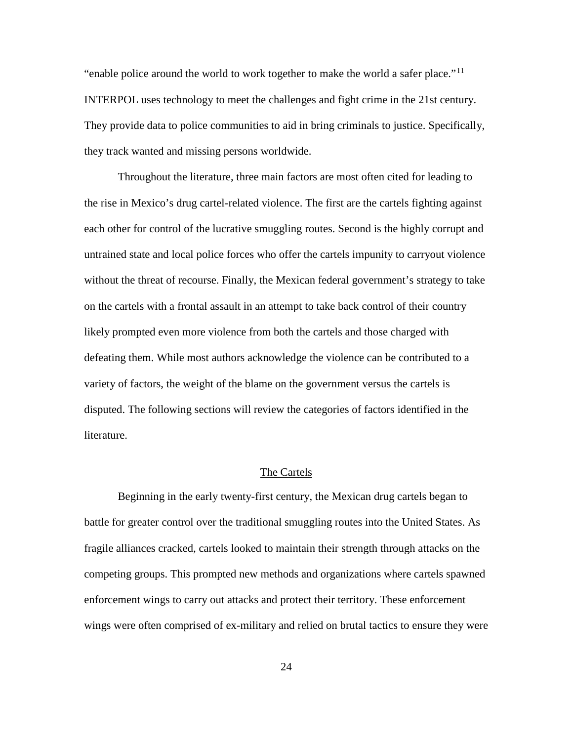"enable police around the world to work together to make the world a safer place."[11] INTERPOL uses technology to meet the challenges and fight crime in the 21st century. They provide data to police communities to aid in bring criminals to justice. Specifically, they track wanted and missing persons worldwide.

Throughout the literature, three main factors are most often cited for leading to the rise in Mexico's drug cartel-related violence. The first are the cartels fighting against each other for control of the lucrative smuggling routes. Second is the highly corrupt and untrained state and local police forces who offer the cartels impunity to carryout violence without the threat of recourse. Finally, the Mexican federal government's strategy to take on the cartels with a frontal assault in an attempt to take back control of their country likely prompted even more violence from both the cartels and those charged with defeating them. While most authors acknowledge the violence can be contributed to a variety of factors, the weight of the blame on the government versus the cartels is disputed. The following sections will review the categories of factors identified in the literature.

## The Cartels

Beginning in the early twenty-first century, the Mexican drug cartels began to battle for greater control over the traditional smuggling routes into the United States. As fragile alliances cracked, cartels looked to maintain their strength through attacks on the competing groups. This prompted new methods and organizations where cartels spawned enforcement wings to carry out attacks and protect their territory. These enforcement wings were often comprised of ex-military and relied on brutal tactics to ensure they were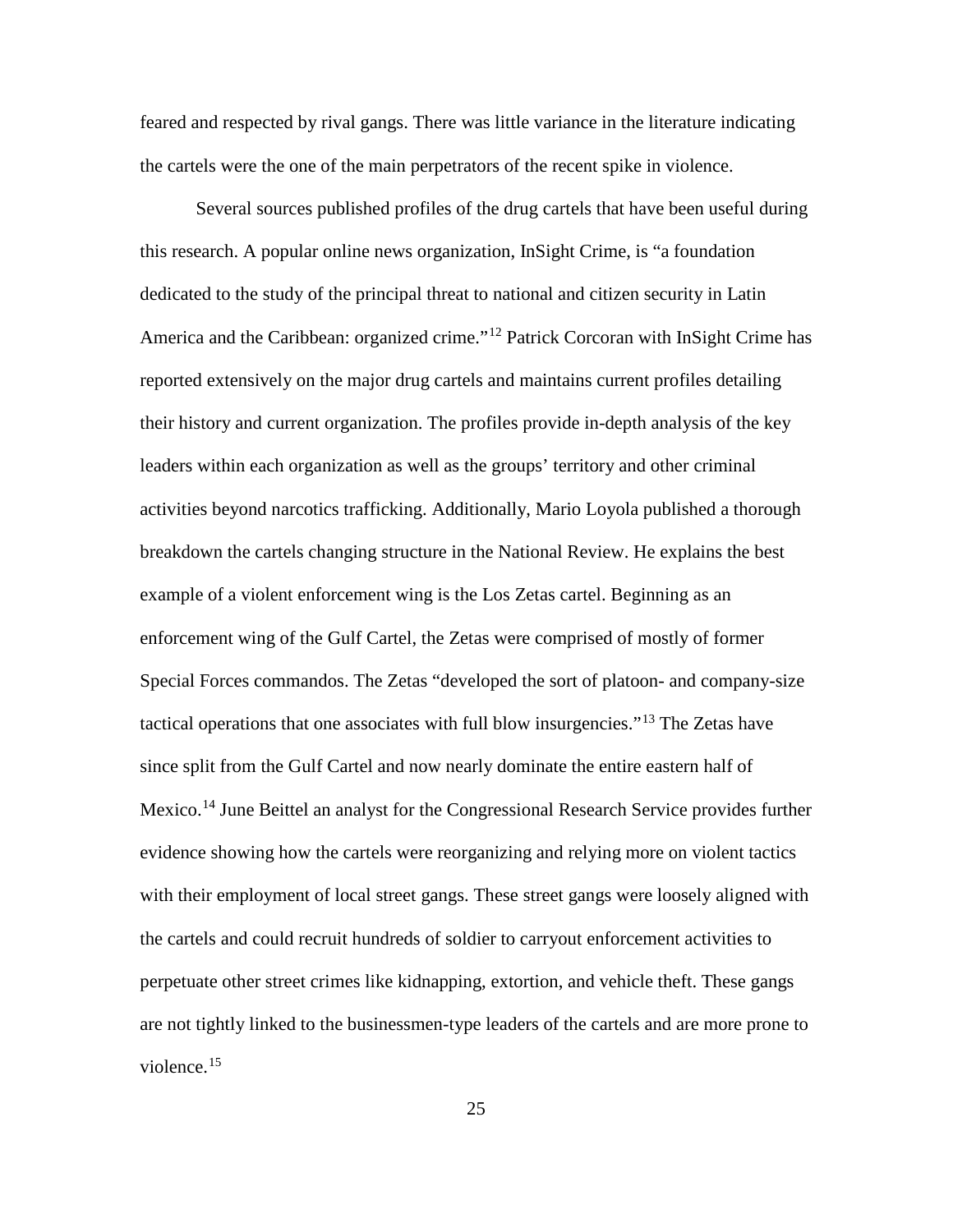feared and respected by rival gangs. There was little variance in the literature indicating the cartels were the one of the main perpetrators of the recent spike in violence.

Several sources published profiles of the drug cartels that have been useful during this research. A popular online news organization, InSight Crime, is “a foundation dedicated to the study of the principal threat to national and citizen security in Latin America and the Caribbean: organized crime.”[12] Patrick Corcoran with InSight Crime has reported extensively on the major drug cartels and maintains current profiles detailing their history and current organization. The profiles provide in-depth analysis of the key leaders within each organization as well as the groups’ territory and other criminal activities beyond narcotics trafficking. Additionally, Mario Loyola published a thorough breakdown the cartels changing structure in the National Review. He explains the best example of a violent enforcement wing is the Los Zetas cartel. Beginning as an enforcement wing of the Gulf Cartel, the Zetas were comprised of mostly of former Special Forces commandos. The Zetas “developed the sort of platoon- and company-size tactical operations that one associates with full blow insurgencies.”[13] The Zetas have since split from the Gulf Cartel and now nearly dominate the entire eastern half of Mexico.[14] June Beittel an analyst for the Congressional Research Service provides further evidence showing how the cartels were reorganizing and relying more on violent tactics with their employment of local street gangs. These street gangs were loosely aligned with the cartels and could recruit hundreds of soldier to carryout enforcement activities to perpetuate other street crimes like kidnapping, extortion, and vehicle theft. These gangs are not tightly linked to the businessmen-type leaders of the cartels and are more prone to violence.[15]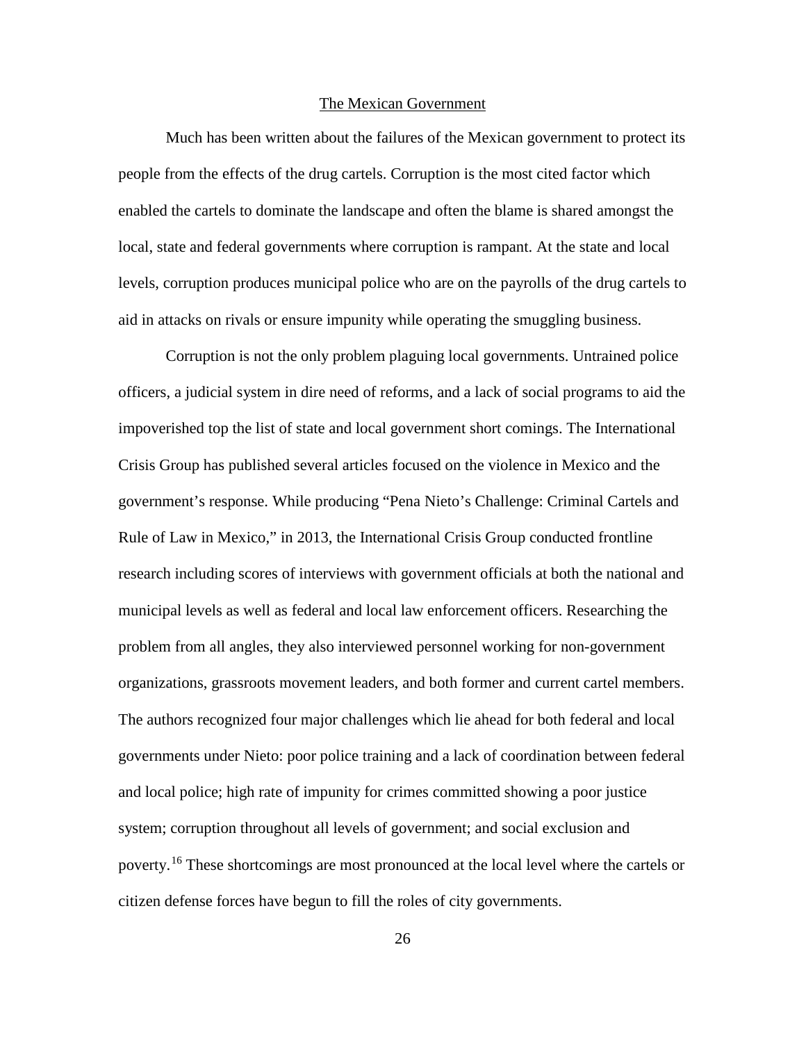## The Mexican Government

Much has been written about the failures of the Mexican government to protect its people from the effects of the drug cartels. Corruption is the most cited factor which enabled the cartels to dominate the landscape and often the blame is shared amongst the local, state and federal governments where corruption is rampant. At the state and local levels, corruption produces municipal police who are on the payrolls of the drug cartels to aid in attacks on rivals or ensure impunity while operating the smuggling business.

Corruption is not the only problem plaguing local governments. Untrained police officers, a judicial system in dire need of reforms, and a lack of social programs to aid the impoverished top the list of state and local government short comings. The International Crisis Group has published several articles focused on the violence in Mexico and the government's response. While producing "Pena Nieto's Challenge: Criminal Cartels and Rule of Law in Mexico," in 2013, the International Crisis Group conducted frontline research including scores of interviews with government officials at both the national and municipal levels as well as federal and local law enforcement officers. Researching the problem from all angles, they also interviewed personnel working for non-government organizations, grassroots movement leaders, and both former and current cartel members. The authors recognized four major challenges which lie ahead for both federal and local governments under Nieto: poor police training and a lack of coordination between federal and local police; high rate of impunity for crimes committed showing a poor justice system; corruption throughout all levels of government; and social exclusion and poverty.[16] These shortcomings are most pronounced at the local level where the cartels or citizen defense forces have begun to fill the roles of city governments.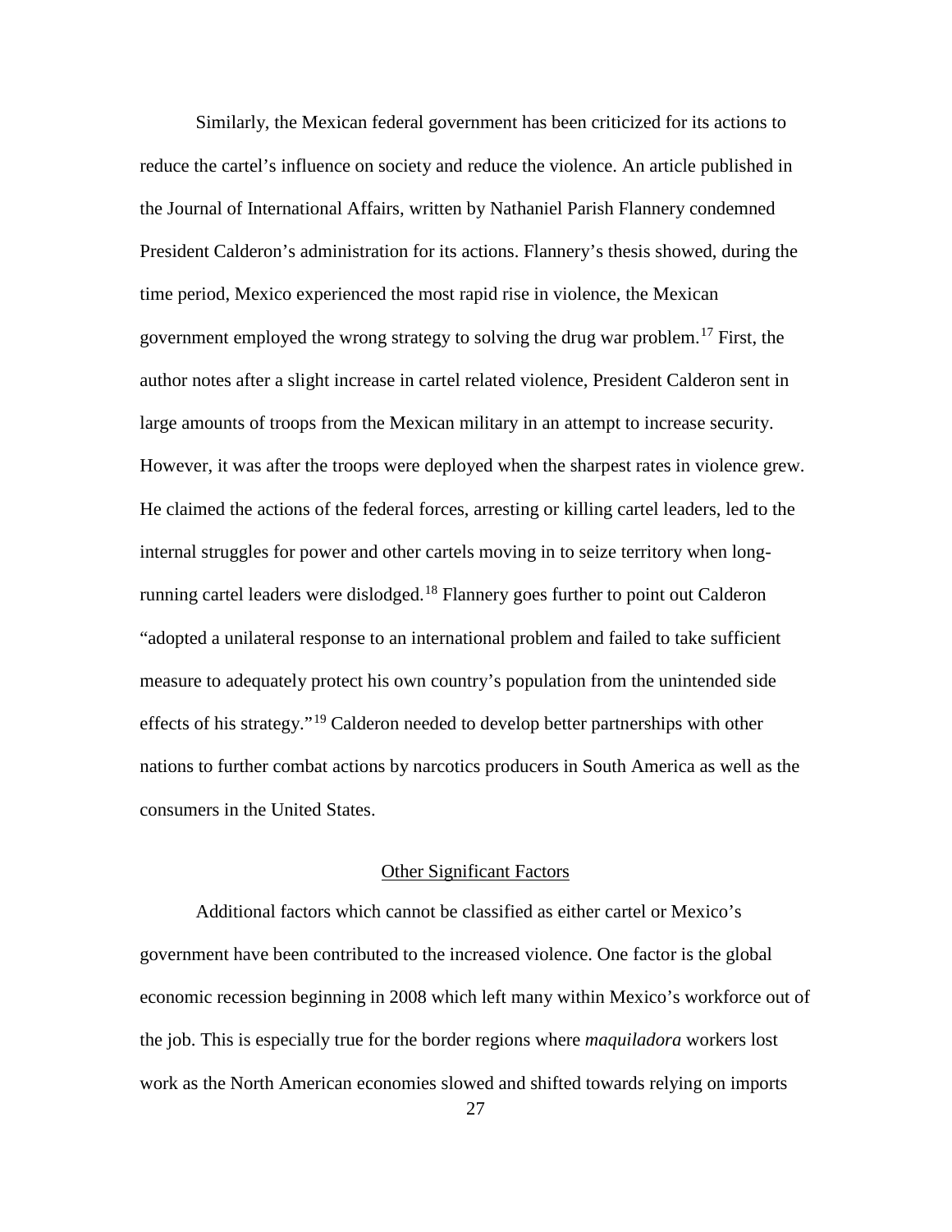Similarly, the Mexican federal government has been criticized for its actions to reduce the cartel's influence on society and reduce the violence. An article published in the Journal of International Affairs, written by Nathaniel Parish Flannery condemned President Calderon's administration for its actions. Flannery's thesis showed, during the time period, Mexico experienced the most rapid rise in violence, the Mexican government employed the wrong strategy to solving the drug war problem.[17] First, the author notes after a slight increase in cartel related violence, President Calderon sent in large amounts of troops from the Mexican military in an attempt to increase security. However, it was after the troops were deployed when the sharpest rates in violence grew. He claimed the actions of the federal forces, arresting or killing cartel leaders, led to the internal struggles for power and other cartels moving in to seize territory when long-running cartel leaders were dislodged.[18] Flannery goes further to point out Calderon "adopted a unilateral response to an international problem and failed to take sufficient measure to adequately protect his own country's population from the unintended side effects of his strategy."[19] Calderon needed to develop better partnerships with other nations to further combat actions by narcotics producers in South America as well as the consumers in the United States.

## Other Significant Factors

Additional factors which cannot be classified as either cartel or Mexico's government have been contributed to the increased violence. One factor is the global economic recession beginning in 2008 which left many within Mexico's workforce out of the job. This is especially true for the border regions where *maquiladora* workers lost work as the North American economies slowed and shifted towards relying on imports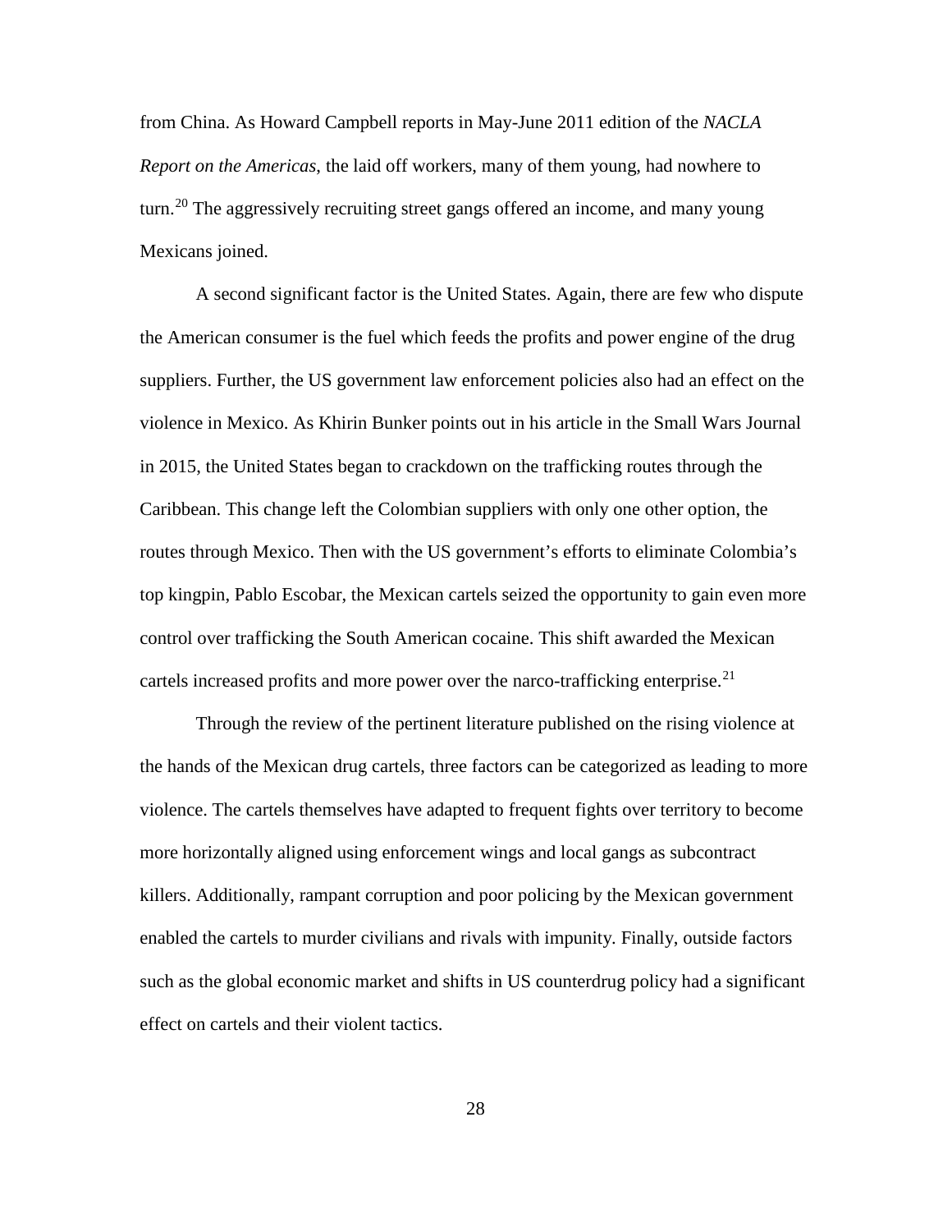from China. As Howard Campbell reports in May-June 2011 edition of the *NACLA Report on the Americas*, the laid off workers, many of them young, had nowhere to turn.[20] The aggressively recruiting street gangs offered an income, and many young Mexicans joined.

A second significant factor is the United States. Again, there are few who dispute the American consumer is the fuel which feeds the profits and power engine of the drug suppliers. Further, the US government law enforcement policies also had an effect on the violence in Mexico. As Khirin Bunker points out in his article in the Small Wars Journal in 2015, the United States began to crackdown on the trafficking routes through the Caribbean. This change left the Colombian suppliers with only one other option, the routes through Mexico. Then with the US government's efforts to eliminate Colombia's top kingpin, Pablo Escobar, the Mexican cartels seized the opportunity to gain even more control over trafficking the South American cocaine. This shift awarded the Mexican cartels increased profits and more power over the narco-trafficking enterprise.[21]

Through the review of the pertinent literature published on the rising violence at the hands of the Mexican drug cartels, three factors can be categorized as leading to more violence. The cartels themselves have adapted to frequent fights over territory to become more horizontally aligned using enforcement wings and local gangs as subcontract killers. Additionally, rampant corruption and poor policing by the Mexican government enabled the cartels to murder civilians and rivals with impunity. Finally, outside factors such as the global economic market and shifts in US counterdrug policy had a significant effect on cartels and their violent tactics.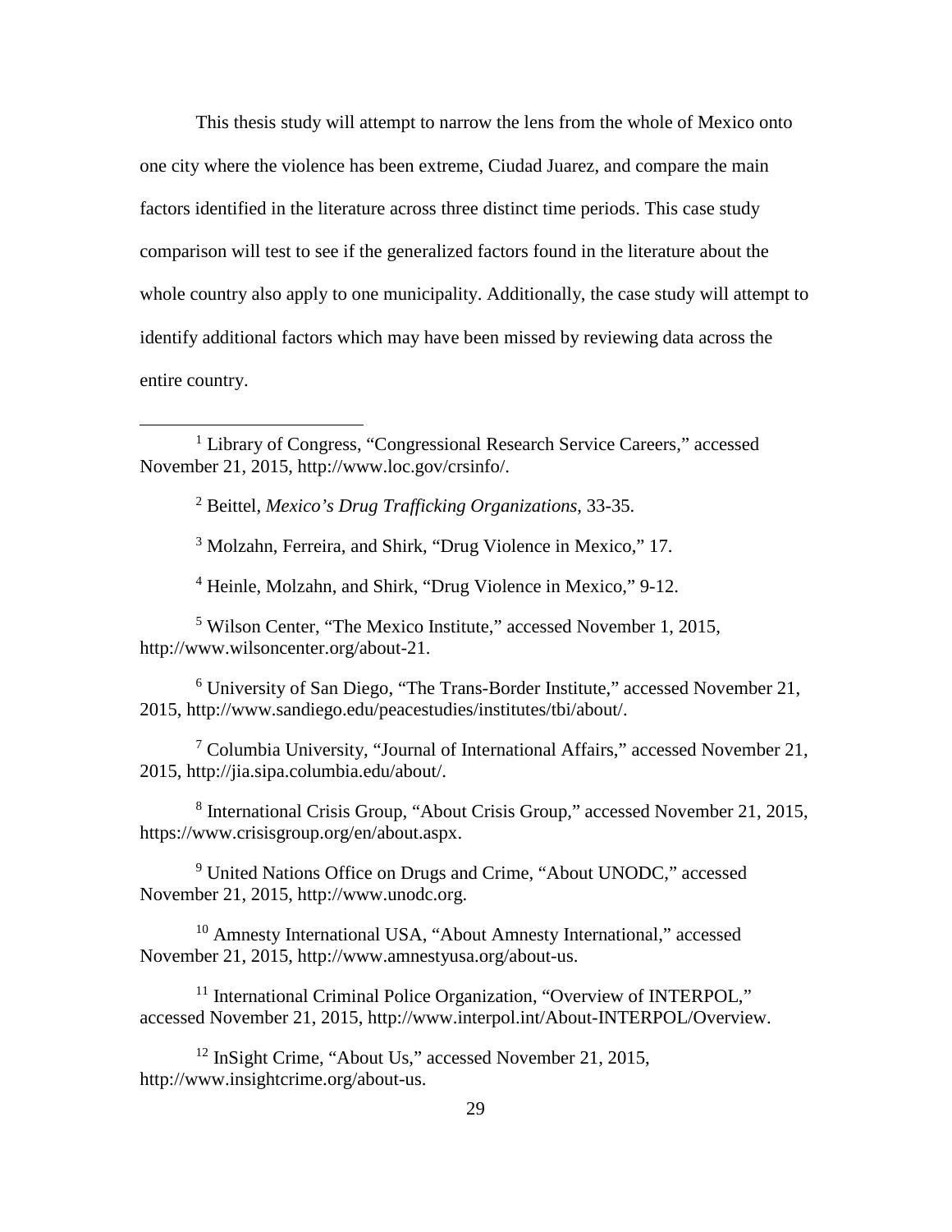This thesis study will attempt to narrow the lens from the whole of Mexico onto one city where the violence has been extreme, Ciudad Juarez, and compare the main factors identified in the literature across three distinct time periods. This case study comparison will test to see if the generalized factors found in the literature about the whole country also apply to one municipality. Additionally, the case study will attempt to identify additional factors which may have been missed by reviewing data across the entire country.

---

[1] Library of Congress, "Congressional Research Service Careers," accessed November 21, 2015, http://www.loc.gov/crsinfo/.

[2] Beittel, *Mexico's Drug Trafficking Organizations*, 33-35.

[3] Molzahn, Ferreira, and Shirk, "Drug Violence in Mexico," 17.

[4] Heinle, Molzahn, and Shirk, "Drug Violence in Mexico," 9-12.

[5] Wilson Center, "The Mexico Institute," accessed November 1, 2015, http://www.wilsoncenter.org/about-21.

[6] University of San Diego, "The Trans-Border Institute," accessed November 21, 2015, http://www.sandiego.edu/peacestudies/institutes/tbi/about/.

[7] Columbia University, "Journal of International Affairs," accessed November 21, 2015, http://jia.sipa.columbia.edu/about/.

[8] International Crisis Group, "About Crisis Group," accessed November 21, 2015, https://www.crisisgroup.org/en/about.aspx.

[9] United Nations Office on Drugs and Crime, "About UNODC," accessed November 21, 2015, http://www.unodc.org.

[10] Amnesty International USA, "About Amnesty International," accessed November 21, 2015, http://www.amnestyusa.org/about-us.

[11] International Criminal Police Organization, "Overview of INTERPOL," accessed November 21, 2015, http://www.interpol.int/About-INTERPOL/Overview.

[12] InSight Crime, "About Us," accessed November 21, 2015, http://www.insightcrime.org/about-us.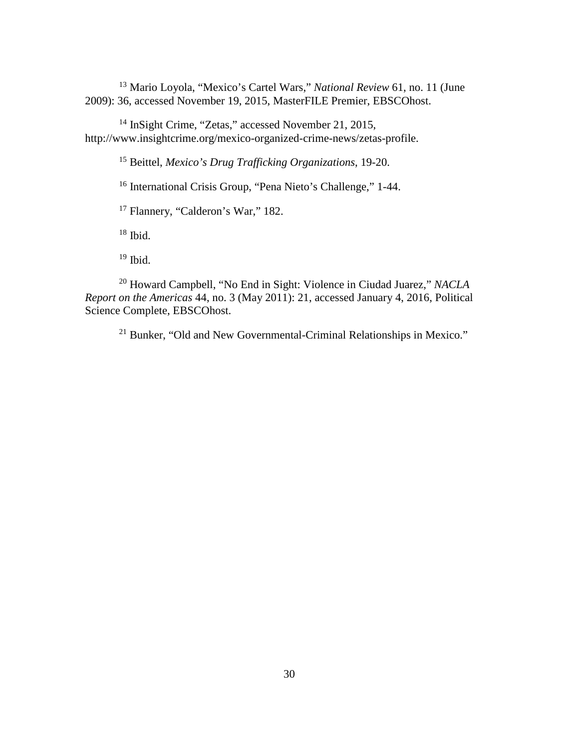[13] Mario Loyola, "Mexico's Cartel Wars," *National Review* 61, no. 11 (June 2009): 36, accessed November 19, 2015, MasterFILE Premier, EBSCOhost.

[14] InSight Crime, "Zetas," accessed November 21, 2015, http://www.insightcrime.org/mexico-organized-crime-news/zetas-profile.

[15] Beittel, *Mexico's Drug Trafficking Organizations*, 19-20.

[16] International Crisis Group, "Pena Nieto's Challenge," 1-44.

[17] Flannery, "Calderon's War," 182.

[18] Ibid.

[19] Ibid.

[20] Howard Campbell, "No End in Sight: Violence in Ciudad Juarez," *NACLA Report on the Americas* 44, no. 3 (May 2011): 21, accessed January 4, 2016, Political Science Complete, EBSCOhost.

[21] Bunker, "Old and New Governmental-Criminal Relationships in Mexico."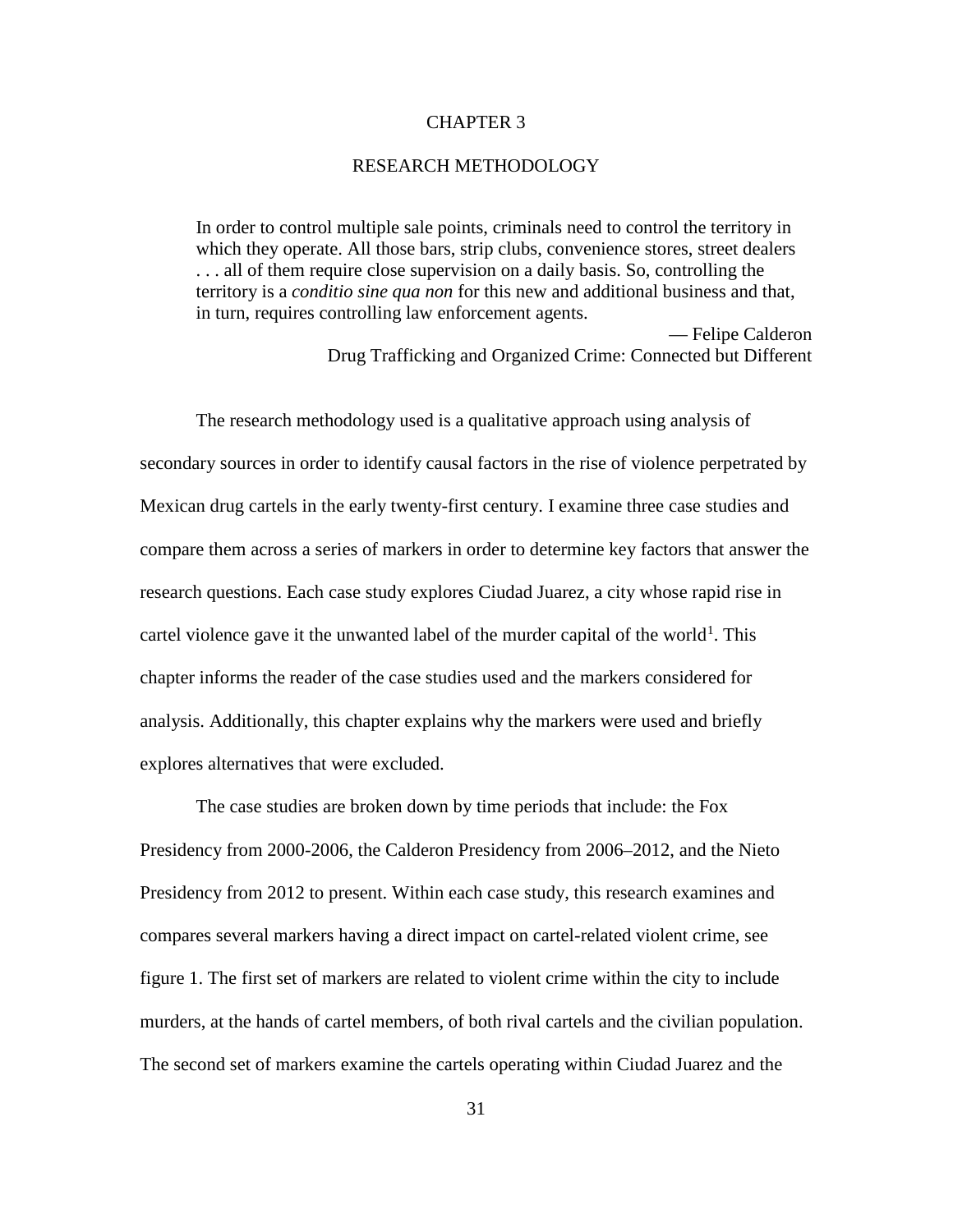# CHAPTER 3

# RESEARCH METHODOLOGY

> In order to control multiple sale points, criminals need to control the territory in which they operate. All those bars, strip clubs, convenience stores, street dealers . . . all of them require close supervision on a daily basis. So, controlling the territory is a *conditio sine qua non* for this new and additional business and that, in turn, requires controlling law enforcement agents.
>
> — Felipe Calderon
> Drug Trafficking and Organized Crime: Connected but Different

The research methodology used is a qualitative approach using analysis of secondary sources in order to identify causal factors in the rise of violence perpetrated by Mexican drug cartels in the early twenty-first century. I examine three case studies and compare them across a series of markers in order to determine key factors that answer the research questions. Each case study explores Ciudad Juarez, a city whose rapid rise in cartel violence gave it the unwanted label of the murder capital of the world[1]. This chapter informs the reader of the case studies used and the markers considered for analysis. Additionally, this chapter explains why the markers were used and briefly explores alternatives that were excluded.

The case studies are broken down by time periods that include: the Fox Presidency from 2000-2006, the Calderon Presidency from 2006–2012, and the Nieto Presidency from 2012 to present. Within each case study, this research examines and compares several markers having a direct impact on cartel-related violent crime, see figure 1. The first set of markers are related to violent crime within the city to include murders, at the hands of cartel members, of both rival cartels and the civilian population. The second set of markers examine the cartels operating within Ciudad Juarez and the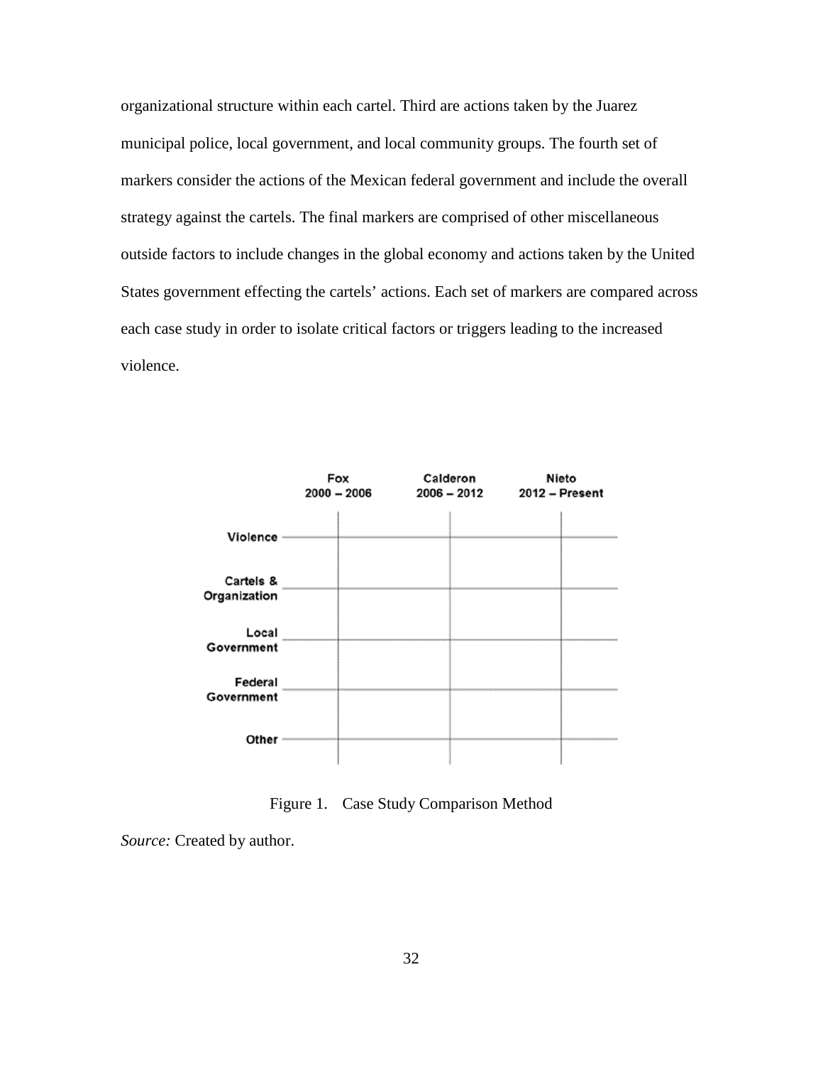organizational structure within each cartel. Third are actions taken by the Juarez municipal police, local government, and local community groups. The fourth set of markers consider the actions of the Mexican federal government and include the overall strategy against the cartels. The final markers are comprised of other miscellaneous outside factors to include changes in the global economy and actions taken by the United States government effecting the cartels' actions. Each set of markers are compared across each case study in order to isolate critical factors or triggers leading to the increased violence.

| | Fox 2000 – 2006 | Calderon 2006 – 2012 | Nieto 2012 – Present |
|---|---|---|---|
| Violence | | | |
| Cartels & Organization | | | |
| Local Government | | | |
| Federal Government | | | |
| Other | | | |

Figure 1. Case Study Comparison Method

*Source:* Created by author.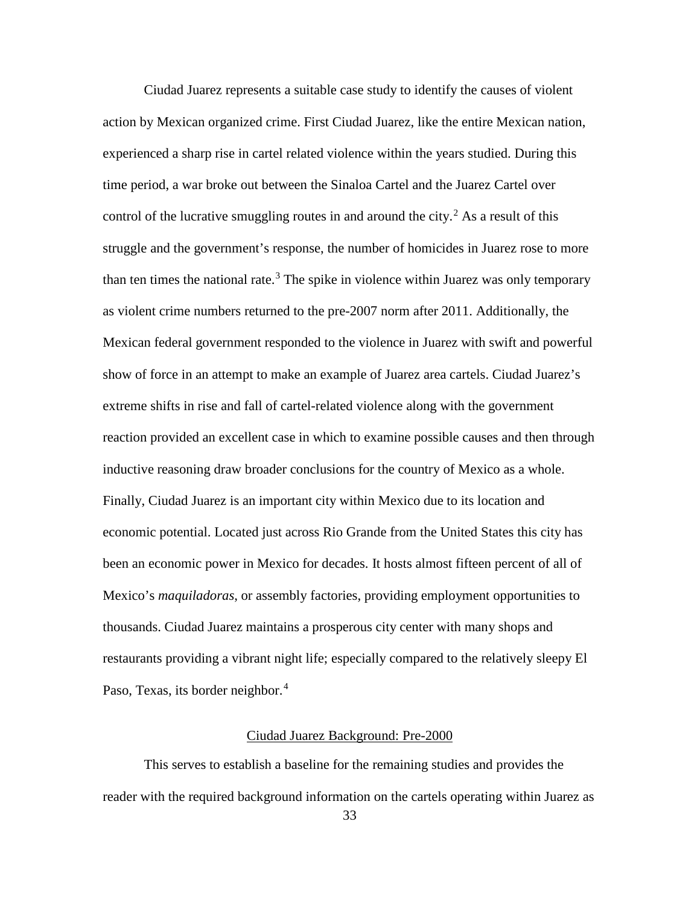Ciudad Juarez represents a suitable case study to identify the causes of violent action by Mexican organized crime. First Ciudad Juarez, like the entire Mexican nation, experienced a sharp rise in cartel related violence within the years studied. During this time period, a war broke out between the Sinaloa Cartel and the Juarez Cartel over control of the lucrative smuggling routes in and around the city.[2] As a result of this struggle and the government's response, the number of homicides in Juarez rose to more than ten times the national rate.[3] The spike in violence within Juarez was only temporary as violent crime numbers returned to the pre-2007 norm after 2011. Additionally, the Mexican federal government responded to the violence in Juarez with swift and powerful show of force in an attempt to make an example of Juarez area cartels. Ciudad Juarez's extreme shifts in rise and fall of cartel-related violence along with the government reaction provided an excellent case in which to examine possible causes and then through inductive reasoning draw broader conclusions for the country of Mexico as a whole. Finally, Ciudad Juarez is an important city within Mexico due to its location and economic potential. Located just across Rio Grande from the United States this city has been an economic power in Mexico for decades. It hosts almost fifteen percent of all of Mexico's *maquiladoras*, or assembly factories, providing employment opportunities to thousands. Ciudad Juarez maintains a prosperous city center with many shops and restaurants providing a vibrant night life; especially compared to the relatively sleepy El Paso, Texas, its border neighbor.[4]

## Ciudad Juarez Background: Pre-2000

This serves to establish a baseline for the remaining studies and provides the reader with the required background information on the cartels operating within Juarez as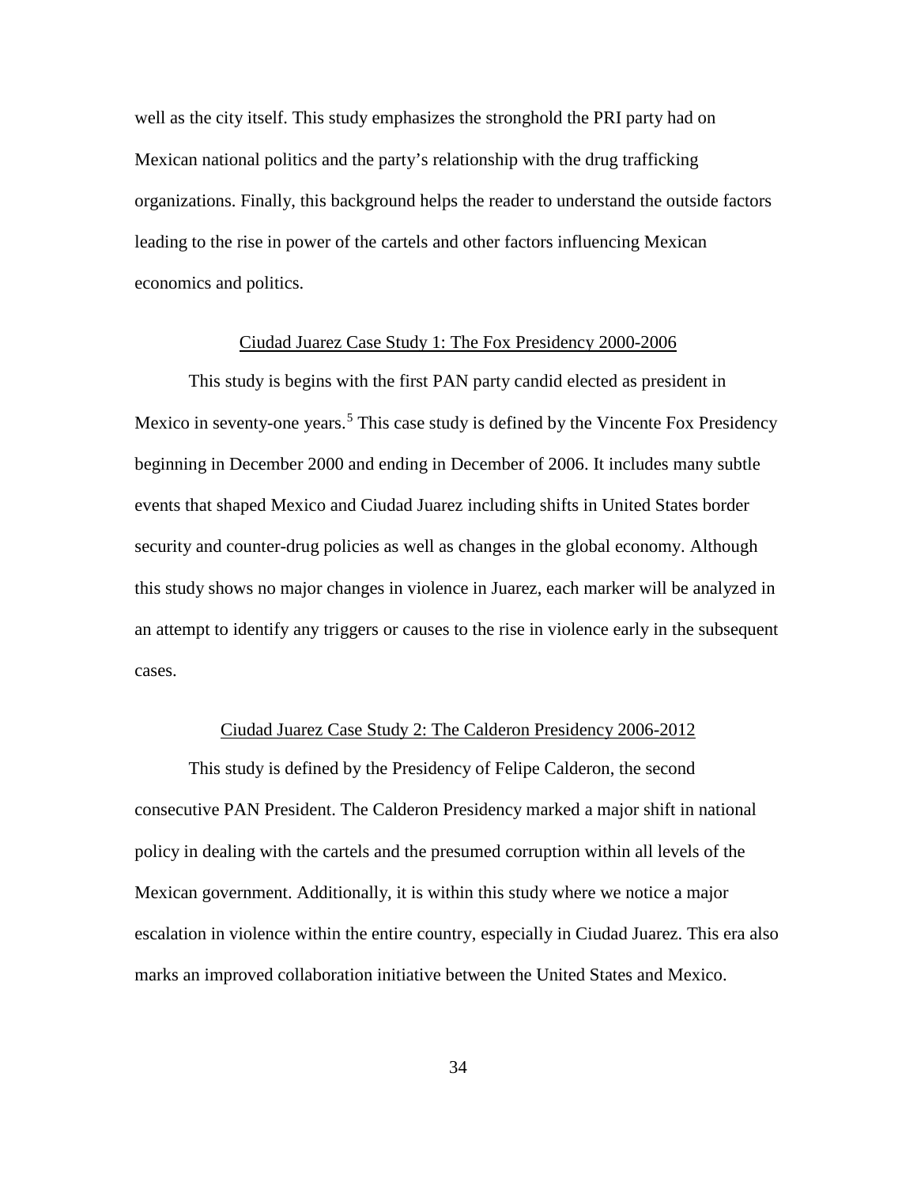well as the city itself. This study emphasizes the stronghold the PRI party had on Mexican national politics and the party's relationship with the drug trafficking organizations. Finally, this background helps the reader to understand the outside factors leading to the rise in power of the cartels and other factors influencing Mexican economics and politics.

### Ciudad Juarez Case Study 1: The Fox Presidency 2000-2006

This study is begins with the first PAN party candid elected as president in Mexico in seventy-one years.[5] This case study is defined by the Vincente Fox Presidency beginning in December 2000 and ending in December of 2006. It includes many subtle events that shaped Mexico and Ciudad Juarez including shifts in United States border security and counter-drug policies as well as changes in the global economy. Although this study shows no major changes in violence in Juarez, each marker will be analyzed in an attempt to identify any triggers or causes to the rise in violence early in the subsequent cases.

### Ciudad Juarez Case Study 2: The Calderon Presidency 2006-2012

This study is defined by the Presidency of Felipe Calderon, the second consecutive PAN President. The Calderon Presidency marked a major shift in national policy in dealing with the cartels and the presumed corruption within all levels of the Mexican government. Additionally, it is within this study where we notice a major escalation in violence within the entire country, especially in Ciudad Juarez. This era also marks an improved collaboration initiative between the United States and Mexico.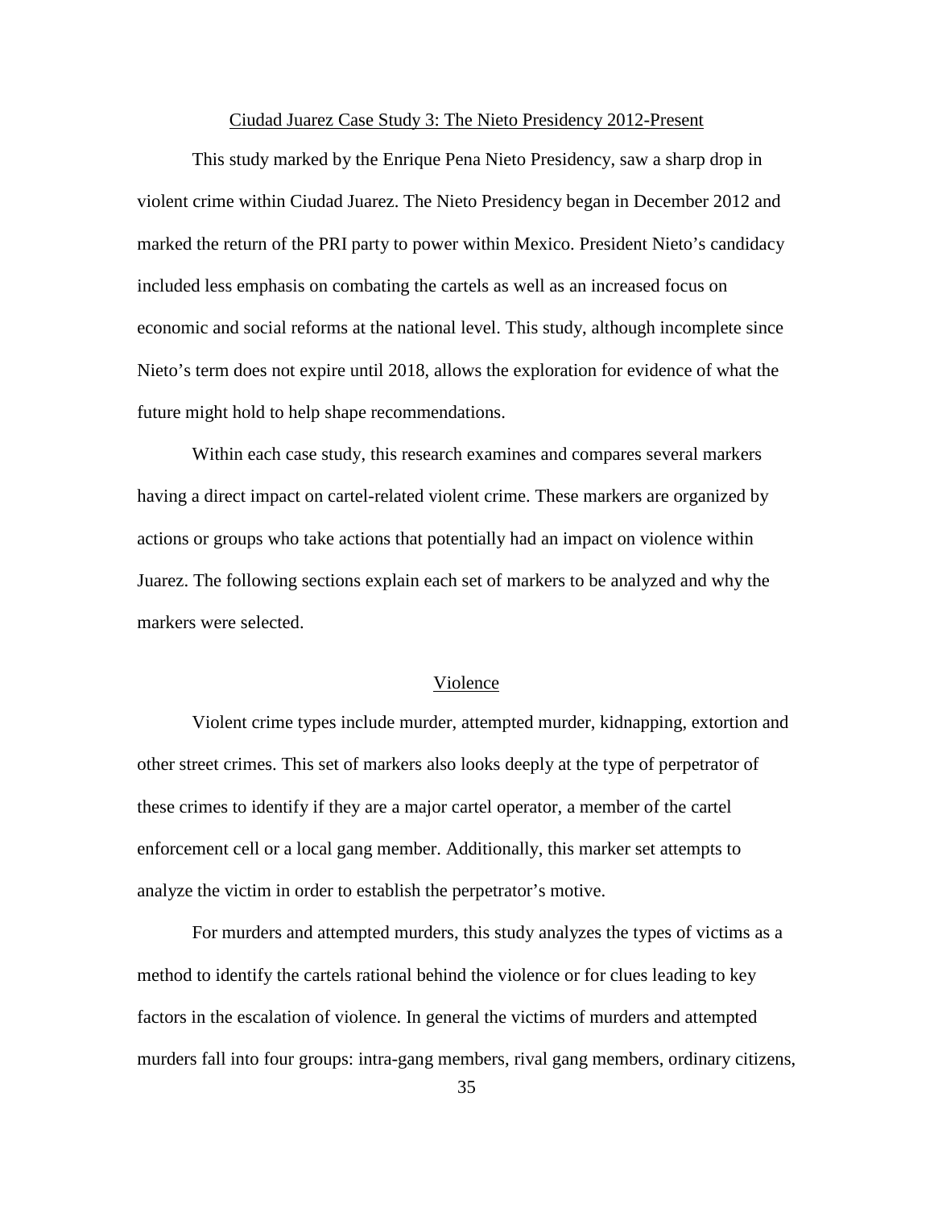## Ciudad Juarez Case Study 3: The Nieto Presidency 2012-Present

This study marked by the Enrique Pena Nieto Presidency, saw a sharp drop in violent crime within Ciudad Juarez. The Nieto Presidency began in December 2012 and marked the return of the PRI party to power within Mexico. President Nieto's candidacy included less emphasis on combating the cartels as well as an increased focus on economic and social reforms at the national level. This study, although incomplete since Nieto's term does not expire until 2018, allows the exploration for evidence of what the future might hold to help shape recommendations.

Within each case study, this research examines and compares several markers having a direct impact on cartel-related violent crime. These markers are organized by actions or groups who take actions that potentially had an impact on violence within Juarez. The following sections explain each set of markers to be analyzed and why the markers were selected.

### Violence

Violent crime types include murder, attempted murder, kidnapping, extortion and other street crimes. This set of markers also looks deeply at the type of perpetrator of these crimes to identify if they are a major cartel operator, a member of the cartel enforcement cell or a local gang member. Additionally, this marker set attempts to analyze the victim in order to establish the perpetrator's motive.

For murders and attempted murders, this study analyzes the types of victims as a method to identify the cartels rational behind the violence or for clues leading to key factors in the escalation of violence. In general the victims of murders and attempted murders fall into four groups: intra-gang members, rival gang members, ordinary citizens,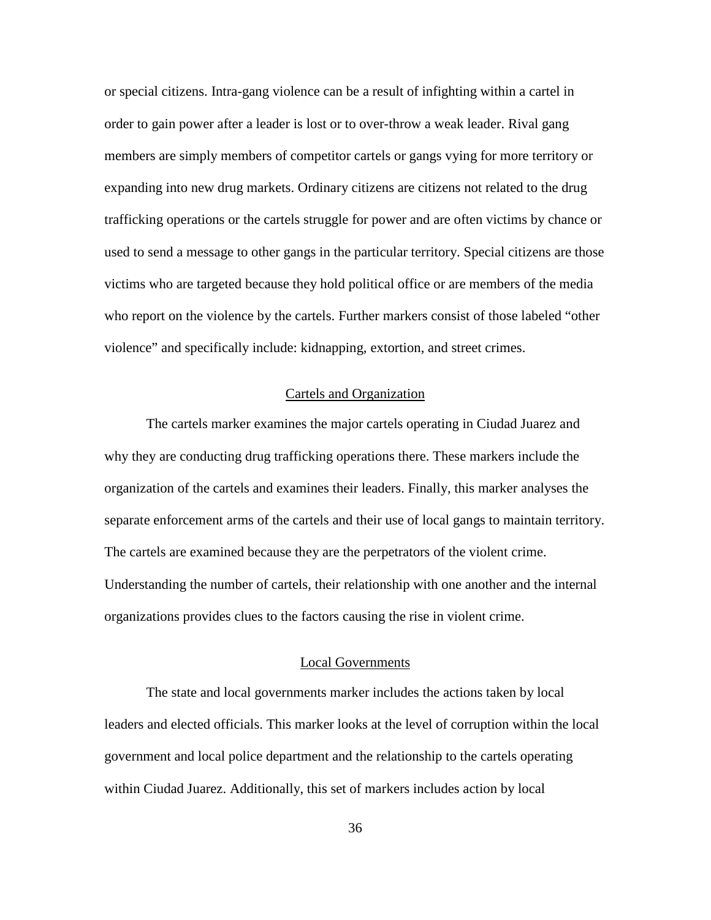or special citizens. Intra-gang violence can be a result of infighting within a cartel in order to gain power after a leader is lost or to over-throw a weak leader. Rival gang members are simply members of competitor cartels or gangs vying for more territory or expanding into new drug markets. Ordinary citizens are citizens not related to the drug trafficking operations or the cartels struggle for power and are often victims by chance or used to send a message to other gangs in the particular territory. Special citizens are those victims who are targeted because they hold political office or are members of the media who report on the violence by the cartels. Further markers consist of those labeled "other violence" and specifically include: kidnapping, extortion, and street crimes.

### Cartels and Organization

The cartels marker examines the major cartels operating in Ciudad Juarez and why they are conducting drug trafficking operations there. These markers include the organization of the cartels and examines their leaders. Finally, this marker analyses the separate enforcement arms of the cartels and their use of local gangs to maintain territory. The cartels are examined because they are the perpetrators of the violent crime. Understanding the number of cartels, their relationship with one another and the internal organizations provides clues to the factors causing the rise in violent crime.

### Local Governments

The state and local governments marker includes the actions taken by local leaders and elected officials. This marker looks at the level of corruption within the local government and local police department and the relationship to the cartels operating within Ciudad Juarez. Additionally, this set of markers includes action by local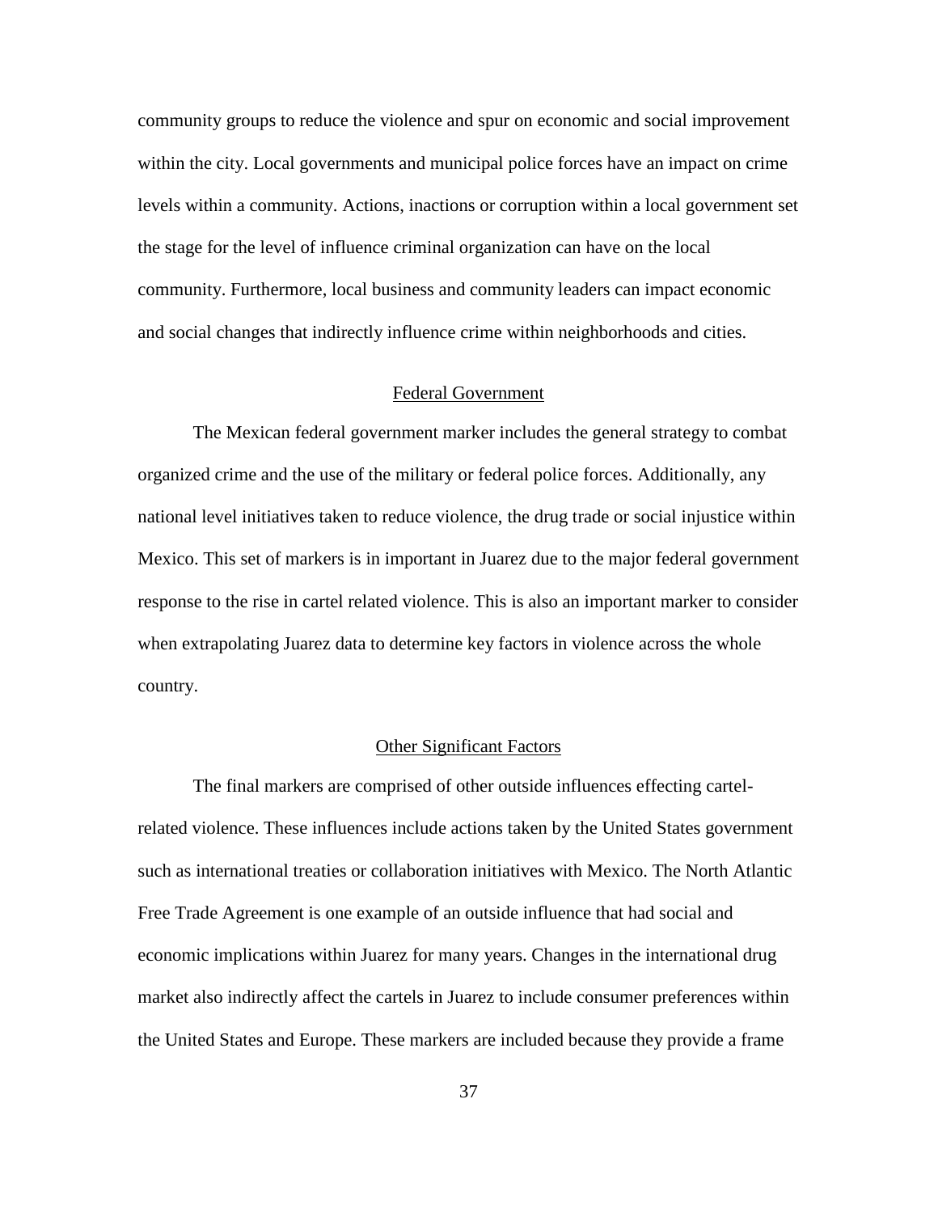community groups to reduce the violence and spur on economic and social improvement within the city. Local governments and municipal police forces have an impact on crime levels within a community. Actions, inactions or corruption within a local government set the stage for the level of influence criminal organization can have on the local community. Furthermore, local business and community leaders can impact economic and social changes that indirectly influence crime within neighborhoods and cities.

### Federal Government

The Mexican federal government marker includes the general strategy to combat organized crime and the use of the military or federal police forces. Additionally, any national level initiatives taken to reduce violence, the drug trade or social injustice within Mexico. This set of markers is in important in Juarez due to the major federal government response to the rise in cartel related violence. This is also an important marker to consider when extrapolating Juarez data to determine key factors in violence across the whole country.

### Other Significant Factors

The final markers are comprised of other outside influences effecting cartel-related violence. These influences include actions taken by the United States government such as international treaties or collaboration initiatives with Mexico. The North Atlantic Free Trade Agreement is one example of an outside influence that had social and economic implications within Juarez for many years. Changes in the international drug market also indirectly affect the cartels in Juarez to include consumer preferences within the United States and Europe. These markers are included because they provide a frame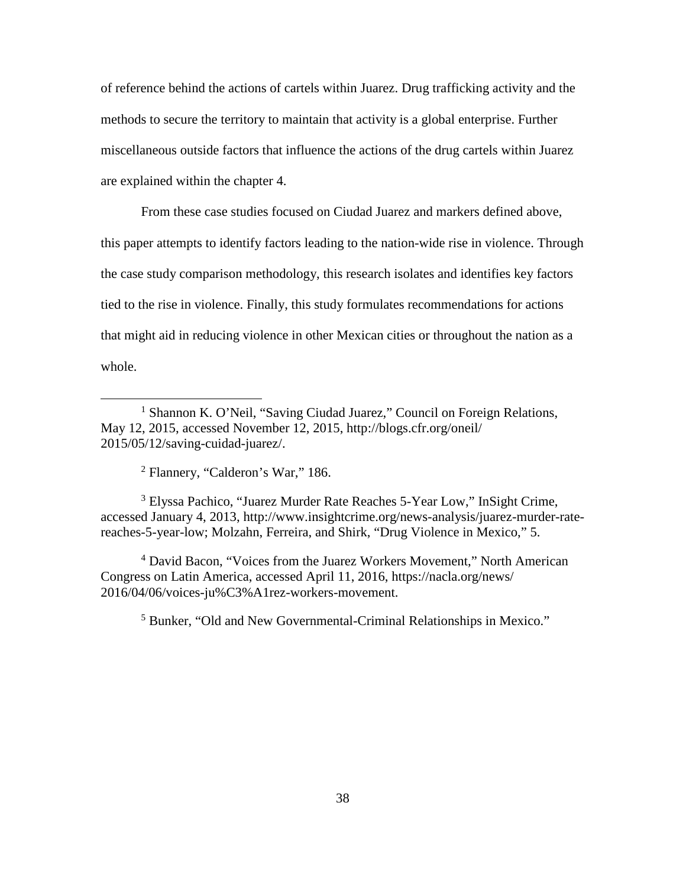of reference behind the actions of cartels within Juarez. Drug trafficking activity and the methods to secure the territory to maintain that activity is a global enterprise. Further miscellaneous outside factors that influence the actions of the drug cartels within Juarez are explained within the chapter 4.

From these case studies focused on Ciudad Juarez and markers defined above, this paper attempts to identify factors leading to the nation-wide rise in violence. Through the case study comparison methodology, this research isolates and identifies key factors tied to the rise in violence. Finally, this study formulates recommendations for actions that might aid in reducing violence in other Mexican cities or throughout the nation as a whole.

---

[1] Shannon K. O'Neil, "Saving Ciudad Juarez," Council on Foreign Relations, May 12, 2015, accessed November 12, 2015, http://blogs.cfr.org/oneil/2015/05/12/saving-cuidad-juarez/.

[2] Flannery, "Calderon's War," 186.

[3] Elyssa Pachico, "Juarez Murder Rate Reaches 5-Year Low," InSight Crime, accessed January 4, 2013, http://www.insightcrime.org/news-analysis/juarez-murder-rate-reaches-5-year-low; Molzahn, Ferreira, and Shirk, "Drug Violence in Mexico," 5.

[4] David Bacon, "Voices from the Juarez Workers Movement," North American Congress on Latin America, accessed April 11, 2016, https://nacla.org/news/2016/04/06/voices-ju%C3%A1rez-workers-movement.

[5] Bunker, "Old and New Governmental-Criminal Relationships in Mexico."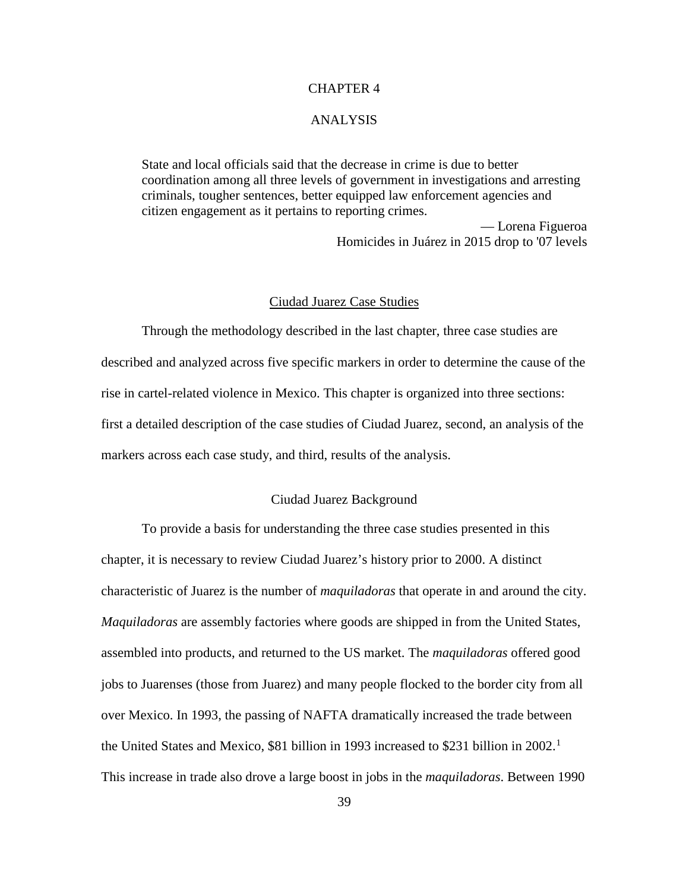# CHAPTER 4

# ANALYSIS

> State and local officials said that the decrease in crime is due to better coordination among all three levels of government in investigations and arresting criminals, tougher sentences, better equipped law enforcement agencies and citizen engagement as it pertains to reporting crimes.
>
> — Lorena Figueroa
> Homicides in Juárez in 2015 drop to '07 levels

## Ciudad Juarez Case Studies

Through the methodology described in the last chapter, three case studies are described and analyzed across five specific markers in order to determine the cause of the rise in cartel-related violence in Mexico. This chapter is organized into three sections: first a detailed description of the case studies of Ciudad Juarez, second, an analysis of the markers across each case study, and third, results of the analysis.

### Ciudad Juarez Background

To provide a basis for understanding the three case studies presented in this chapter, it is necessary to review Ciudad Juarez's history prior to 2000. A distinct characteristic of Juarez is the number of *maquiladoras* that operate in and around the city. *Maquiladoras* are assembly factories where goods are shipped in from the United States, assembled into products, and returned to the US market. The *maquiladoras* offered good jobs to Juarenses (those from Juarez) and many people flocked to the border city from all over Mexico. In 1993, the passing of NAFTA dramatically increased the trade between the United States and Mexico, $81 billion in 1993 increased to $231 billion in 2002.[1] This increase in trade also drove a large boost in jobs in the *maquiladoras*. Between 1990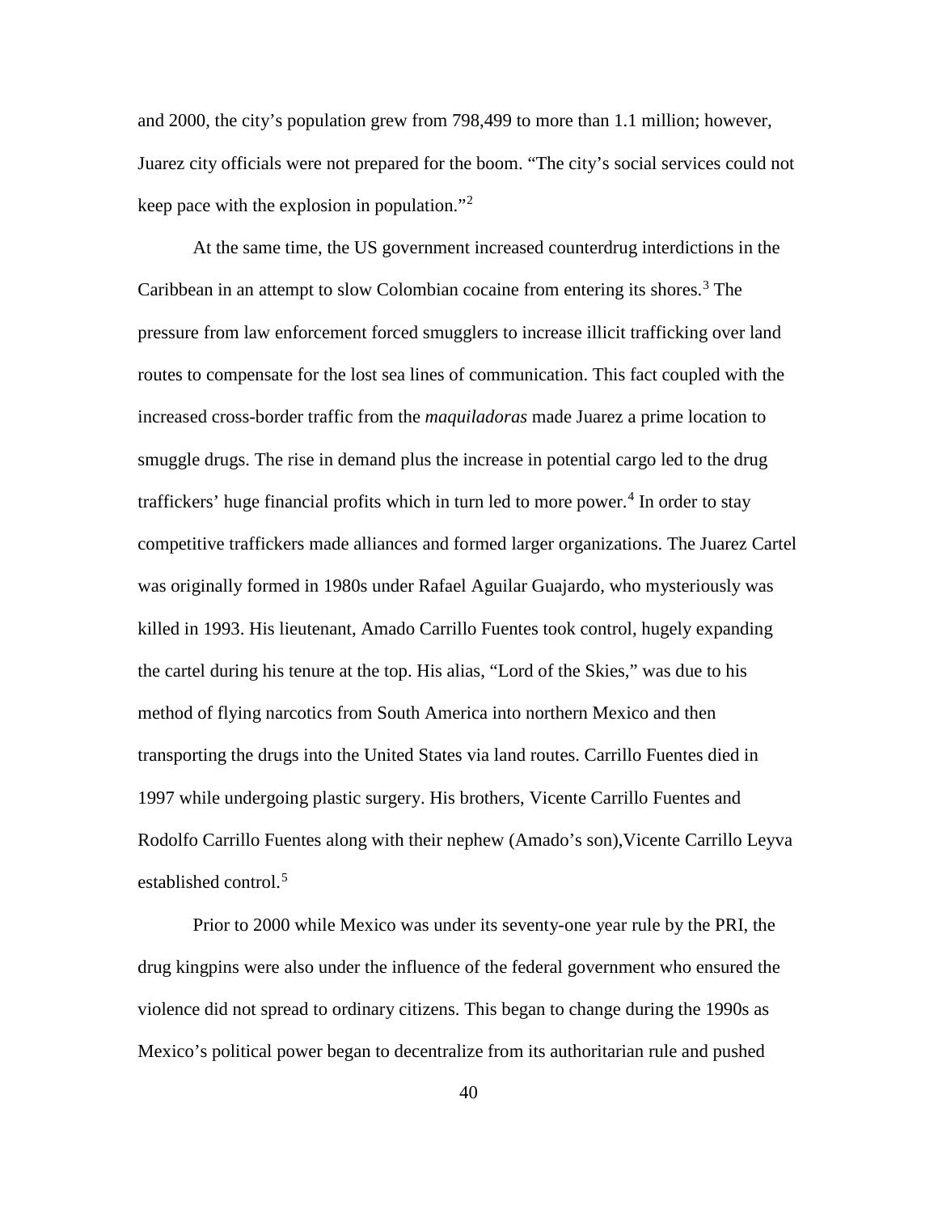and 2000, the city's population grew from 798,499 to more than 1.1 million; however, Juarez city officials were not prepared for the boom. "The city's social services could not keep pace with the explosion in population."[2]

At the same time, the US government increased counterdrug interdictions in the Caribbean in an attempt to slow Colombian cocaine from entering its shores.[3] The pressure from law enforcement forced smugglers to increase illicit trafficking over land routes to compensate for the lost sea lines of communication. This fact coupled with the increased cross-border traffic from the *maquiladoras* made Juarez a prime location to smuggle drugs. The rise in demand plus the increase in potential cargo led to the drug traffickers' huge financial profits which in turn led to more power.[4] In order to stay competitive traffickers made alliances and formed larger organizations. The Juarez Cartel was originally formed in 1980s under Rafael Aguilar Guajardo, who mysteriously was killed in 1993. His lieutenant, Amado Carrillo Fuentes took control, hugely expanding the cartel during his tenure at the top. His alias, "Lord of the Skies," was due to his method of flying narcotics from South America into northern Mexico and then transporting the drugs into the United States via land routes. Carrillo Fuentes died in 1997 while undergoing plastic surgery. His brothers, Vicente Carrillo Fuentes and Rodolfo Carrillo Fuentes along with their nephew (Amado's son),Vicente Carrillo Leyva established control.[5]

Prior to 2000 while Mexico was under its seventy-one year rule by the PRI, the drug kingpins were also under the influence of the federal government who ensured the violence did not spread to ordinary citizens. This began to change during the 1990s as Mexico's political power began to decentralize from its authoritarian rule and pushed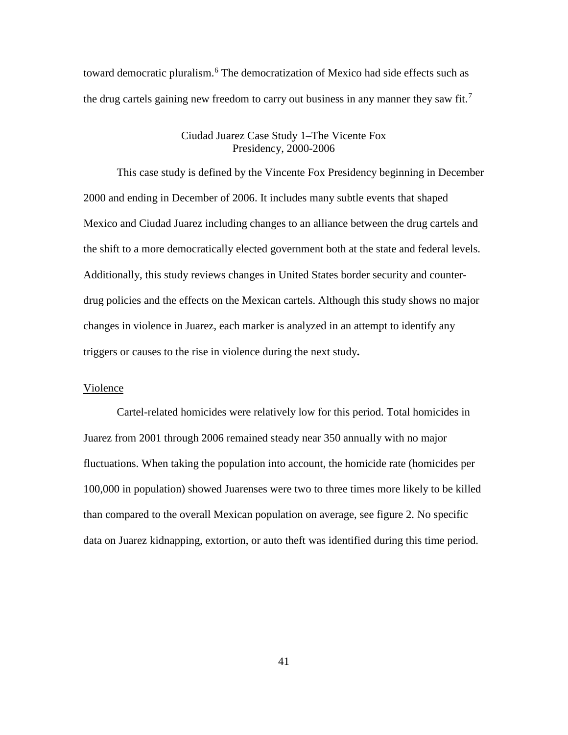toward democratic pluralism.[6] The democratization of Mexico had side effects such as the drug cartels gaining new freedom to carry out business in any manner they saw fit.[7]

## Ciudad Juarez Case Study 1–The Vicente Fox Presidency, 2000-2006

This case study is defined by the Vincente Fox Presidency beginning in December 2000 and ending in December of 2006. It includes many subtle events that shaped Mexico and Ciudad Juarez including changes to an alliance between the drug cartels and the shift to a more democratically elected government both at the state and federal levels. Additionally, this study reviews changes in United States border security and counter-drug policies and the effects on the Mexican cartels. Although this study shows no major changes in violence in Juarez, each marker is analyzed in an attempt to identify any triggers or causes to the rise in violence during the next study**.**

### Violence

Cartel-related homicides were relatively low for this period. Total homicides in Juarez from 2001 through 2006 remained steady near 350 annually with no major fluctuations. When taking the population into account, the homicide rate (homicides per 100,000 in population) showed Juarenses were two to three times more likely to be killed than compared to the overall Mexican population on average, see figure 2. No specific data on Juarez kidnapping, extortion, or auto theft was identified during this time period.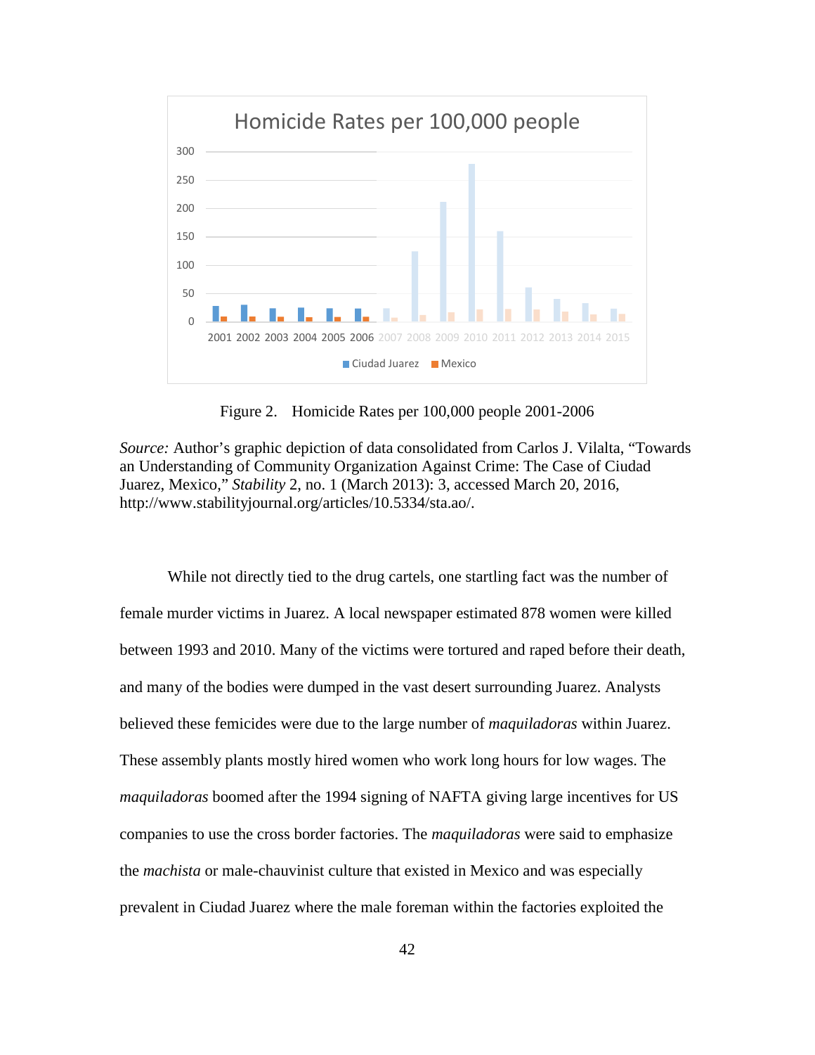Figure 2. Homicide Rates per 100,000 people 2001-2006

*Source:* Author's graphic depiction of data consolidated from Carlos J. Vilalta, "Towards an Understanding of Community Organization Against Crime: The Case of Ciudad Juarez, Mexico," *Stability* 2, no. 1 (March 2013): 3, accessed March 20, 2016, http://www.stabilityjournal.org/articles/10.5334/sta.ao/.

While not directly tied to the drug cartels, one startling fact was the number of female murder victims in Juarez. A local newspaper estimated 878 women were killed between 1993 and 2010. Many of the victims were tortured and raped before their death, and many of the bodies were dumped in the vast desert surrounding Juarez. Analysts believed these femicides were due to the large number of *maquiladoras* within Juarez. These assembly plants mostly hired women who work long hours for low wages. The *maquiladoras* boomed after the 1994 signing of NAFTA giving large incentives for US companies to use the cross border factories. The *maquiladoras* were said to emphasize the *machista* or male-chauvinist culture that existed in Mexico and was especially prevalent in Ciudad Juarez where the male foreman within the factories exploited the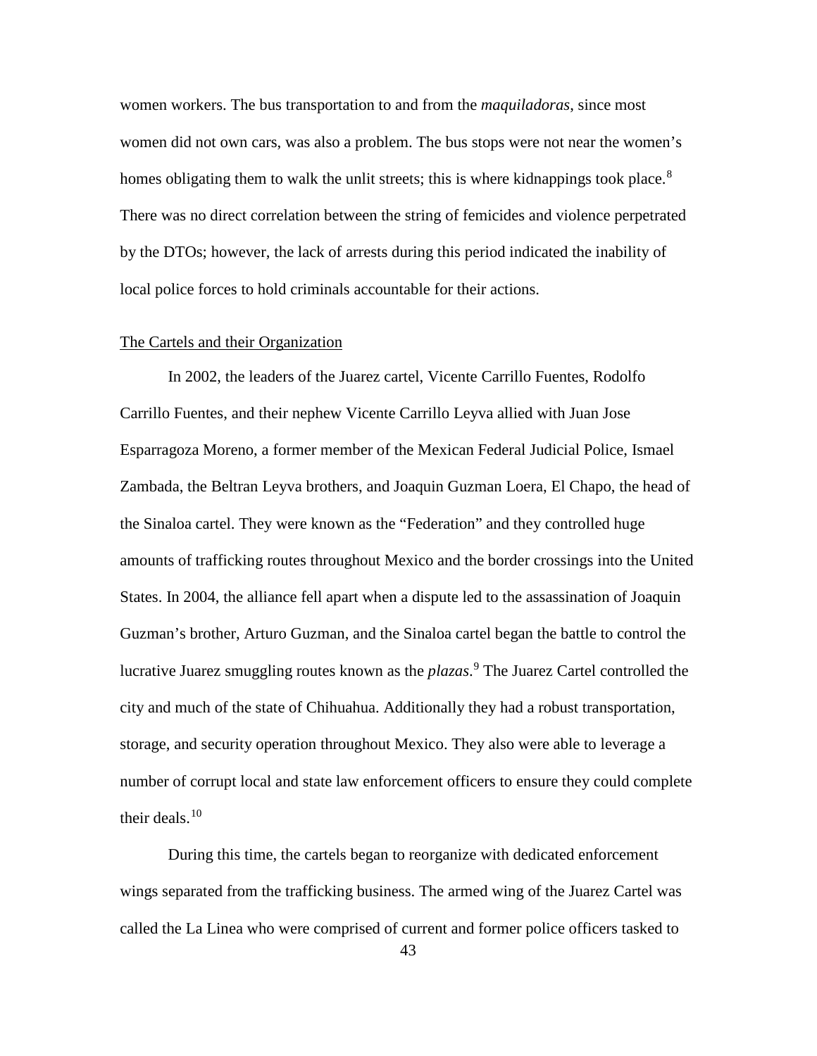women workers. The bus transportation to and from the *maquiladoras*, since most women did not own cars, was also a problem. The bus stops were not near the women's homes obligating them to walk the unlit streets; this is where kidnappings took place.[8] There was no direct correlation between the string of femicides and violence perpetrated by the DTOs; however, the lack of arrests during this period indicated the inability of local police forces to hold criminals accountable for their actions.

## The Cartels and their Organization

In 2002, the leaders of the Juarez cartel, Vicente Carrillo Fuentes, Rodolfo Carrillo Fuentes, and their nephew Vicente Carrillo Leyva allied with Juan Jose Esparragoza Moreno, a former member of the Mexican Federal Judicial Police, Ismael Zambada, the Beltran Leyva brothers, and Joaquin Guzman Loera, El Chapo, the head of the Sinaloa cartel. They were known as the "Federation" and they controlled huge amounts of trafficking routes throughout Mexico and the border crossings into the United States. In 2004, the alliance fell apart when a dispute led to the assassination of Joaquin Guzman's brother, Arturo Guzman, and the Sinaloa cartel began the battle to control the lucrative Juarez smuggling routes known as the *plazas*.[9] The Juarez Cartel controlled the city and much of the state of Chihuahua. Additionally they had a robust transportation, storage, and security operation throughout Mexico. They also were able to leverage a number of corrupt local and state law enforcement officers to ensure they could complete their deals.[10]

During this time, the cartels began to reorganize with dedicated enforcement wings separated from the trafficking business. The armed wing of the Juarez Cartel was called the La Linea who were comprised of current and former police officers tasked to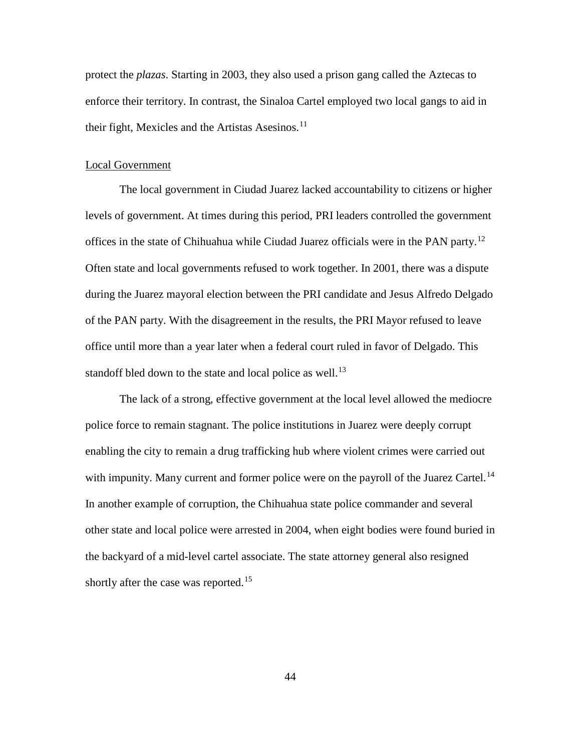protect the *plazas*. Starting in 2003, they also used a prison gang called the Aztecas to enforce their territory. In contrast, the Sinaloa Cartel employed two local gangs to aid in their fight, Mexicles and the Artistas Asesinos.[11]

Local Government

The local government in Ciudad Juarez lacked accountability to citizens or higher levels of government. At times during this period, PRI leaders controlled the government offices in the state of Chihuahua while Ciudad Juarez officials were in the PAN party.[12] Often state and local governments refused to work together. In 2001, there was a dispute during the Juarez mayoral election between the PRI candidate and Jesus Alfredo Delgado of the PAN party. With the disagreement in the results, the PRI Mayor refused to leave office until more than a year later when a federal court ruled in favor of Delgado. This standoff bled down to the state and local police as well.[13]

The lack of a strong, effective government at the local level allowed the mediocre police force to remain stagnant. The police institutions in Juarez were deeply corrupt enabling the city to remain a drug trafficking hub where violent crimes were carried out with impunity. Many current and former police were on the payroll of the Juarez Cartel.[14] In another example of corruption, the Chihuahua state police commander and several other state and local police were arrested in 2004, when eight bodies were found buried in the backyard of a mid-level cartel associate. The state attorney general also resigned shortly after the case was reported.[15]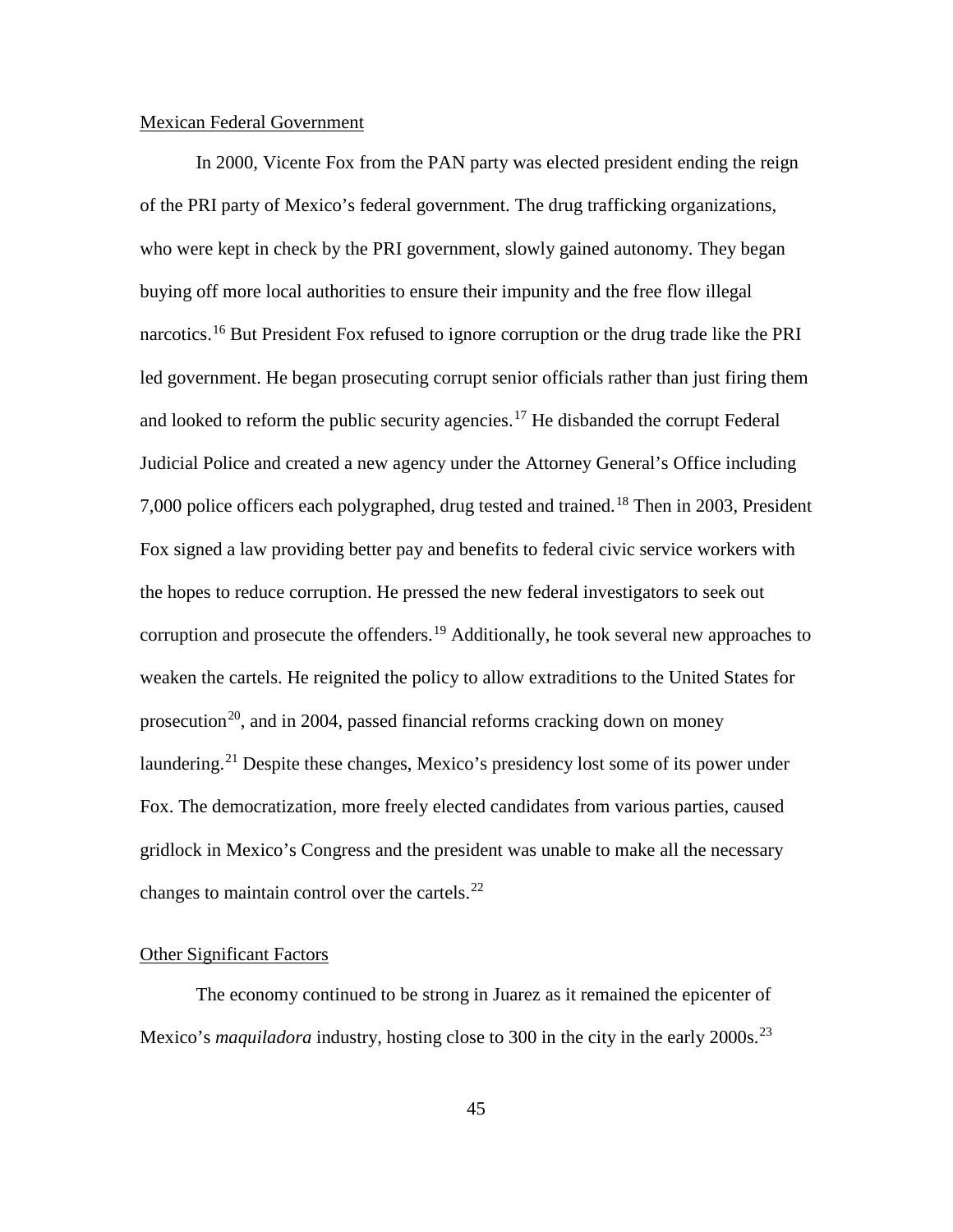Mexican Federal Government

In 2000, Vicente Fox from the PAN party was elected president ending the reign of the PRI party of Mexico's federal government. The drug trafficking organizations, who were kept in check by the PRI government, slowly gained autonomy. They began buying off more local authorities to ensure their impunity and the free flow illegal narcotics.[16] But President Fox refused to ignore corruption or the drug trade like the PRI led government. He began prosecuting corrupt senior officials rather than just firing them and looked to reform the public security agencies.[17] He disbanded the corrupt Federal Judicial Police and created a new agency under the Attorney General's Office including 7,000 police officers each polygraphed, drug tested and trained.[18] Then in 2003, President Fox signed a law providing better pay and benefits to federal civic service workers with the hopes to reduce corruption. He pressed the new federal investigators to seek out corruption and prosecute the offenders.[19] Additionally, he took several new approaches to weaken the cartels. He reignited the policy to allow extraditions to the United States for prosecution[20], and in 2004, passed financial reforms cracking down on money laundering.[21] Despite these changes, Mexico's presidency lost some of its power under Fox. The democratization, more freely elected candidates from various parties, caused gridlock in Mexico's Congress and the president was unable to make all the necessary changes to maintain control over the cartels.[22]

Other Significant Factors

The economy continued to be strong in Juarez as it remained the epicenter of Mexico's *maquiladora* industry, hosting close to 300 in the city in the early 2000s.[23]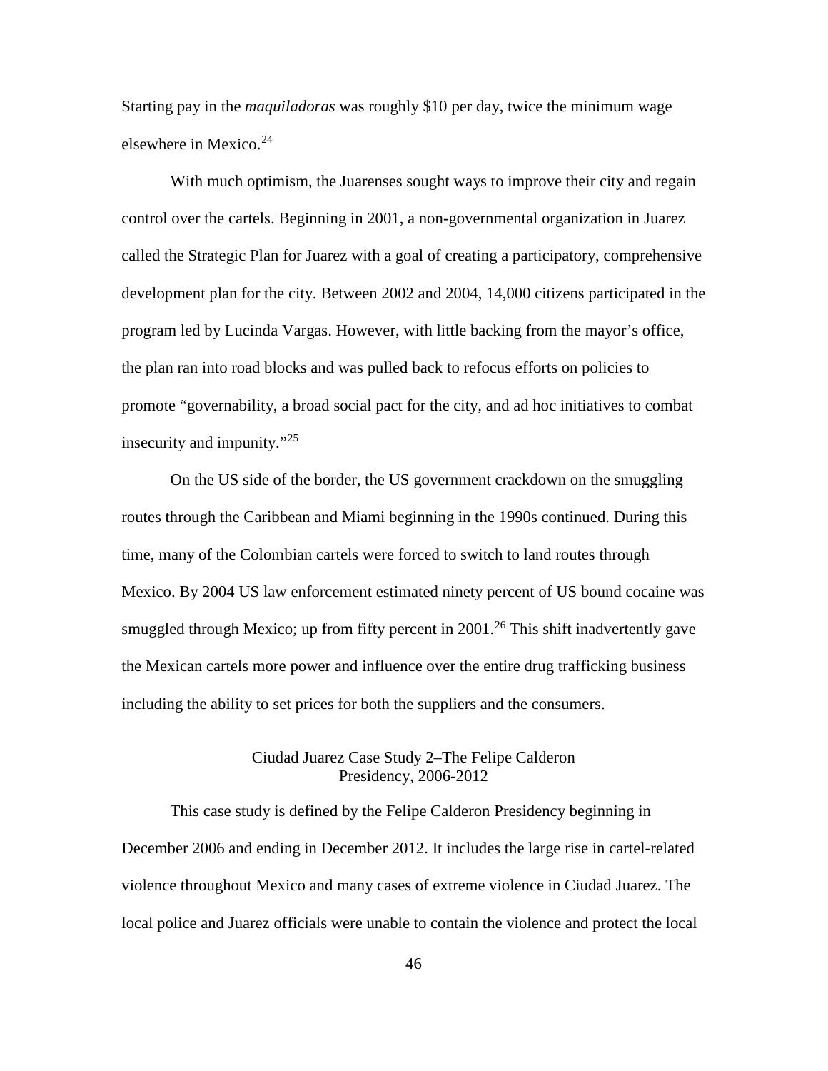Starting pay in the *maquiladoras* was roughly $10 per day, twice the minimum wage elsewhere in Mexico.[24]

With much optimism, the Juarenses sought ways to improve their city and regain control over the cartels. Beginning in 2001, a non-governmental organization in Juarez called the Strategic Plan for Juarez with a goal of creating a participatory, comprehensive development plan for the city. Between 2002 and 2004, 14,000 citizens participated in the program led by Lucinda Vargas. However, with little backing from the mayor's office, the plan ran into road blocks and was pulled back to refocus efforts on policies to promote "governability, a broad social pact for the city, and ad hoc initiatives to combat insecurity and impunity."[25]

On the US side of the border, the US government crackdown on the smuggling routes through the Caribbean and Miami beginning in the 1990s continued. During this time, many of the Colombian cartels were forced to switch to land routes through Mexico. By 2004 US law enforcement estimated ninety percent of US bound cocaine was smuggled through Mexico; up from fifty percent in 2001.[26] This shift inadvertently gave the Mexican cartels more power and influence over the entire drug trafficking business including the ability to set prices for both the suppliers and the consumers.

## Ciudad Juarez Case Study 2–The Felipe Calderon Presidency, 2006-2012

This case study is defined by the Felipe Calderon Presidency beginning in December 2006 and ending in December 2012. It includes the large rise in cartel-related violence throughout Mexico and many cases of extreme violence in Ciudad Juarez. The local police and Juarez officials were unable to contain the violence and protect the local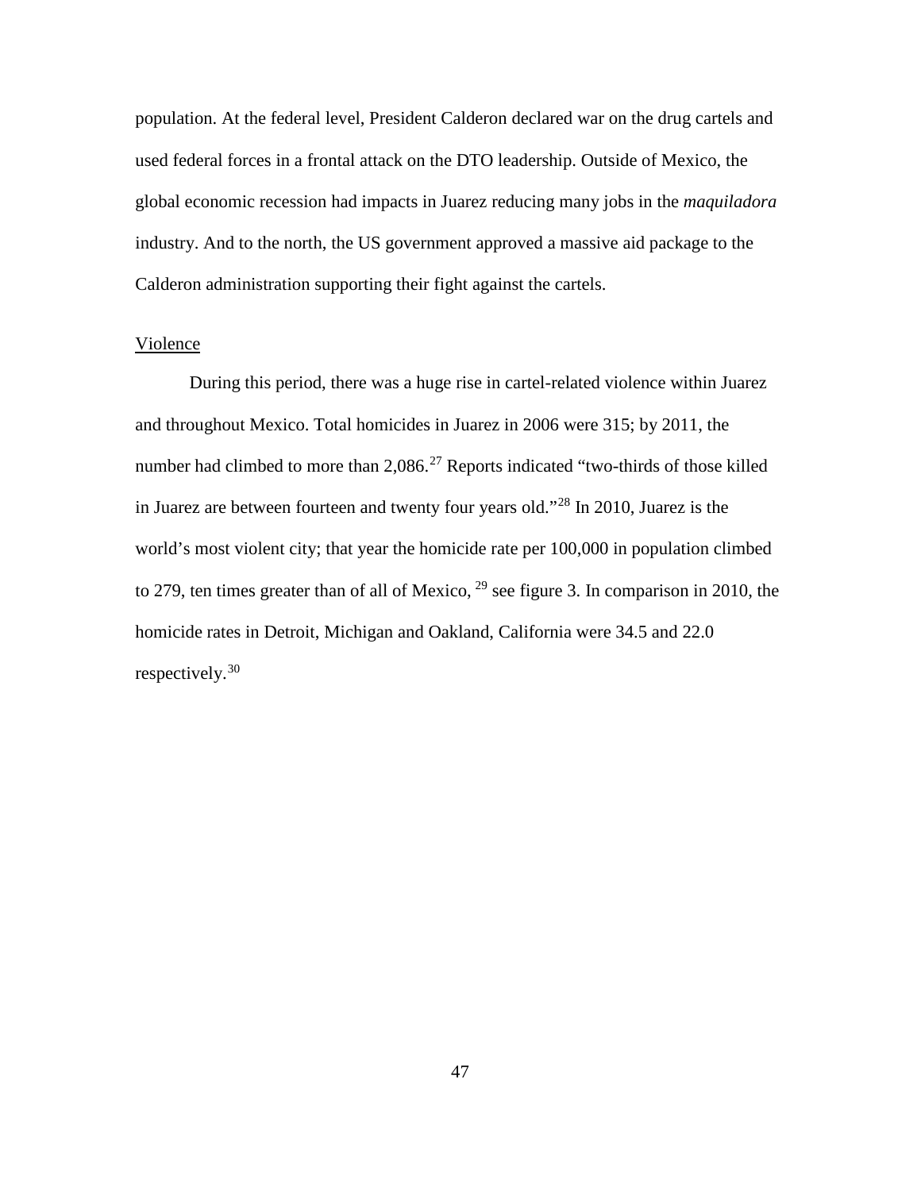population. At the federal level, President Calderon declared war on the drug cartels and used federal forces in a frontal attack on the DTO leadership. Outside of Mexico, the global economic recession had impacts in Juarez reducing many jobs in the *maquiladora* industry. And to the north, the US government approved a massive aid package to the Calderon administration supporting their fight against the cartels.

<u>Violence</u>

During this period, there was a huge rise in cartel-related violence within Juarez and throughout Mexico. Total homicides in Juarez in 2006 were 315; by 2011, the number had climbed to more than 2,086.[27] Reports indicated "two-thirds of those killed in Juarez are between fourteen and twenty four years old."[28] In 2010, Juarez is the world's most violent city; that year the homicide rate per 100,000 in population climbed to 279, ten times greater than of all of Mexico, [29] see figure 3. In comparison in 2010, the homicide rates in Detroit, Michigan and Oakland, California were 34.5 and 22.0 respectively.[30]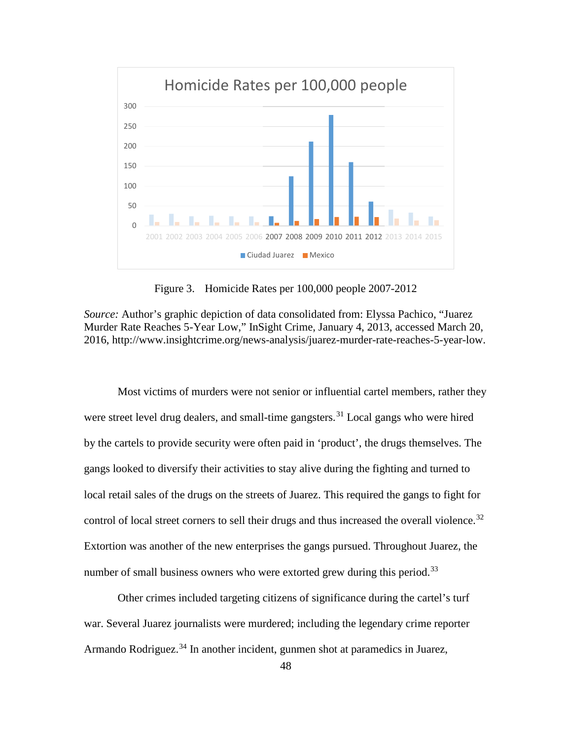Figure 3. Homicide Rates per 100,000 people 2007-2012

*Source:* Author's graphic depiction of data consolidated from: Elyssa Pachico, "Juarez Murder Rate Reaches 5-Year Low," InSight Crime, January 4, 2013, accessed March 20, 2016, http://www.insightcrime.org/news-analysis/juarez-murder-rate-reaches-5-year-low.

Most victims of murders were not senior or influential cartel members, rather they were street level drug dealers, and small-time gangsters.[31] Local gangs who were hired by the cartels to provide security were often paid in 'product', the drugs themselves. The gangs looked to diversify their activities to stay alive during the fighting and turned to local retail sales of the drugs on the streets of Juarez. This required the gangs to fight for control of local street corners to sell their drugs and thus increased the overall violence.[32] Extortion was another of the new enterprises the gangs pursued. Throughout Juarez, the number of small business owners who were extorted grew during this period.[33]

Other crimes included targeting citizens of significance during the cartel's turf war. Several Juarez journalists were murdered; including the legendary crime reporter Armando Rodriguez.[34] In another incident, gunmen shot at paramedics in Juarez,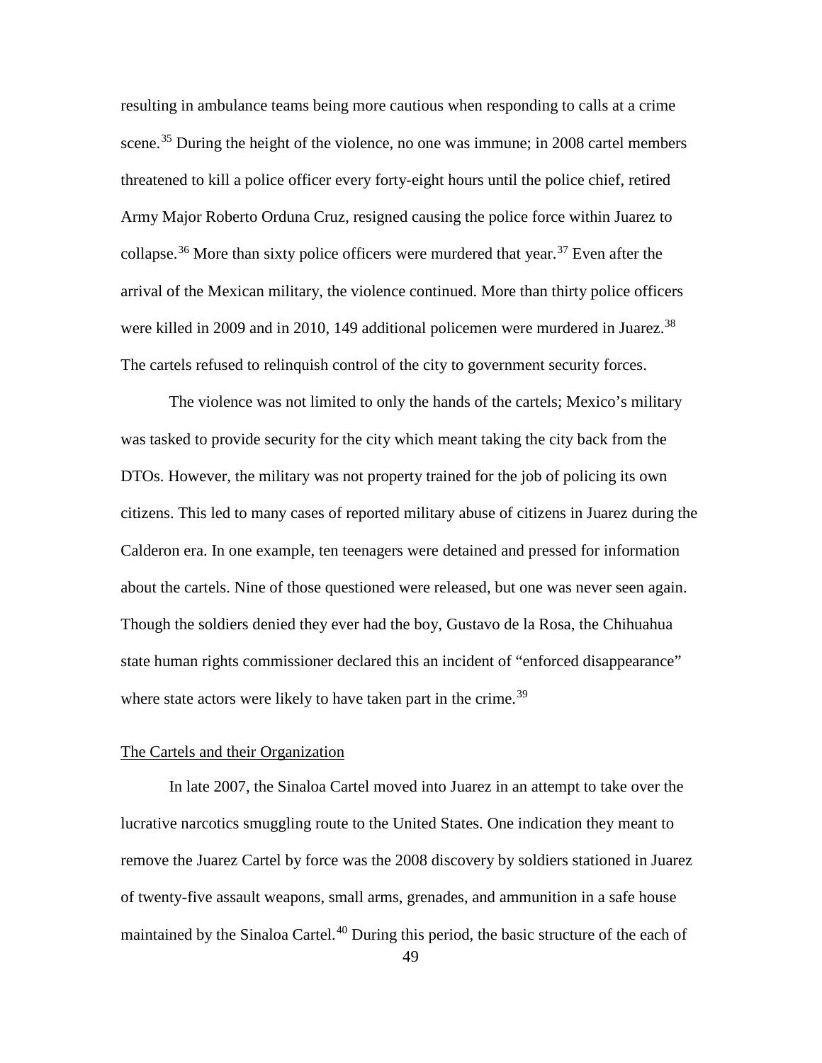resulting in ambulance teams being more cautious when responding to calls at a crime scene.[35] During the height of the violence, no one was immune; in 2008 cartel members threatened to kill a police officer every forty-eight hours until the police chief, retired Army Major Roberto Orduna Cruz, resigned causing the police force within Juarez to collapse.[36] More than sixty police officers were murdered that year.[37] Even after the arrival of the Mexican military, the violence continued. More than thirty police officers were killed in 2009 and in 2010, 149 additional policemen were murdered in Juarez.[38] The cartels refused to relinquish control of the city to government security forces.

The violence was not limited to only the hands of the cartels; Mexico's military was tasked to provide security for the city which meant taking the city back from the DTOs. However, the military was not property trained for the job of policing its own citizens. This led to many cases of reported military abuse of citizens in Juarez during the Calderon era. In one example, ten teenagers were detained and pressed for information about the cartels. Nine of those questioned were released, but one was never seen again. Though the soldiers denied they ever had the boy, Gustavo de la Rosa, the Chihuahua state human rights commissioner declared this an incident of "enforced disappearance" where state actors were likely to have taken part in the crime.[39]

<u>The Cartels and their Organization</u>

In late 2007, the Sinaloa Cartel moved into Juarez in an attempt to take over the lucrative narcotics smuggling route to the United States. One indication they meant to remove the Juarez Cartel by force was the 2008 discovery by soldiers stationed in Juarez of twenty-five assault weapons, small arms, grenades, and ammunition in a safe house maintained by the Sinaloa Cartel.[40] During this period, the basic structure of the each of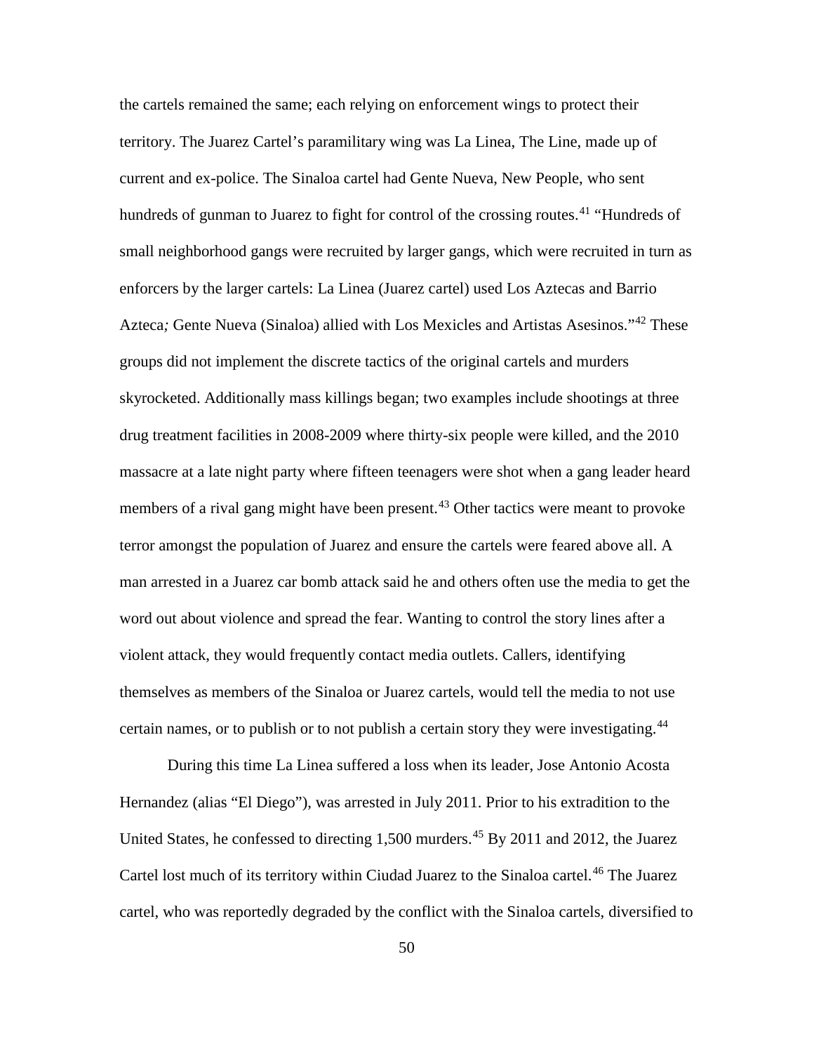the cartels remained the same; each relying on enforcement wings to protect their territory. The Juarez Cartel's paramilitary wing was La Linea, The Line, made up of current and ex-police. The Sinaloa cartel had Gente Nueva, New People, who sent hundreds of gunman to Juarez to fight for control of the crossing routes.[41] "Hundreds of small neighborhood gangs were recruited by larger gangs, which were recruited in turn as enforcers by the larger cartels: La Linea (Juarez cartel) used Los Aztecas and Barrio Azteca*;* Gente Nueva (Sinaloa) allied with Los Mexicles and Artistas Asesinos."[42] These groups did not implement the discrete tactics of the original cartels and murders skyrocketed. Additionally mass killings began; two examples include shootings at three drug treatment facilities in 2008-2009 where thirty-six people were killed, and the 2010 massacre at a late night party where fifteen teenagers were shot when a gang leader heard members of a rival gang might have been present.[43] Other tactics were meant to provoke terror amongst the population of Juarez and ensure the cartels were feared above all. A man arrested in a Juarez car bomb attack said he and others often use the media to get the word out about violence and spread the fear. Wanting to control the story lines after a violent attack, they would frequently contact media outlets. Callers, identifying themselves as members of the Sinaloa or Juarez cartels, would tell the media to not use certain names, or to publish or to not publish a certain story they were investigating.[44]

During this time La Linea suffered a loss when its leader, Jose Antonio Acosta Hernandez (alias "El Diego"), was arrested in July 2011. Prior to his extradition to the United States, he confessed to directing 1,500 murders.[45] By 2011 and 2012, the Juarez Cartel lost much of its territory within Ciudad Juarez to the Sinaloa cartel.[46] The Juarez cartel, who was reportedly degraded by the conflict with the Sinaloa cartels, diversified to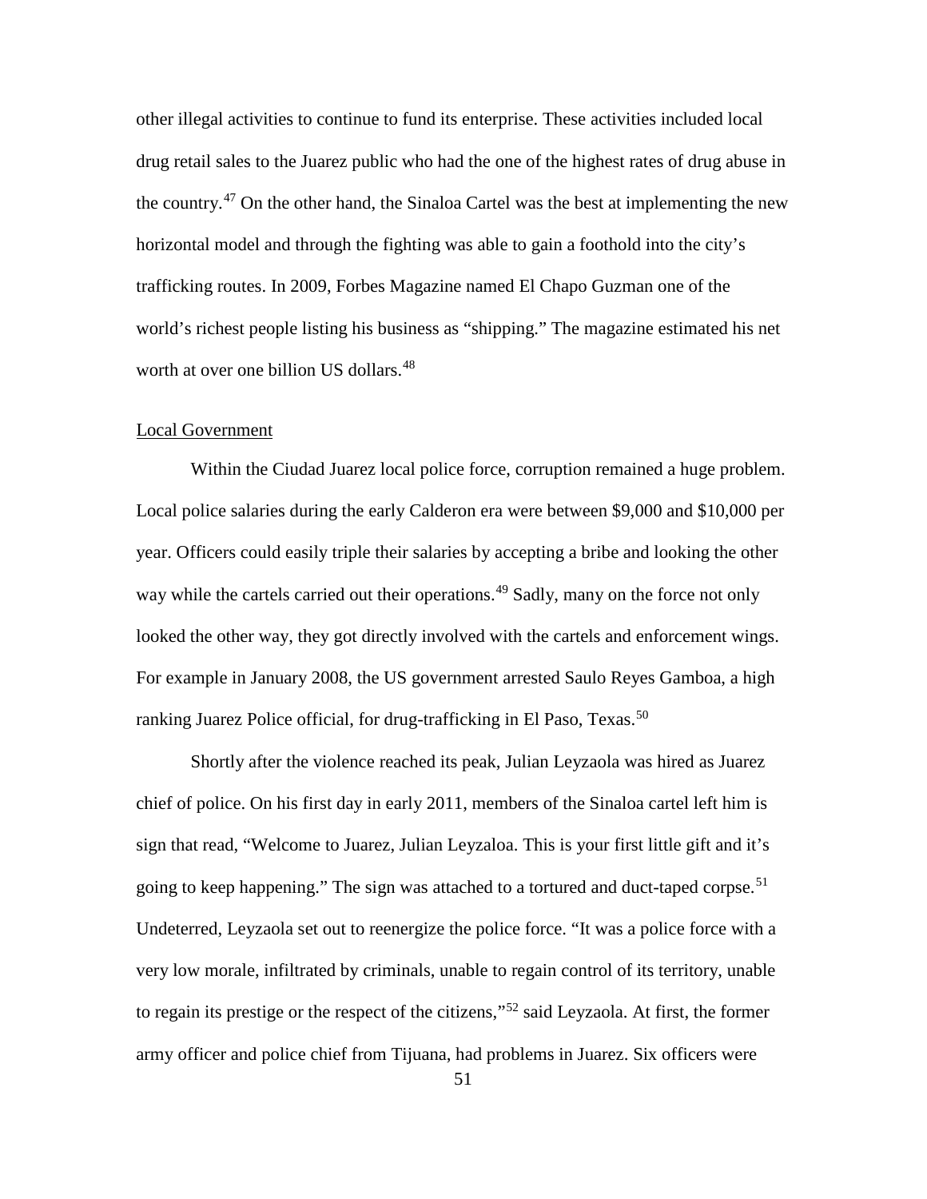other illegal activities to continue to fund its enterprise. These activities included local drug retail sales to the Juarez public who had the one of the highest rates of drug abuse in the country.[47] On the other hand, the Sinaloa Cartel was the best at implementing the new horizontal model and through the fighting was able to gain a foothold into the city's trafficking routes. In 2009, Forbes Magazine named El Chapo Guzman one of the world's richest people listing his business as "shipping." The magazine estimated his net worth at over one billion US dollars.[48]

<u>Local Government</u>

Within the Ciudad Juarez local police force, corruption remained a huge problem. Local police salaries during the early Calderon era were between \$9,000 and \$10,000 per year. Officers could easily triple their salaries by accepting a bribe and looking the other way while the cartels carried out their operations.[49] Sadly, many on the force not only looked the other way, they got directly involved with the cartels and enforcement wings. For example in January 2008, the US government arrested Saulo Reyes Gamboa, a high ranking Juarez Police official, for drug-trafficking in El Paso, Texas.[50]

Shortly after the violence reached its peak, Julian Leyzaola was hired as Juarez chief of police. On his first day in early 2011, members of the Sinaloa cartel left him is sign that read, "Welcome to Juarez, Julian Leyzaloa. This is your first little gift and it's going to keep happening." The sign was attached to a tortured and duct-taped corpse.[51] Undeterred, Leyzaola set out to reenergize the police force. "It was a police force with a very low morale, infiltrated by criminals, unable to regain control of its territory, unable to regain its prestige or the respect of the citizens,"[52] said Leyzaola. At first, the former army officer and police chief from Tijuana, had problems in Juarez. Six officers were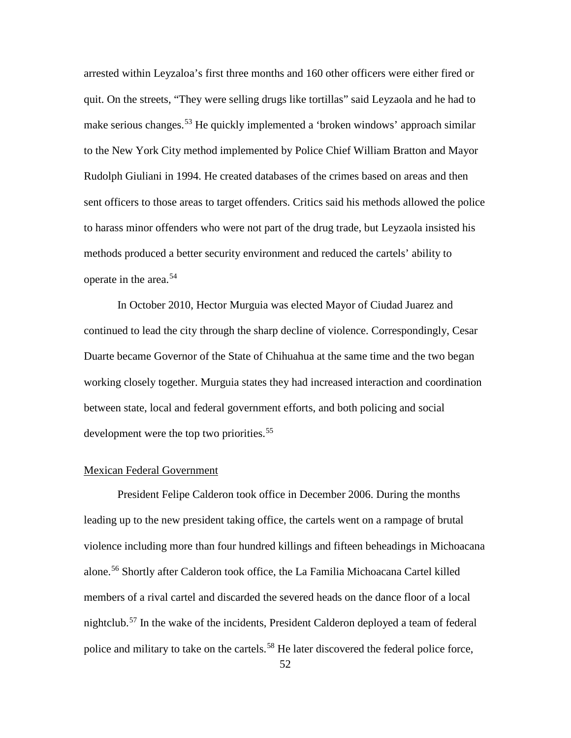arrested within Leyzaloa's first three months and 160 other officers were either fired or quit. On the streets, "They were selling drugs like tortillas" said Leyzaola and he had to make serious changes.[53] He quickly implemented a 'broken windows' approach similar to the New York City method implemented by Police Chief William Bratton and Mayor Rudolph Giuliani in 1994. He created databases of the crimes based on areas and then sent officers to those areas to target offenders. Critics said his methods allowed the police to harass minor offenders who were not part of the drug trade, but Leyzaola insisted his methods produced a better security environment and reduced the cartels' ability to operate in the area.[54]

In October 2010, Hector Murguia was elected Mayor of Ciudad Juarez and continued to lead the city through the sharp decline of violence. Correspondingly, Cesar Duarte became Governor of the State of Chihuahua at the same time and the two began working closely together. Murguia states they had increased interaction and coordination between state, local and federal government efforts, and both policing and social development were the top two priorities.[55]

<u>Mexican Federal Government</u>

President Felipe Calderon took office in December 2006. During the months leading up to the new president taking office, the cartels went on a rampage of brutal violence including more than four hundred killings and fifteen beheadings in Michoacana alone.[56] Shortly after Calderon took office, the La Familia Michoacana Cartel killed members of a rival cartel and discarded the severed heads on the dance floor of a local nightclub.[57] In the wake of the incidents, President Calderon deployed a team of federal police and military to take on the cartels.[58] He later discovered the federal police force,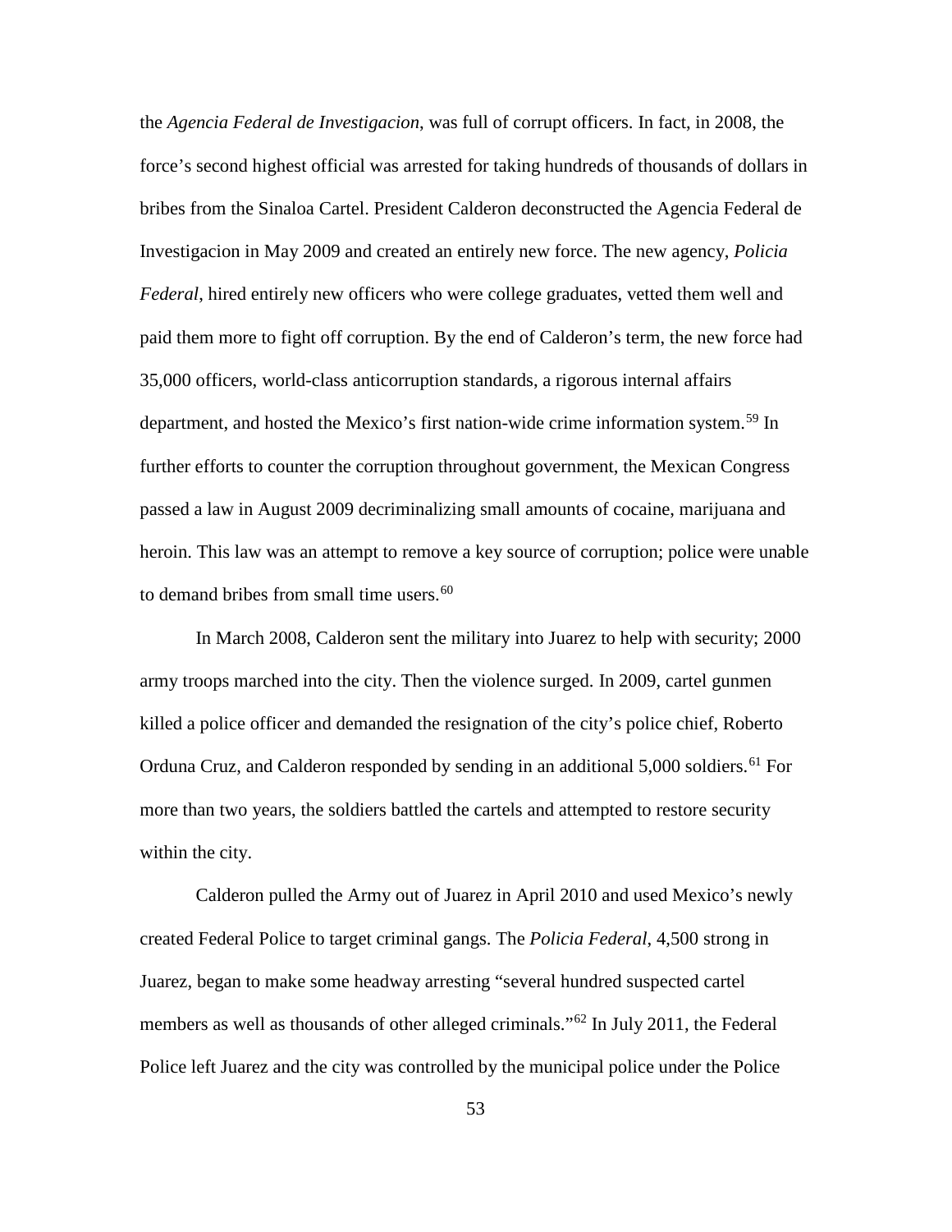the *Agencia Federal de Investigacion*, was full of corrupt officers. In fact, in 2008, the force's second highest official was arrested for taking hundreds of thousands of dollars in bribes from the Sinaloa Cartel. President Calderon deconstructed the Agencia Federal de Investigacion in May 2009 and created an entirely new force. The new agency, *Policia Federal*, hired entirely new officers who were college graduates, vetted them well and paid them more to fight off corruption. By the end of Calderon's term, the new force had 35,000 officers, world-class anticorruption standards, a rigorous internal affairs department, and hosted the Mexico's first nation-wide crime information system.[59] In further efforts to counter the corruption throughout government, the Mexican Congress passed a law in August 2009 decriminalizing small amounts of cocaine, marijuana and heroin. This law was an attempt to remove a key source of corruption; police were unable to demand bribes from small time users.[60]

In March 2008, Calderon sent the military into Juarez to help with security; 2000 army troops marched into the city. Then the violence surged. In 2009, cartel gunmen killed a police officer and demanded the resignation of the city's police chief, Roberto Orduna Cruz, and Calderon responded by sending in an additional 5,000 soldiers.[61] For more than two years, the soldiers battled the cartels and attempted to restore security within the city.

Calderon pulled the Army out of Juarez in April 2010 and used Mexico's newly created Federal Police to target criminal gangs. The *Policia Federal*, 4,500 strong in Juarez, began to make some headway arresting "several hundred suspected cartel members as well as thousands of other alleged criminals."[62] In July 2011, the Federal Police left Juarez and the city was controlled by the municipal police under the Police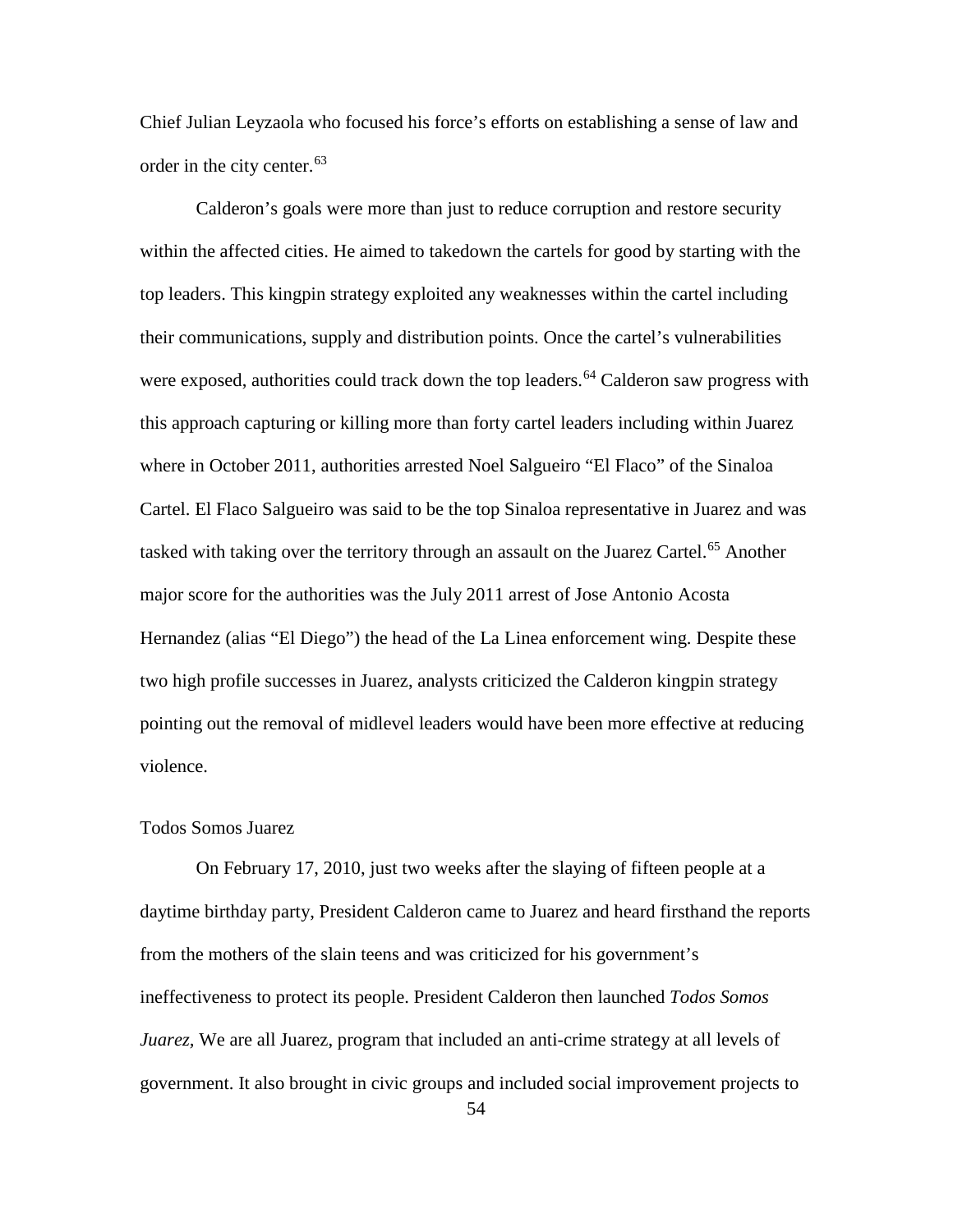Chief Julian Leyzaola who focused his force's efforts on establishing a sense of law and order in the city center.[63]

Calderon's goals were more than just to reduce corruption and restore security within the affected cities. He aimed to takedown the cartels for good by starting with the top leaders. This kingpin strategy exploited any weaknesses within the cartel including their communications, supply and distribution points. Once the cartel's vulnerabilities were exposed, authorities could track down the top leaders.[64] Calderon saw progress with this approach capturing or killing more than forty cartel leaders including within Juarez where in October 2011, authorities arrested Noel Salgueiro "El Flaco" of the Sinaloa Cartel. El Flaco Salgueiro was said to be the top Sinaloa representative in Juarez and was tasked with taking over the territory through an assault on the Juarez Cartel.[65] Another major score for the authorities was the July 2011 arrest of Jose Antonio Acosta Hernandez (alias "El Diego") the head of the La Linea enforcement wing. Despite these two high profile successes in Juarez, analysts criticized the Calderon kingpin strategy pointing out the removal of midlevel leaders would have been more effective at reducing violence.

Todos Somos Juarez

On February 17, 2010, just two weeks after the slaying of fifteen people at a daytime birthday party, President Calderon came to Juarez and heard firsthand the reports from the mothers of the slain teens and was criticized for his government's ineffectiveness to protect its people. President Calderon then launched *Todos Somos Juarez,* We are all Juarez, program that included an anti-crime strategy at all levels of government. It also brought in civic groups and included social improvement projects to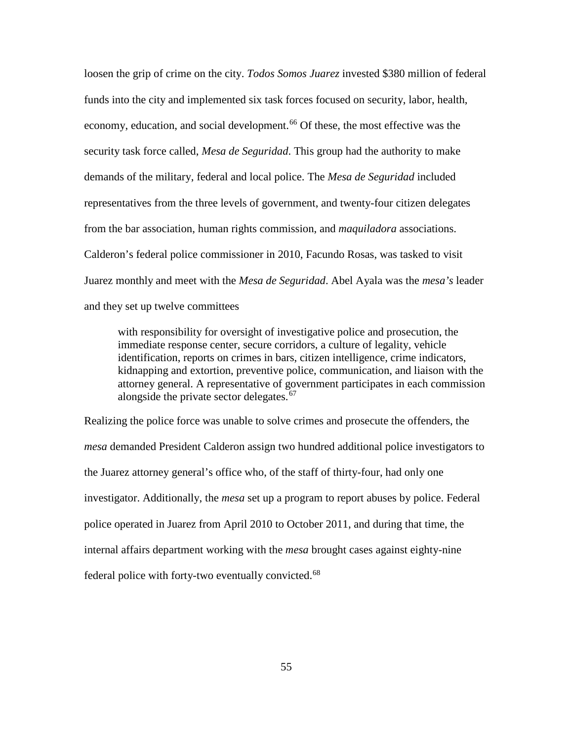loosen the grip of crime on the city. *Todos Somos Juarez* invested $380 million of federal funds into the city and implemented six task forces focused on security, labor, health, economy, education, and social development.[66] Of these, the most effective was the security task force called, *Mesa de Seguridad*. This group had the authority to make demands of the military, federal and local police. The *Mesa de Seguridad* included representatives from the three levels of government, and twenty-four citizen delegates from the bar association, human rights commission, and *maquiladora* associations. Calderon's federal police commissioner in 2010, Facundo Rosas, was tasked to visit Juarez monthly and meet with the *Mesa de Seguridad*. Abel Ayala was the *mesa's* leader and they set up twelve committees

> with responsibility for oversight of investigative police and prosecution, the immediate response center, secure corridors, a culture of legality, vehicle identification, reports on crimes in bars, citizen intelligence, crime indicators, kidnapping and extortion, preventive police, communication, and liaison with the attorney general. A representative of government participates in each commission alongside the private sector delegates.[67]

Realizing the police force was unable to solve crimes and prosecute the offenders, the *mesa* demanded President Calderon assign two hundred additional police investigators to the Juarez attorney general's office who, of the staff of thirty-four, had only one investigator. Additionally, the *mesa* set up a program to report abuses by police. Federal police operated in Juarez from April 2010 to October 2011, and during that time, the internal affairs department working with the *mesa* brought cases against eighty-nine federal police with forty-two eventually convicted.[68]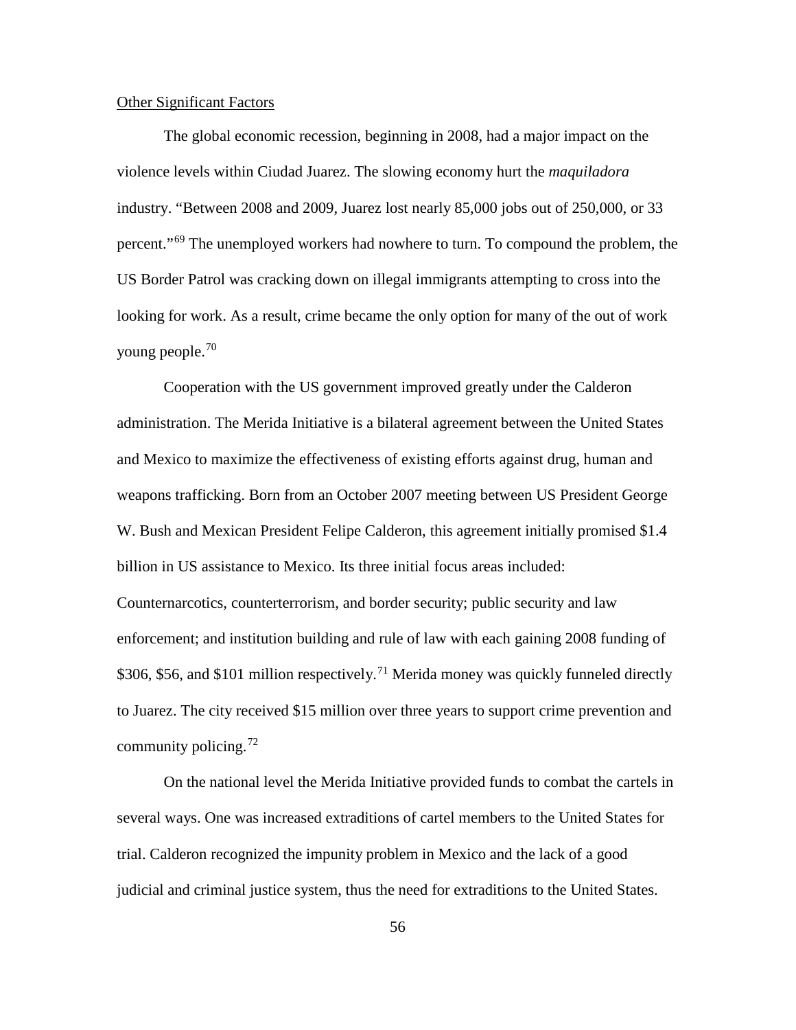Other Significant Factors

The global economic recession, beginning in 2008, had a major impact on the violence levels within Ciudad Juarez. The slowing economy hurt the *maquiladora* industry. "Between 2008 and 2009, Juarez lost nearly 85,000 jobs out of 250,000, or 33 percent."[69] The unemployed workers had nowhere to turn. To compound the problem, the US Border Patrol was cracking down on illegal immigrants attempting to cross into the looking for work. As a result, crime became the only option for many of the out of work young people.[70]

Cooperation with the US government improved greatly under the Calderon administration. The Merida Initiative is a bilateral agreement between the United States and Mexico to maximize the effectiveness of existing efforts against drug, human and weapons trafficking. Born from an October 2007 meeting between US President George W. Bush and Mexican President Felipe Calderon, this agreement initially promised $1.4 billion in US assistance to Mexico. Its three initial focus areas included: Counternarcotics, counterterrorism, and border security; public security and law enforcement; and institution building and rule of law with each gaining 2008 funding of $306, $56, and $101 million respectively.[71] Merida money was quickly funneled directly to Juarez. The city received $15 million over three years to support crime prevention and community policing.[72]

On the national level the Merida Initiative provided funds to combat the cartels in several ways. One was increased extraditions of cartel members to the United States for trial. Calderon recognized the impunity problem in Mexico and the lack of a good judicial and criminal justice system, thus the need for extraditions to the United States.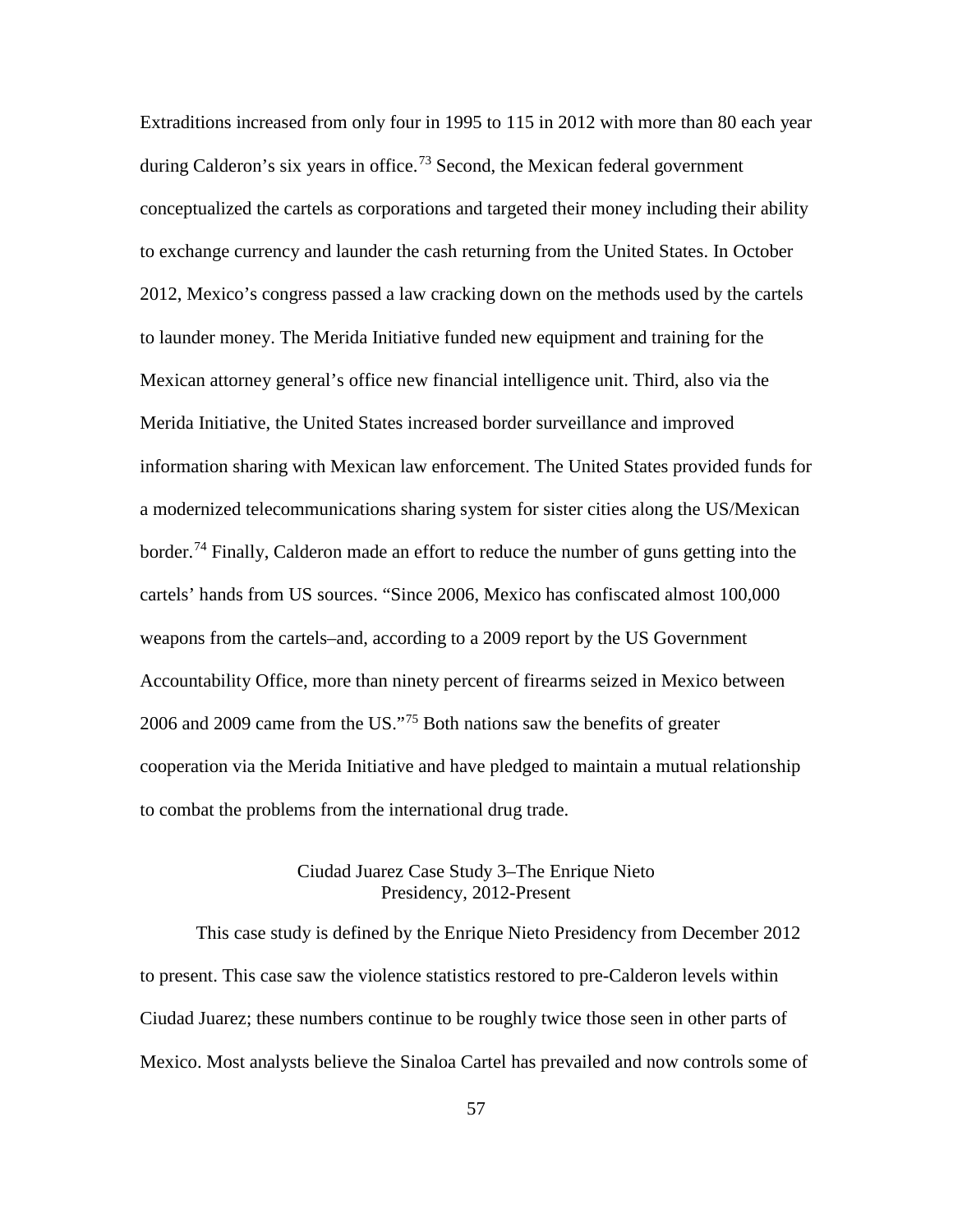Extraditions increased from only four in 1995 to 115 in 2012 with more than 80 each year during Calderon's six years in office.[73] Second, the Mexican federal government conceptualized the cartels as corporations and targeted their money including their ability to exchange currency and launder the cash returning from the United States. In October 2012, Mexico's congress passed a law cracking down on the methods used by the cartels to launder money. The Merida Initiative funded new equipment and training for the Mexican attorney general's office new financial intelligence unit. Third, also via the Merida Initiative, the United States increased border surveillance and improved information sharing with Mexican law enforcement. The United States provided funds for a modernized telecommunications sharing system for sister cities along the US/Mexican border.[74] Finally, Calderon made an effort to reduce the number of guns getting into the cartels' hands from US sources. "Since 2006, Mexico has confiscated almost 100,000 weapons from the cartels–and, according to a 2009 report by the US Government Accountability Office, more than ninety percent of firearms seized in Mexico between 2006 and 2009 came from the US."[75] Both nations saw the benefits of greater cooperation via the Merida Initiative and have pledged to maintain a mutual relationship to combat the problems from the international drug trade.

### Ciudad Juarez Case Study 3–The Enrique Nieto Presidency, 2012-Present

This case study is defined by the Enrique Nieto Presidency from December 2012 to present. This case saw the violence statistics restored to pre-Calderon levels within Ciudad Juarez; these numbers continue to be roughly twice those seen in other parts of Mexico. Most analysts believe the Sinaloa Cartel has prevailed and now controls some of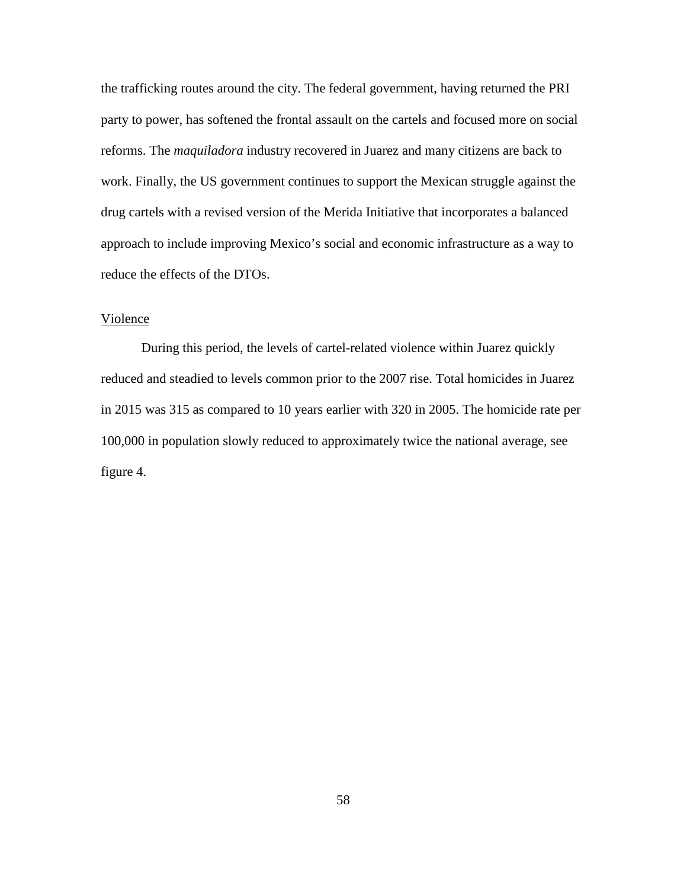the trafficking routes around the city. The federal government, having returned the PRI party to power, has softened the frontal assault on the cartels and focused more on social reforms. The *maquiladora* industry recovered in Juarez and many citizens are back to work. Finally, the US government continues to support the Mexican struggle against the drug cartels with a revised version of the Merida Initiative that incorporates a balanced approach to include improving Mexico's social and economic infrastructure as a way to reduce the effects of the DTOs.

<u>Violence</u>

During this period, the levels of cartel-related violence within Juarez quickly reduced and steadied to levels common prior to the 2007 rise. Total homicides in Juarez in 2015 was 315 as compared to 10 years earlier with 320 in 2005. The homicide rate per 100,000 in population slowly reduced to approximately twice the national average, see figure 4.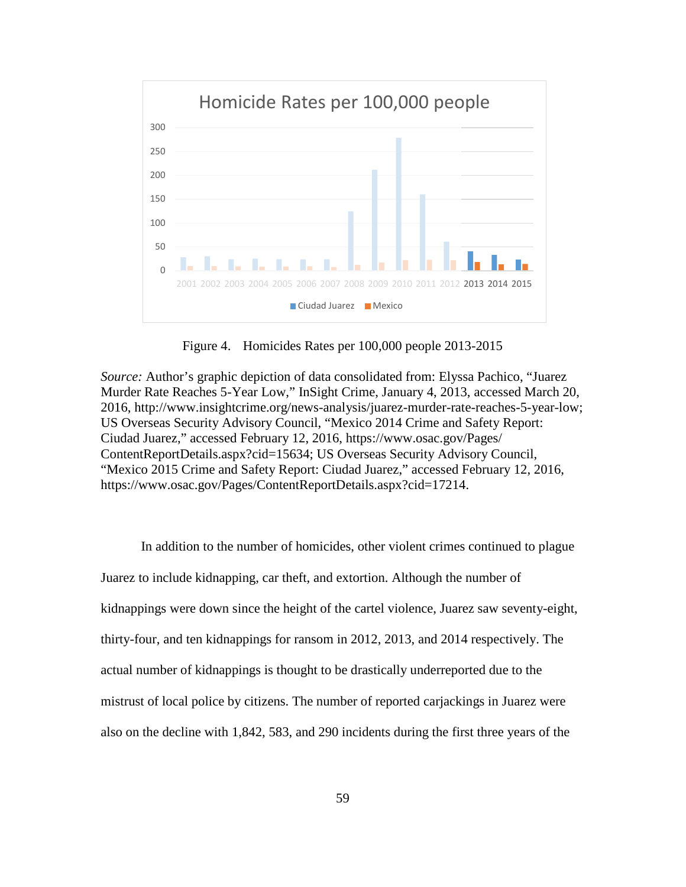Figure 4. Homicides Rates per 100,000 people 2013-2015

*Source:* Author's graphic depiction of data consolidated from: Elyssa Pachico, "Juarez Murder Rate Reaches 5-Year Low," InSight Crime, January 4, 2013, accessed March 20, 2016, http://www.insightcrime.org/news-analysis/juarez-murder-rate-reaches-5-year-low; US Overseas Security Advisory Council, "Mexico 2014 Crime and Safety Report: Ciudad Juarez," accessed February 12, 2016, https://www.osac.gov/Pages/ContentReportDetails.aspx?cid=15634; US Overseas Security Advisory Council, "Mexico 2015 Crime and Safety Report: Ciudad Juarez," accessed February 12, 2016, https://www.osac.gov/Pages/ContentReportDetails.aspx?cid=17214.

In addition to the number of homicides, other violent crimes continued to plague Juarez to include kidnapping, car theft, and extortion. Although the number of kidnappings were down since the height of the cartel violence, Juarez saw seventy-eight, thirty-four, and ten kidnappings for ransom in 2012, 2013, and 2014 respectively. The actual number of kidnappings is thought to be drastically underreported due to the mistrust of local police by citizens. The number of reported carjackings in Juarez were also on the decline with 1,842, 583, and 290 incidents during the first three years of the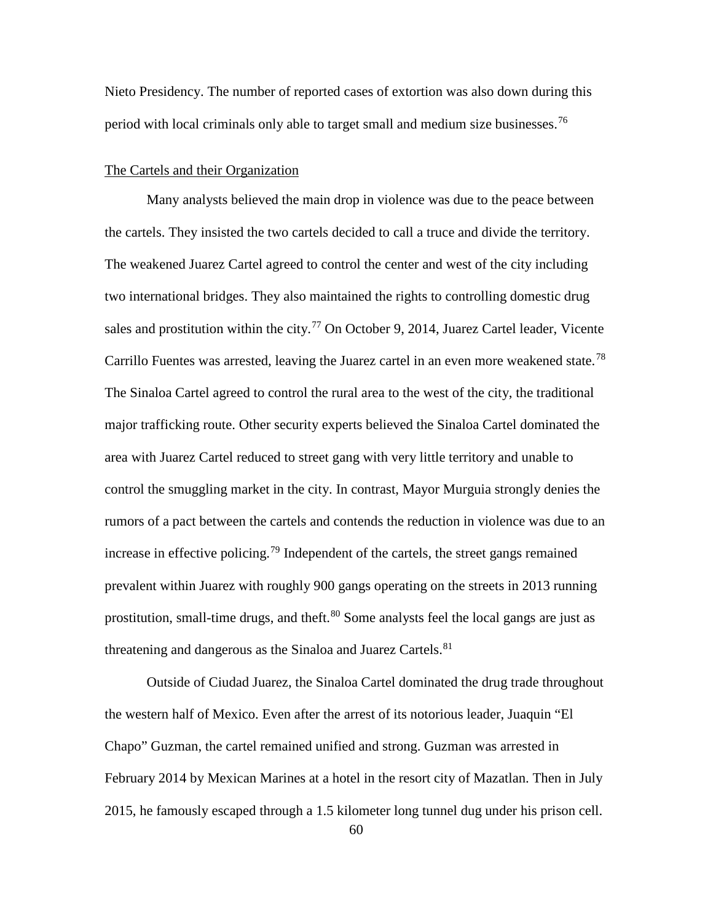Nieto Presidency. The number of reported cases of extortion was also down during this period with local criminals only able to target small and medium size businesses.[76]

## The Cartels and their Organization

Many analysts believed the main drop in violence was due to the peace between the cartels. They insisted the two cartels decided to call a truce and divide the territory. The weakened Juarez Cartel agreed to control the center and west of the city including two international bridges. They also maintained the rights to controlling domestic drug sales and prostitution within the city.[77] On October 9, 2014, Juarez Cartel leader, Vicente Carrillo Fuentes was arrested, leaving the Juarez cartel in an even more weakened state.[78] The Sinaloa Cartel agreed to control the rural area to the west of the city, the traditional major trafficking route. Other security experts believed the Sinaloa Cartel dominated the area with Juarez Cartel reduced to street gang with very little territory and unable to control the smuggling market in the city. In contrast, Mayor Murguia strongly denies the rumors of a pact between the cartels and contends the reduction in violence was due to an increase in effective policing.[79] Independent of the cartels, the street gangs remained prevalent within Juarez with roughly 900 gangs operating on the streets in 2013 running prostitution, small-time drugs, and theft.[80] Some analysts feel the local gangs are just as threatening and dangerous as the Sinaloa and Juarez Cartels.[81]

Outside of Ciudad Juarez, the Sinaloa Cartel dominated the drug trade throughout the western half of Mexico. Even after the arrest of its notorious leader, Juaquin "El Chapo" Guzman, the cartel remained unified and strong. Guzman was arrested in February 2014 by Mexican Marines at a hotel in the resort city of Mazatlan. Then in July 2015, he famously escaped through a 1.5 kilometer long tunnel dug under his prison cell.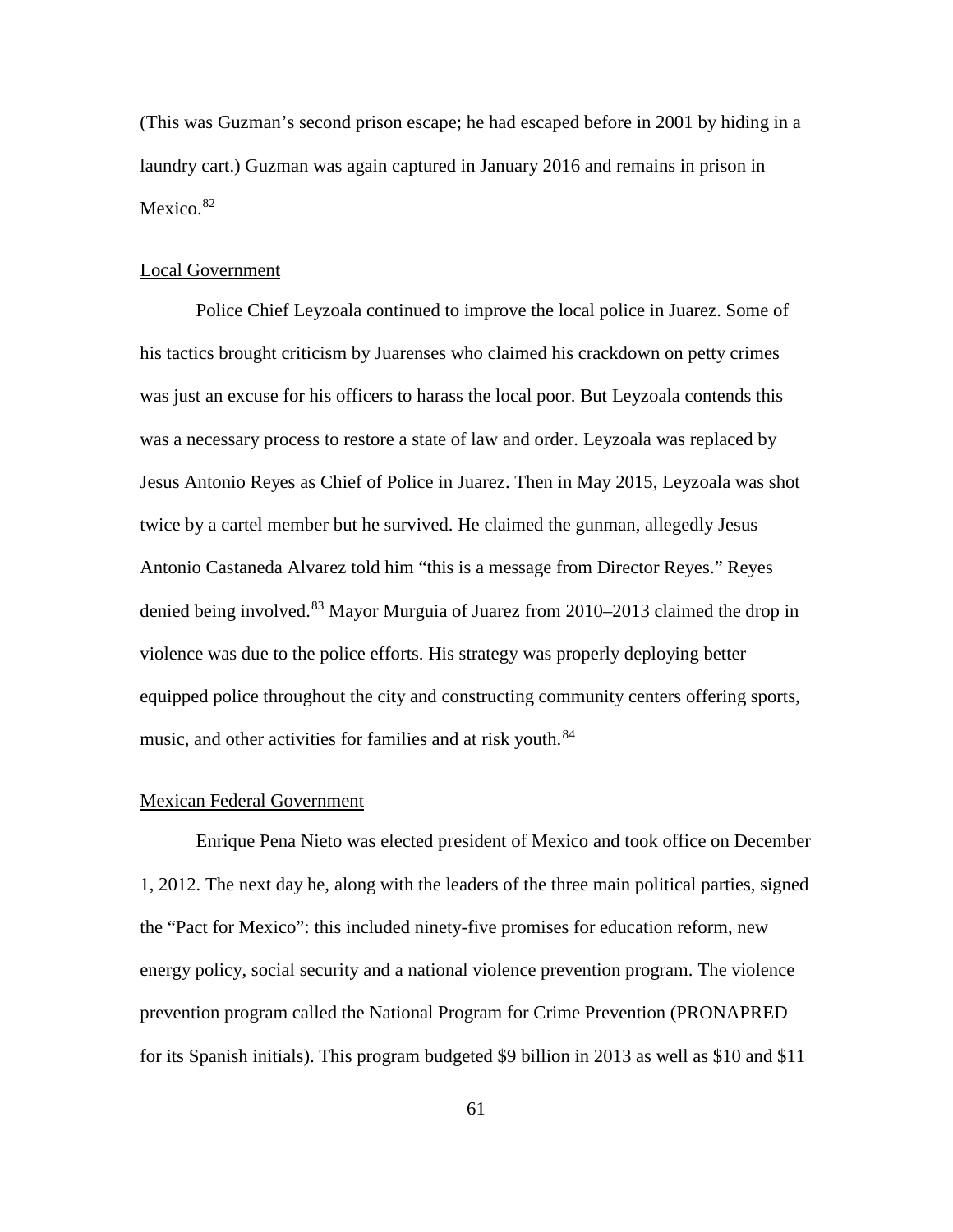(This was Guzman's second prison escape; he had escaped before in 2001 by hiding in a laundry cart.) Guzman was again captured in January 2016 and remains in prison in Mexico.[82]

### Local Government

Police Chief Leyzoala continued to improve the local police in Juarez. Some of his tactics brought criticism by Juarenses who claimed his crackdown on petty crimes was just an excuse for his officers to harass the local poor. But Leyzoala contends this was a necessary process to restore a state of law and order. Leyzoala was replaced by Jesus Antonio Reyes as Chief of Police in Juarez. Then in May 2015, Leyzoala was shot twice by a cartel member but he survived. He claimed the gunman, allegedly Jesus Antonio Castaneda Alvarez told him "this is a message from Director Reyes." Reyes denied being involved.[83] Mayor Murguia of Juarez from 2010–2013 claimed the drop in violence was due to the police efforts. His strategy was properly deploying better equipped police throughout the city and constructing community centers offering sports, music, and other activities for families and at risk youth.[84]

### Mexican Federal Government

Enrique Pena Nieto was elected president of Mexico and took office on December 1, 2012. The next day he, along with the leaders of the three main political parties, signed the "Pact for Mexico": this included ninety-five promises for education reform, new energy policy, social security and a national violence prevention program. The violence prevention program called the National Program for Crime Prevention (PRONAPRED for its Spanish initials). This program budgeted $9 billion in 2013 as well as $10 and $11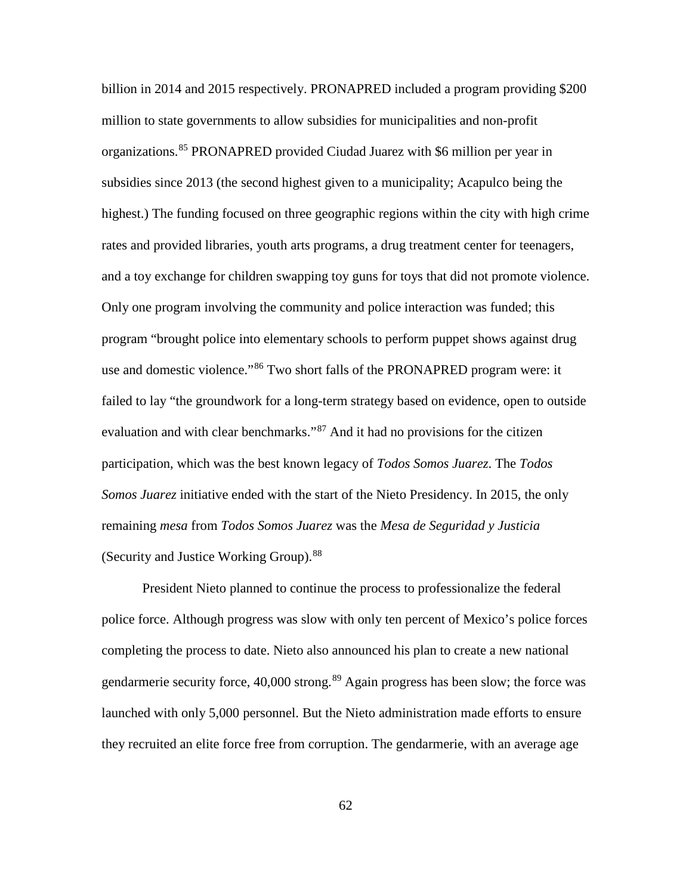billion in 2014 and 2015 respectively. PRONAPRED included a program providing $200 million to state governments to allow subsidies for municipalities and non-profit organizations.[85] PRONAPRED provided Ciudad Juarez with $6 million per year in subsidies since 2013 (the second highest given to a municipality; Acapulco being the highest.) The funding focused on three geographic regions within the city with high crime rates and provided libraries, youth arts programs, a drug treatment center for teenagers, and a toy exchange for children swapping toy guns for toys that did not promote violence. Only one program involving the community and police interaction was funded; this program "brought police into elementary schools to perform puppet shows against drug use and domestic violence."[86] Two short falls of the PRONAPRED program were: it failed to lay "the groundwork for a long-term strategy based on evidence, open to outside evaluation and with clear benchmarks."[87] And it had no provisions for the citizen participation, which was the best known legacy of *Todos Somos Juarez*. The *Todos Somos Juarez* initiative ended with the start of the Nieto Presidency. In 2015, the only remaining *mesa* from *Todos Somos Juarez* was the *Mesa de Seguridad y Justicia* (Security and Justice Working Group).[88]

President Nieto planned to continue the process to professionalize the federal police force. Although progress was slow with only ten percent of Mexico's police forces completing the process to date. Nieto also announced his plan to create a new national gendarmerie security force, 40,000 strong.[89] Again progress has been slow; the force was launched with only 5,000 personnel. But the Nieto administration made efforts to ensure they recruited an elite force free from corruption. The gendarmerie, with an average age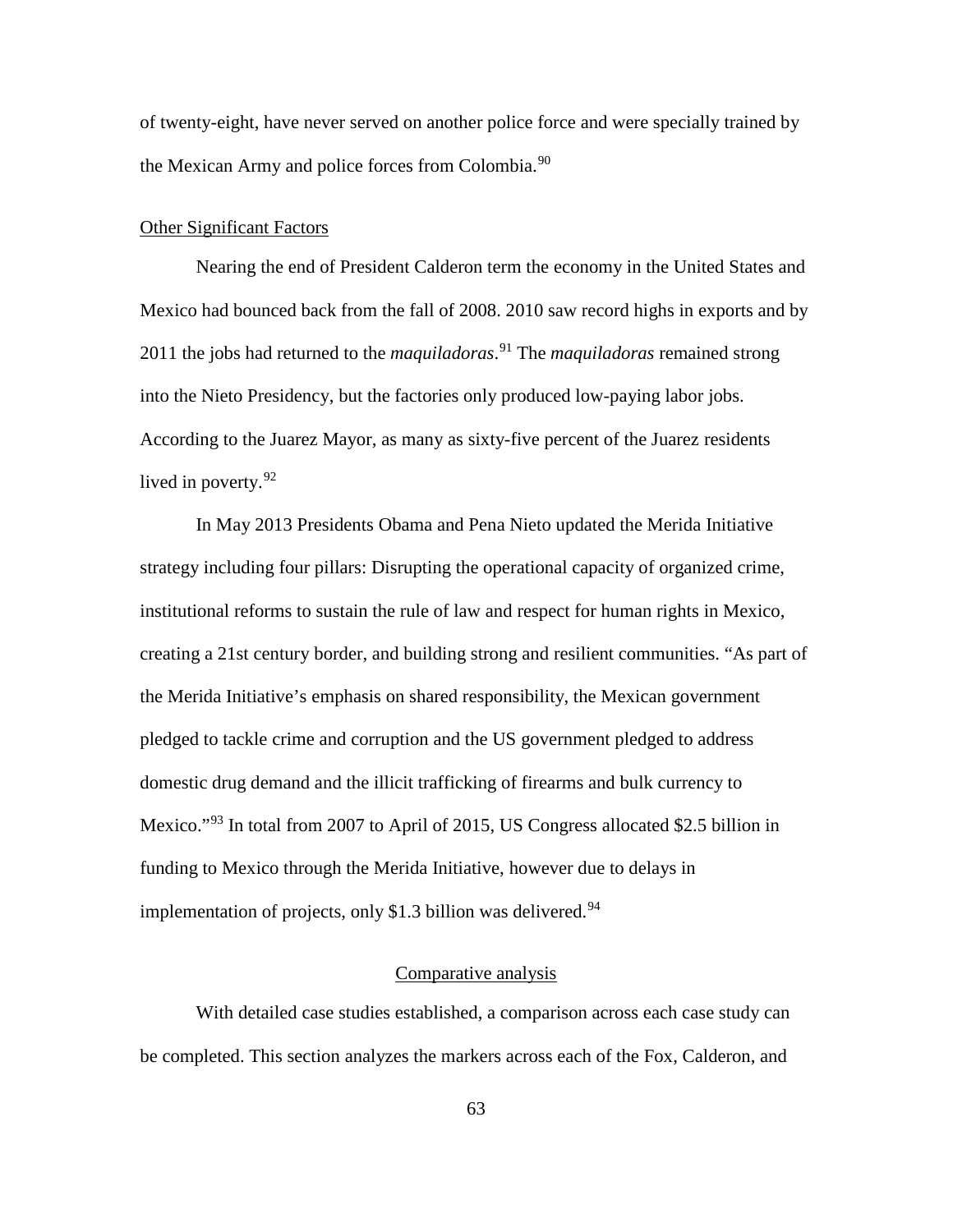of twenty-eight, have never served on another police force and were specially trained by the Mexican Army and police forces from Colombia.[90]

Other Significant Factors

Nearing the end of President Calderon term the economy in the United States and Mexico had bounced back from the fall of 2008. 2010 saw record highs in exports and by 2011 the jobs had returned to the *maquiladoras*.[91] The *maquiladoras* remained strong into the Nieto Presidency, but the factories only produced low-paying labor jobs. According to the Juarez Mayor, as many as sixty-five percent of the Juarez residents lived in poverty.[92]

In May 2013 Presidents Obama and Pena Nieto updated the Merida Initiative strategy including four pillars: Disrupting the operational capacity of organized crime, institutional reforms to sustain the rule of law and respect for human rights in Mexico, creating a 21st century border, and building strong and resilient communities. "As part of the Merida Initiative's emphasis on shared responsibility, the Mexican government pledged to tackle crime and corruption and the US government pledged to address domestic drug demand and the illicit trafficking of firearms and bulk currency to Mexico."[93] In total from 2007 to April of 2015, US Congress allocated $2.5 billion in funding to Mexico through the Merida Initiative, however due to delays in implementation of projects, only $1.3 billion was delivered.[94]

## Comparative analysis

With detailed case studies established, a comparison across each case study can be completed. This section analyzes the markers across each of the Fox, Calderon, and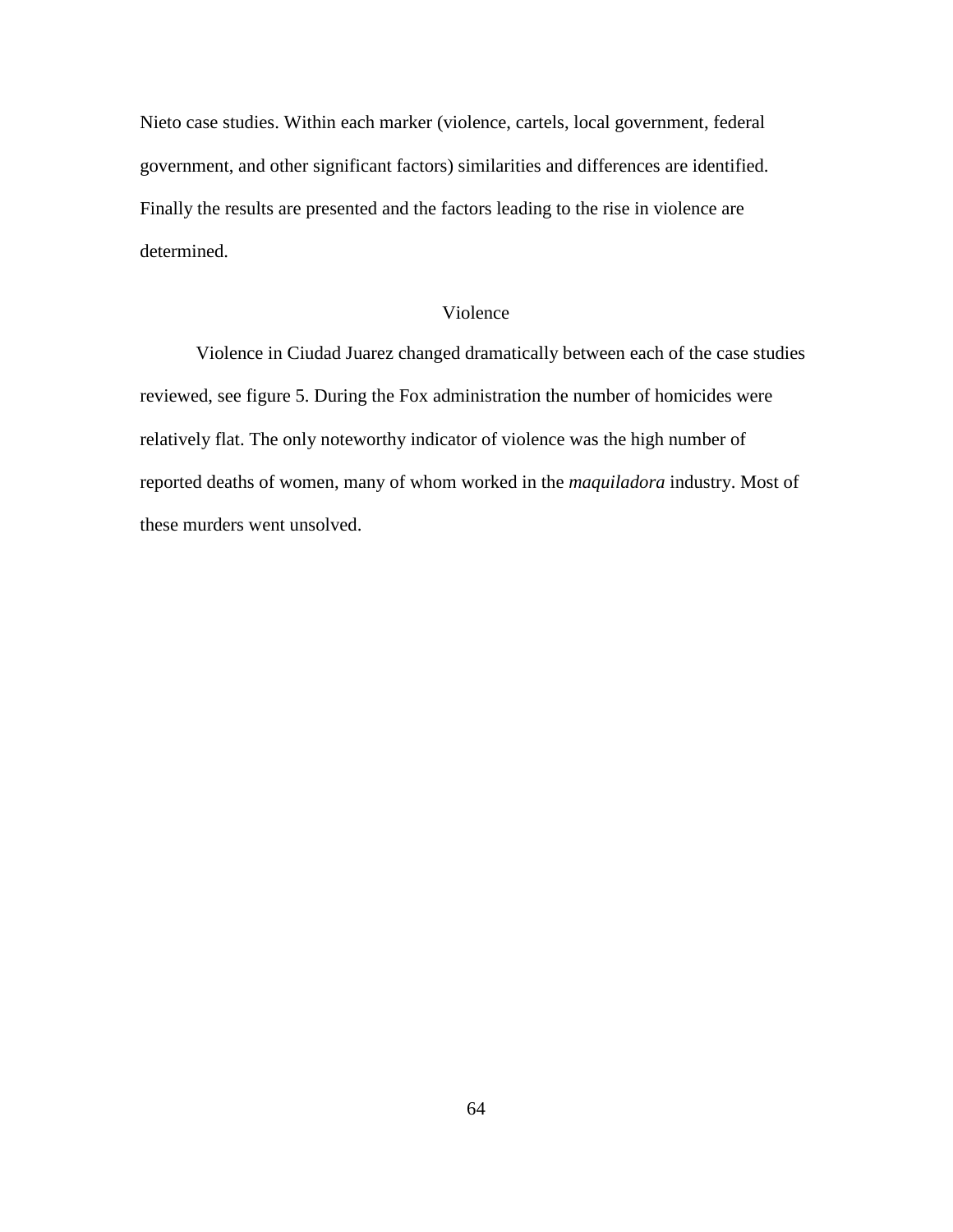Nieto case studies. Within each marker (violence, cartels, local government, federal government, and other significant factors) similarities and differences are identified. Finally the results are presented and the factors leading to the rise in violence are determined.

## Violence

Violence in Ciudad Juarez changed dramatically between each of the case studies reviewed, see figure 5. During the Fox administration the number of homicides were relatively flat. The only noteworthy indicator of violence was the high number of reported deaths of women, many of whom worked in the *maquiladora* industry. Most of these murders went unsolved.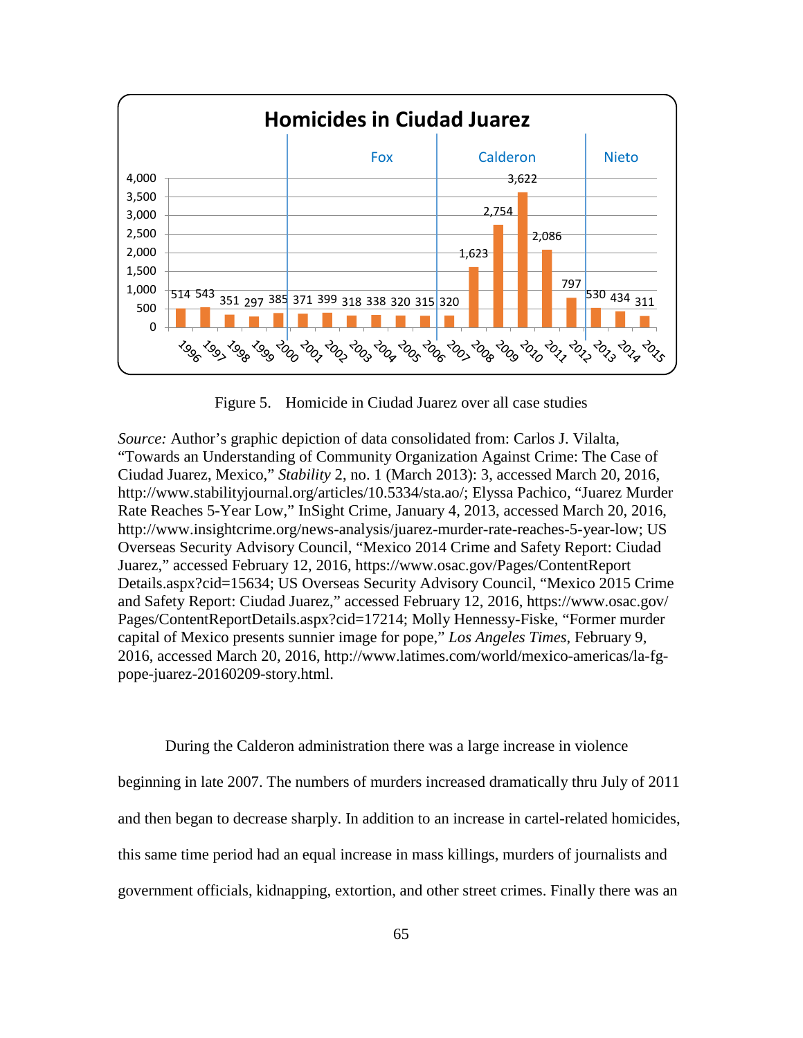**Homicides in Ciudad Juarez**

| Year | Homicides | Administration |
|---|---|---|
| 1996 | 514 | |
| 1997 | 543 | |
| 1998 | 351 | |
| 1999 | 297 | |
| 2000 | 385 | |
| 2001 | 371 | Fox |
| 2002 | 399 | Fox |
| 2003 | 318 | Fox |
| 2004 | 338 | Fox |
| 2005 | 320 | Fox |
| 2006 | 315 | Fox |
| 2007 | 320 | Calderon |
| 2008 | 1,623 | Calderon |
| 2009 | 2,754 | Calderon |
| 2010 | 3,622 | Calderon |
| 2011 | 2,086 | Calderon |
| 2012 | 797 | Calderon |
| 2013 | 530 | Nieto |
| 2014 | 434 | Nieto |
| 2015 | 311 | Nieto |

Figure 5. Homicide in Ciudad Juarez over all case studies

*Source:* Author's graphic depiction of data consolidated from: Carlos J. Vilalta, "Towards an Understanding of Community Organization Against Crime: The Case of Ciudad Juarez, Mexico," *Stability* 2, no. 1 (March 2013): 3, accessed March 20, 2016, http://www.stabilityjournal.org/articles/10.5334/sta.ao/; Elyssa Pachico, "Juarez Murder Rate Reaches 5-Year Low," InSight Crime, January 4, 2013, accessed March 20, 2016, http://www.insightcrime.org/news-analysis/juarez-murder-rate-reaches-5-year-low; US Overseas Security Advisory Council, "Mexico 2014 Crime and Safety Report: Ciudad Juarez," accessed February 12, 2016, https://www.osac.gov/Pages/ContentReport Details.aspx?cid=15634; US Overseas Security Advisory Council, "Mexico 2015 Crime and Safety Report: Ciudad Juarez," accessed February 12, 2016, https://www.osac.gov/Pages/ContentReportDetails.aspx?cid=17214; Molly Hennessy-Fiske, "Former murder capital of Mexico presents sunnier image for pope," *Los Angeles Times*, February 9, 2016, accessed March 20, 2016, http://www.latimes.com/world/mexico-americas/la-fg-pope-juarez-20160209-story.html.

During the Calderon administration there was a large increase in violence beginning in late 2007. The numbers of murders increased dramatically thru July of 2011 and then began to decrease sharply. In addition to an increase in cartel-related homicides, this same time period had an equal increase in mass killings, murders of journalists and government officials, kidnapping, extortion, and other street crimes. Finally there was an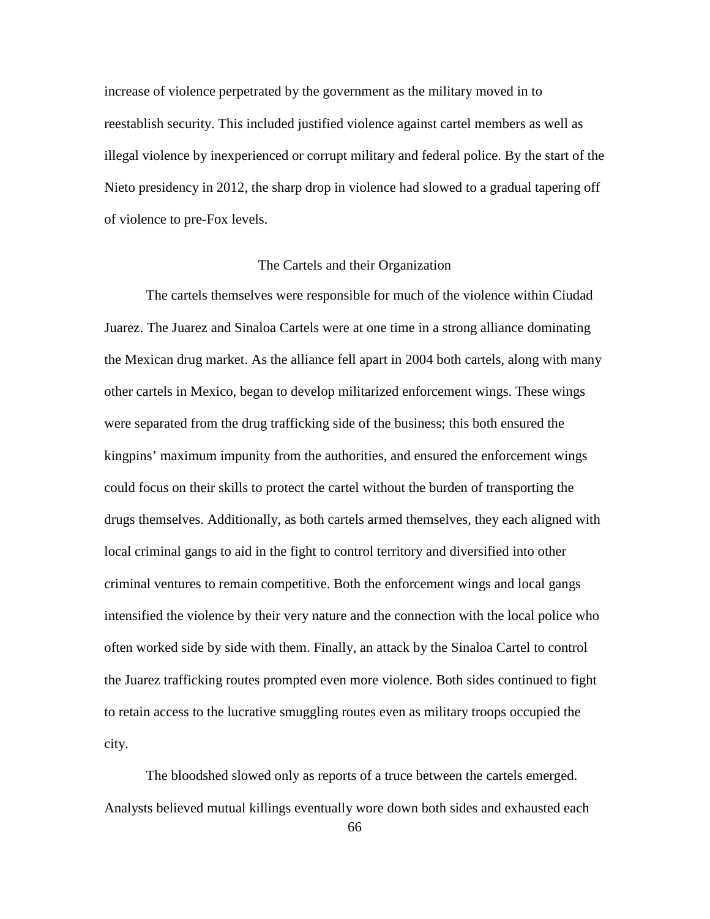increase of violence perpetrated by the government as the military moved in to reestablish security. This included justified violence against cartel members as well as illegal violence by inexperienced or corrupt military and federal police. By the start of the Nieto presidency in 2012, the sharp drop in violence had slowed to a gradual tapering off of violence to pre-Fox levels.

## The Cartels and their Organization

The cartels themselves were responsible for much of the violence within Ciudad Juarez. The Juarez and Sinaloa Cartels were at one time in a strong alliance dominating the Mexican drug market. As the alliance fell apart in 2004 both cartels, along with many other cartels in Mexico, began to develop militarized enforcement wings. These wings were separated from the drug trafficking side of the business; this both ensured the kingpins' maximum impunity from the authorities, and ensured the enforcement wings could focus on their skills to protect the cartel without the burden of transporting the drugs themselves. Additionally, as both cartels armed themselves, they each aligned with local criminal gangs to aid in the fight to control territory and diversified into other criminal ventures to remain competitive. Both the enforcement wings and local gangs intensified the violence by their very nature and the connection with the local police who often worked side by side with them. Finally, an attack by the Sinaloa Cartel to control the Juarez trafficking routes prompted even more violence. Both sides continued to fight to retain access to the lucrative smuggling routes even as military troops occupied the city.

The bloodshed slowed only as reports of a truce between the cartels emerged. Analysts believed mutual killings eventually wore down both sides and exhausted each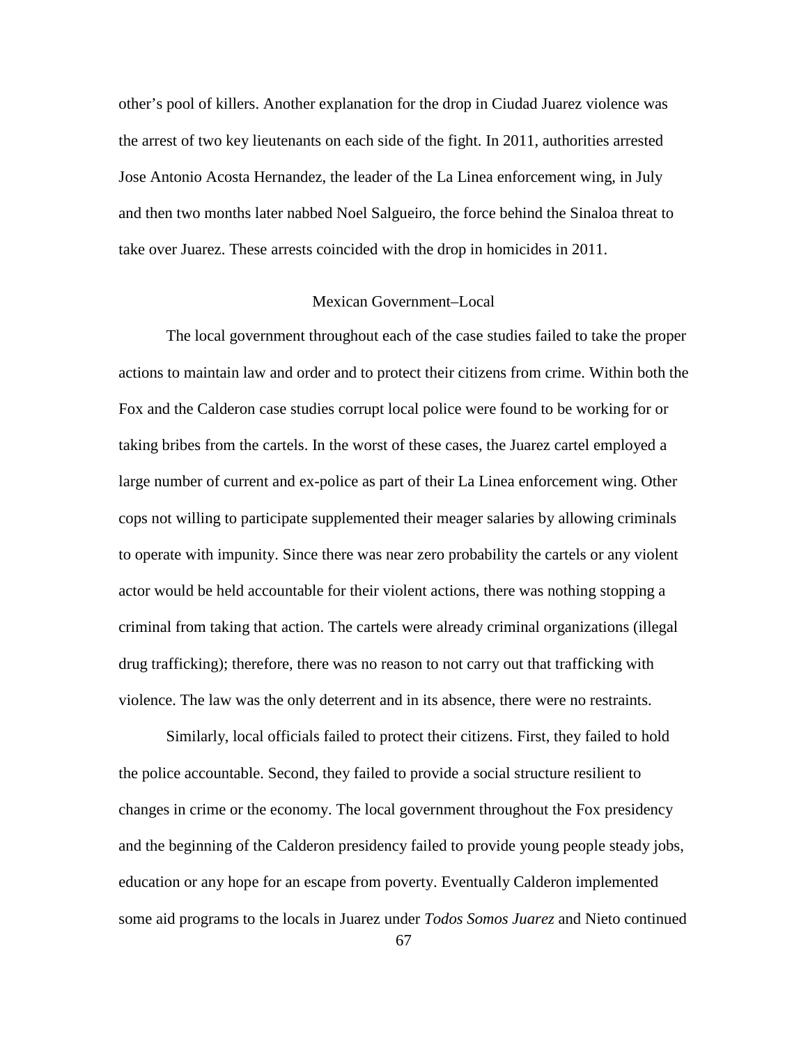other's pool of killers. Another explanation for the drop in Ciudad Juarez violence was the arrest of two key lieutenants on each side of the fight. In 2011, authorities arrested Jose Antonio Acosta Hernandez, the leader of the La Linea enforcement wing, in July and then two months later nabbed Noel Salgueiro, the force behind the Sinaloa threat to take over Juarez. These arrests coincided with the drop in homicides in 2011.

## Mexican Government–Local

The local government throughout each of the case studies failed to take the proper actions to maintain law and order and to protect their citizens from crime. Within both the Fox and the Calderon case studies corrupt local police were found to be working for or taking bribes from the cartels. In the worst of these cases, the Juarez cartel employed a large number of current and ex-police as part of their La Linea enforcement wing. Other cops not willing to participate supplemented their meager salaries by allowing criminals to operate with impunity. Since there was near zero probability the cartels or any violent actor would be held accountable for their violent actions, there was nothing stopping a criminal from taking that action. The cartels were already criminal organizations (illegal drug trafficking); therefore, there was no reason to not carry out that trafficking with violence. The law was the only deterrent and in its absence, there were no restraints.

Similarly, local officials failed to protect their citizens. First, they failed to hold the police accountable. Second, they failed to provide a social structure resilient to changes in crime or the economy. The local government throughout the Fox presidency and the beginning of the Calderon presidency failed to provide young people steady jobs, education or any hope for an escape from poverty. Eventually Calderon implemented some aid programs to the locals in Juarez under *Todos Somos Juarez* and Nieto continued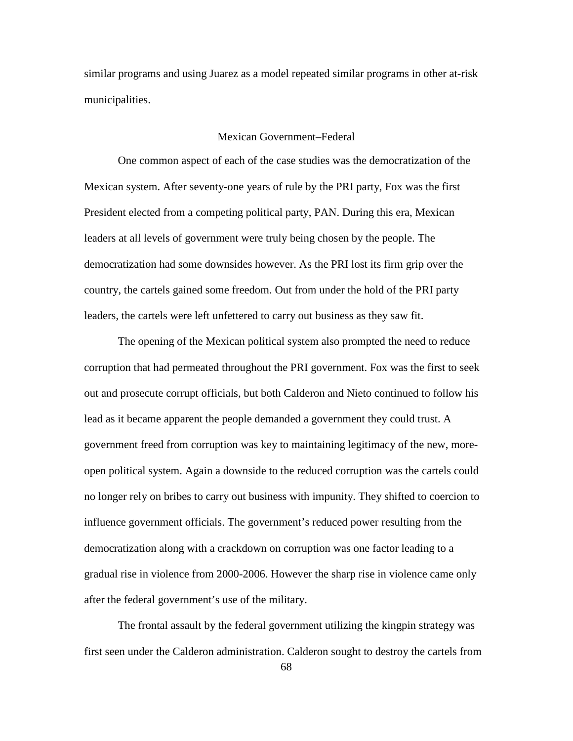similar programs and using Juarez as a model repeated similar programs in other at-risk municipalities.

## Mexican Government–Federal

One common aspect of each of the case studies was the democratization of the Mexican system. After seventy-one years of rule by the PRI party, Fox was the first President elected from a competing political party, PAN. During this era, Mexican leaders at all levels of government were truly being chosen by the people. The democratization had some downsides however. As the PRI lost its firm grip over the country, the cartels gained some freedom. Out from under the hold of the PRI party leaders, the cartels were left unfettered to carry out business as they saw fit.

The opening of the Mexican political system also prompted the need to reduce corruption that had permeated throughout the PRI government. Fox was the first to seek out and prosecute corrupt officials, but both Calderon and Nieto continued to follow his lead as it became apparent the people demanded a government they could trust. A government freed from corruption was key to maintaining legitimacy of the new, more-open political system. Again a downside to the reduced corruption was the cartels could no longer rely on bribes to carry out business with impunity. They shifted to coercion to influence government officials. The government's reduced power resulting from the democratization along with a crackdown on corruption was one factor leading to a gradual rise in violence from 2000-2006. However the sharp rise in violence came only after the federal government's use of the military.

The frontal assault by the federal government utilizing the kingpin strategy was first seen under the Calderon administration. Calderon sought to destroy the cartels from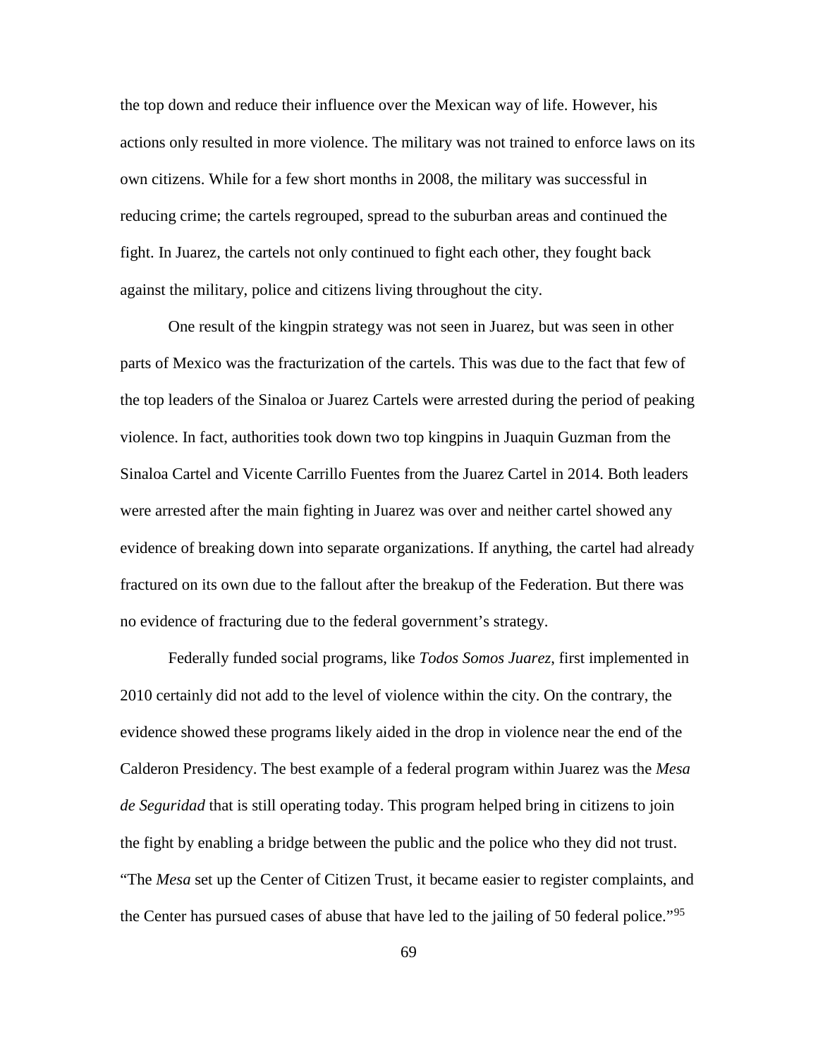the top down and reduce their influence over the Mexican way of life. However, his actions only resulted in more violence. The military was not trained to enforce laws on its own citizens. While for a few short months in 2008, the military was successful in reducing crime; the cartels regrouped, spread to the suburban areas and continued the fight. In Juarez, the cartels not only continued to fight each other, they fought back against the military, police and citizens living throughout the city.

One result of the kingpin strategy was not seen in Juarez, but was seen in other parts of Mexico was the fracturization of the cartels. This was due to the fact that few of the top leaders of the Sinaloa or Juarez Cartels were arrested during the period of peaking violence. In fact, authorities took down two top kingpins in Juaquin Guzman from the Sinaloa Cartel and Vicente Carrillo Fuentes from the Juarez Cartel in 2014. Both leaders were arrested after the main fighting in Juarez was over and neither cartel showed any evidence of breaking down into separate organizations. If anything, the cartel had already fractured on its own due to the fallout after the breakup of the Federation. But there was no evidence of fracturing due to the federal government's strategy.

Federally funded social programs, like *Todos Somos Juarez*, first implemented in 2010 certainly did not add to the level of violence within the city. On the contrary, the evidence showed these programs likely aided in the drop in violence near the end of the Calderon Presidency. The best example of a federal program within Juarez was the *Mesa de Seguridad* that is still operating today. This program helped bring in citizens to join the fight by enabling a bridge between the public and the police who they did not trust. "The *Mesa* set up the Center of Citizen Trust, it became easier to register complaints, and the Center has pursued cases of abuse that have led to the jailing of 50 federal police."[95]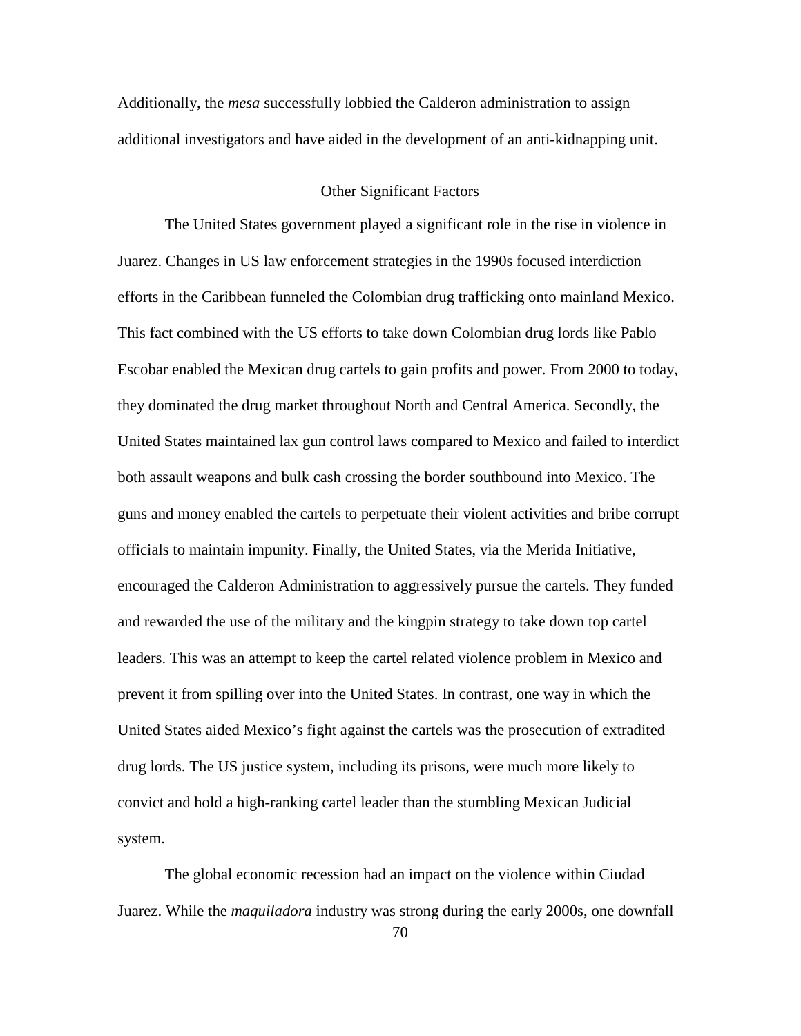Additionally, the *mesa* successfully lobbied the Calderon administration to assign additional investigators and have aided in the development of an anti-kidnapping unit.

## Other Significant Factors

The United States government played a significant role in the rise in violence in Juarez. Changes in US law enforcement strategies in the 1990s focused interdiction efforts in the Caribbean funneled the Colombian drug trafficking onto mainland Mexico. This fact combined with the US efforts to take down Colombian drug lords like Pablo Escobar enabled the Mexican drug cartels to gain profits and power. From 2000 to today, they dominated the drug market throughout North and Central America. Secondly, the United States maintained lax gun control laws compared to Mexico and failed to interdict both assault weapons and bulk cash crossing the border southbound into Mexico. The guns and money enabled the cartels to perpetuate their violent activities and bribe corrupt officials to maintain impunity. Finally, the United States, via the Merida Initiative, encouraged the Calderon Administration to aggressively pursue the cartels. They funded and rewarded the use of the military and the kingpin strategy to take down top cartel leaders. This was an attempt to keep the cartel related violence problem in Mexico and prevent it from spilling over into the United States. In contrast, one way in which the United States aided Mexico's fight against the cartels was the prosecution of extradited drug lords. The US justice system, including its prisons, were much more likely to convict and hold a high-ranking cartel leader than the stumbling Mexican Judicial system.

The global economic recession had an impact on the violence within Ciudad Juarez. While the *maquiladora* industry was strong during the early 2000s, one downfall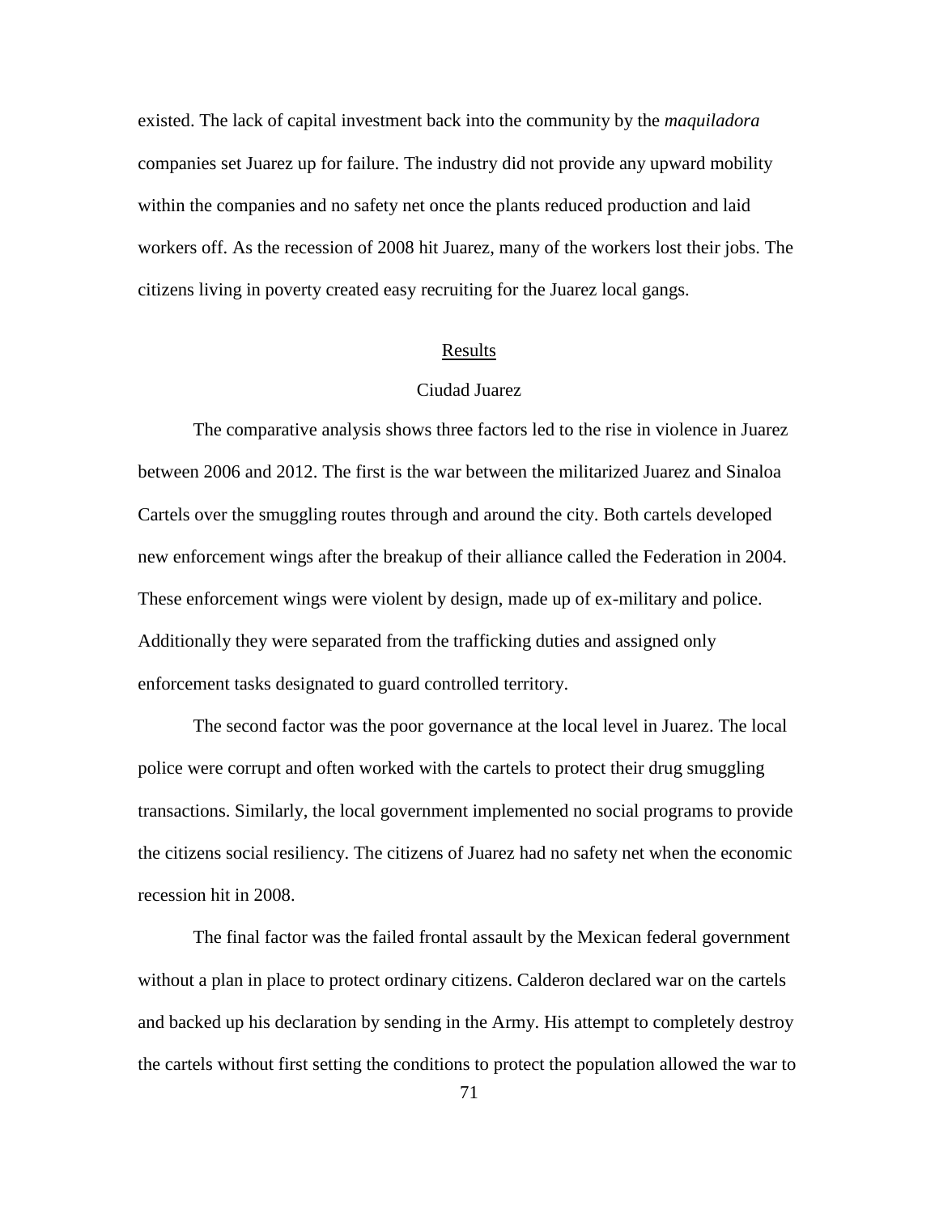existed. The lack of capital investment back into the community by the *maquiladora* companies set Juarez up for failure. The industry did not provide any upward mobility within the companies and no safety net once the plants reduced production and laid workers off. As the recession of 2008 hit Juarez, many of the workers lost their jobs. The citizens living in poverty created easy recruiting for the Juarez local gangs.

## Results

### Ciudad Juarez

The comparative analysis shows three factors led to the rise in violence in Juarez between 2006 and 2012. The first is the war between the militarized Juarez and Sinaloa Cartels over the smuggling routes through and around the city. Both cartels developed new enforcement wings after the breakup of their alliance called the Federation in 2004. These enforcement wings were violent by design, made up of ex-military and police. Additionally they were separated from the trafficking duties and assigned only enforcement tasks designated to guard controlled territory.

The second factor was the poor governance at the local level in Juarez. The local police were corrupt and often worked with the cartels to protect their drug smuggling transactions. Similarly, the local government implemented no social programs to provide the citizens social resiliency. The citizens of Juarez had no safety net when the economic recession hit in 2008.

The final factor was the failed frontal assault by the Mexican federal government without a plan in place to protect ordinary citizens. Calderon declared war on the cartels and backed up his declaration by sending in the Army. His attempt to completely destroy the cartels without first setting the conditions to protect the population allowed the war to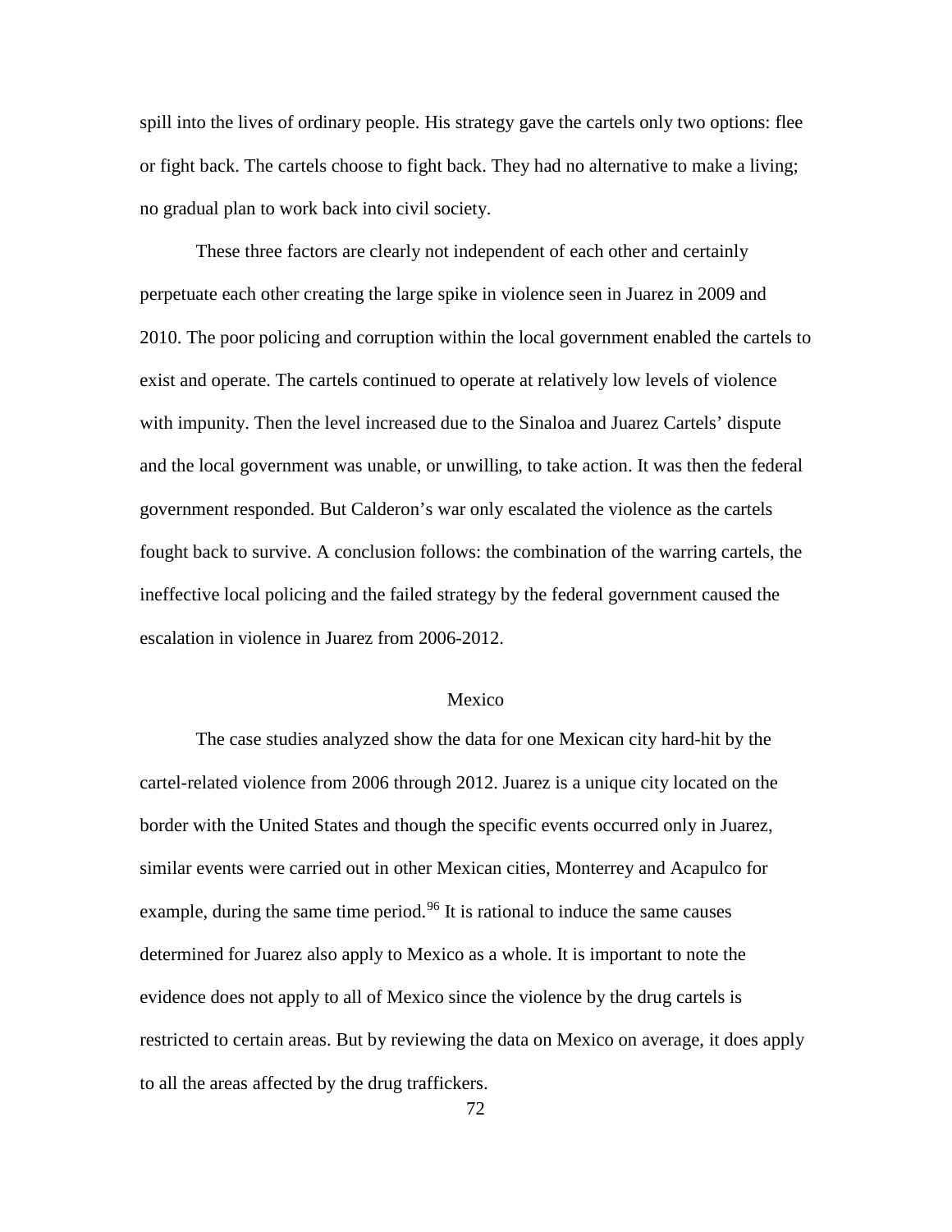spill into the lives of ordinary people. His strategy gave the cartels only two options: flee or fight back. The cartels choose to fight back. They had no alternative to make a living; no gradual plan to work back into civil society.

These three factors are clearly not independent of each other and certainly perpetuate each other creating the large spike in violence seen in Juarez in 2009 and 2010. The poor policing and corruption within the local government enabled the cartels to exist and operate. The cartels continued to operate at relatively low levels of violence with impunity. Then the level increased due to the Sinaloa and Juarez Cartels' dispute and the local government was unable, or unwilling, to take action. It was then the federal government responded. But Calderon's war only escalated the violence as the cartels fought back to survive. A conclusion follows: the combination of the warring cartels, the ineffective local policing and the failed strategy by the federal government caused the escalation in violence in Juarez from 2006-2012.

## Mexico

The case studies analyzed show the data for one Mexican city hard-hit by the cartel-related violence from 2006 through 2012. Juarez is a unique city located on the border with the United States and though the specific events occurred only in Juarez, similar events were carried out in other Mexican cities, Monterrey and Acapulco for example, during the same time period.[96] It is rational to induce the same causes determined for Juarez also apply to Mexico as a whole. It is important to note the evidence does not apply to all of Mexico since the violence by the drug cartels is restricted to certain areas. But by reviewing the data on Mexico on average, it does apply to all the areas affected by the drug traffickers.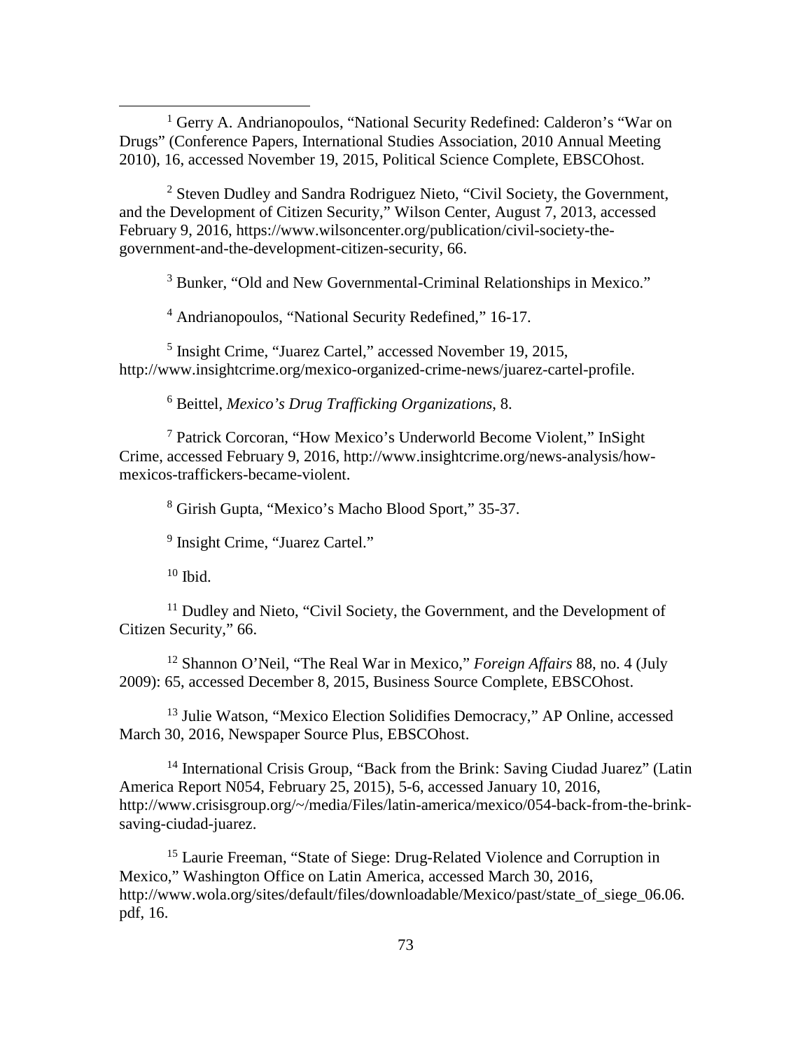[1] Gerry A. Andrianopoulos, "National Security Redefined: Calderon's "War on Drugs" (Conference Papers, International Studies Association, 2010 Annual Meeting 2010), 16, accessed November 19, 2015, Political Science Complete, EBSCOhost.

[2] Steven Dudley and Sandra Rodriguez Nieto, "Civil Society, the Government, and the Development of Citizen Security," Wilson Center, August 7, 2013, accessed February 9, 2016, https://www.wilsoncenter.org/publication/civil-society-the-government-and-the-development-citizen-security, 66.

[3] Bunker, "Old and New Governmental-Criminal Relationships in Mexico."

[4] Andrianopoulos, "National Security Redefined," 16-17.

[5] Insight Crime, "Juarez Cartel," accessed November 19, 2015, http://www.insightcrime.org/mexico-organized-crime-news/juarez-cartel-profile.

[6] Beittel, *Mexico's Drug Trafficking Organizations*, 8.

[7] Patrick Corcoran, "How Mexico's Underworld Become Violent," InSight Crime, accessed February 9, 2016, http://www.insightcrime.org/news-analysis/how-mexicos-traffickers-became-violent.

[8] Girish Gupta, "Mexico's Macho Blood Sport," 35-37.

[9] Insight Crime, "Juarez Cartel."

[10] Ibid.

[11] Dudley and Nieto, "Civil Society, the Government, and the Development of Citizen Security," 66.

[12] Shannon O'Neil, "The Real War in Mexico," *Foreign Affairs* 88, no. 4 (July 2009): 65, accessed December 8, 2015, Business Source Complete, EBSCOhost.

[13] Julie Watson, "Mexico Election Solidifies Democracy," AP Online, accessed March 30, 2016, Newspaper Source Plus, EBSCOhost.

[14] International Crisis Group, "Back from the Brink: Saving Ciudad Juarez" (Latin America Report N054, February 25, 2015), 5-6, accessed January 10, 2016, http://www.crisisgroup.org/~/media/Files/latin-america/mexico/054-back-from-the-brink-saving-ciudad-juarez.

[15] Laurie Freeman, "State of Siege: Drug-Related Violence and Corruption in Mexico," Washington Office on Latin America, accessed March 30, 2016, http://www.wola.org/sites/default/files/downloadable/Mexico/past/state_of_siege_06.06.pdf, 16.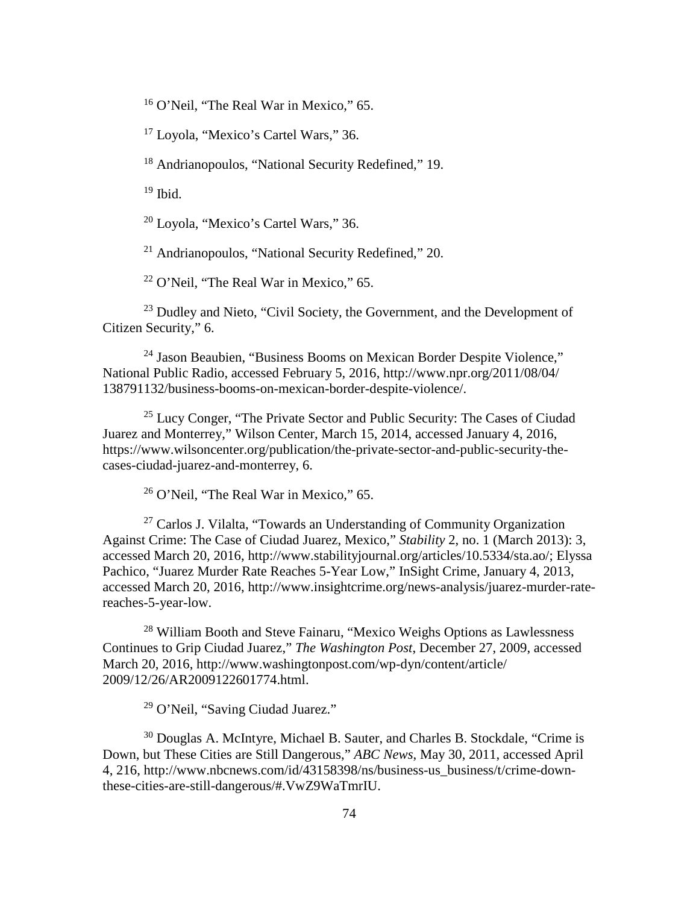[16] O'Neil, "The Real War in Mexico," 65.

[17] Loyola, "Mexico's Cartel Wars," 36.

[18] Andrianopoulos, "National Security Redefined," 19.

[19] Ibid.

[20] Loyola, "Mexico's Cartel Wars," 36.

[21] Andrianopoulos, "National Security Redefined," 20.

[22] O'Neil, "The Real War in Mexico," 65.

[23] Dudley and Nieto, "Civil Society, the Government, and the Development of Citizen Security," 6.

[24] Jason Beaubien, "Business Booms on Mexican Border Despite Violence," National Public Radio, accessed February 5, 2016, http://www.npr.org/2011/08/04/138791132/business-booms-on-mexican-border-despite-violence/.

[25] Lucy Conger, "The Private Sector and Public Security: The Cases of Ciudad Juarez and Monterrey," Wilson Center, March 15, 2014, accessed January 4, 2016, https://www.wilsoncenter.org/publication/the-private-sector-and-public-security-the-cases-ciudad-juarez-and-monterrey, 6.

[26] O'Neil, "The Real War in Mexico," 65.

[27] Carlos J. Vilalta, "Towards an Understanding of Community Organization Against Crime: The Case of Ciudad Juarez, Mexico," *Stability* 2, no. 1 (March 2013): 3, accessed March 20, 2016, http://www.stabilityjournal.org/articles/10.5334/sta.ao/; Elyssa Pachico, "Juarez Murder Rate Reaches 5-Year Low," InSight Crime, January 4, 2013, accessed March 20, 2016, http://www.insightcrime.org/news-analysis/juarez-murder-rate-reaches-5-year-low.

[28] William Booth and Steve Fainaru, "Mexico Weighs Options as Lawlessness Continues to Grip Ciudad Juarez," *The Washington Post*, December 27, 2009, accessed March 20, 2016, http://www.washingtonpost.com/wp-dyn/content/article/2009/12/26/AR2009122601774.html.

[29] O'Neil, "Saving Ciudad Juarez."

[30] Douglas A. McIntyre, Michael B. Sauter, and Charles B. Stockdale, "Crime is Down, but These Cities are Still Dangerous," *ABC News*, May 30, 2011, accessed April 4, 216, http://www.nbcnews.com/id/43158398/ns/business-us_business/t/crime-down-these-cities-are-still-dangerous/#.VwZ9WaTmrIU.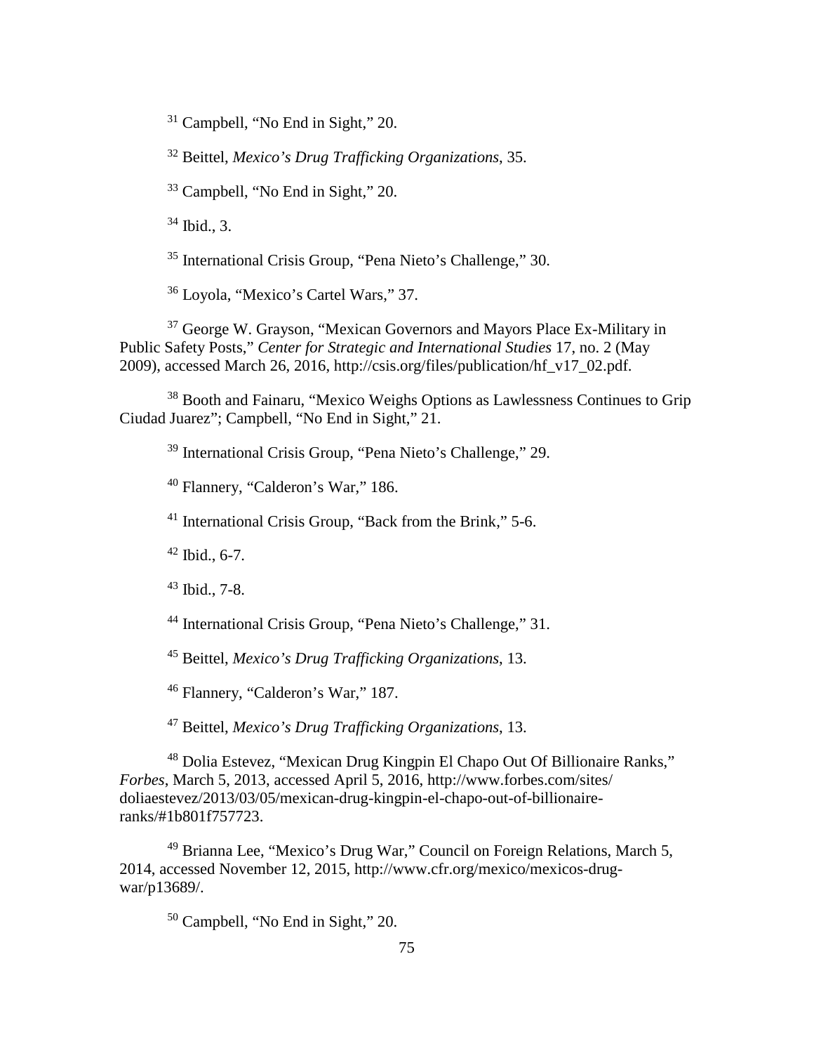[31] Campbell, "No End in Sight," 20.

[32] Beittel, *Mexico's Drug Trafficking Organizations*, 35.

[33] Campbell, "No End in Sight," 20.

[34] Ibid., 3.

[35] International Crisis Group, "Pena Nieto's Challenge," 30.

[36] Loyola, "Mexico's Cartel Wars," 37.

[37] George W. Grayson, "Mexican Governors and Mayors Place Ex-Military in Public Safety Posts," *Center for Strategic and International Studies* 17, no. 2 (May 2009), accessed March 26, 2016, http://csis.org/files/publication/hf_v17_02.pdf.

[38] Booth and Fainaru, "Mexico Weighs Options as Lawlessness Continues to Grip Ciudad Juarez"; Campbell, "No End in Sight," 21.

[39] International Crisis Group, "Pena Nieto's Challenge," 29.

[40] Flannery, "Calderon's War," 186.

[41] International Crisis Group, "Back from the Brink," 5-6.

[42] Ibid., 6-7.

[43] Ibid., 7-8.

[44] International Crisis Group, "Pena Nieto's Challenge," 31.

[45] Beittel, *Mexico's Drug Trafficking Organizations*, 13.

[46] Flannery, "Calderon's War," 187.

[47] Beittel, *Mexico's Drug Trafficking Organizations*, 13.

[48] Dolia Estevez, "Mexican Drug Kingpin El Chapo Out Of Billionaire Ranks," *Forbes*, March 5, 2013, accessed April 5, 2016, http://www.forbes.com/sites/doliaestevez/2013/03/05/mexican-drug-kingpin-el-chapo-out-of-billionaire-ranks/#1b801f757723.

[49] Brianna Lee, "Mexico's Drug War," Council on Foreign Relations, March 5, 2014, accessed November 12, 2015, http://www.cfr.org/mexico/mexicos-drug-war/p13689/.

[50] Campbell, "No End in Sight," 20.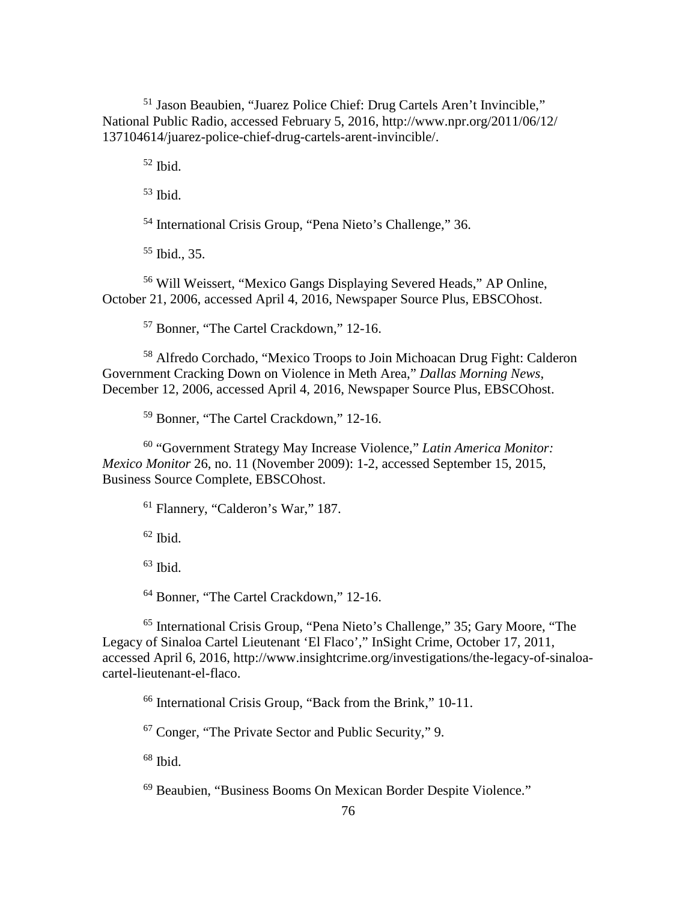[51] Jason Beaubien, "Juarez Police Chief: Drug Cartels Aren't Invincible," National Public Radio, accessed February 5, 2016, http://www.npr.org/2011/06/12/137104614/juarez-police-chief-drug-cartels-arent-invincible/.

[52] Ibid.

[53] Ibid.

[54] International Crisis Group, "Pena Nieto's Challenge," 36.

[55] Ibid., 35.

[56] Will Weissert, "Mexico Gangs Displaying Severed Heads," AP Online, October 21, 2006, accessed April 4, 2016, Newspaper Source Plus, EBSCOhost.

[57] Bonner, "The Cartel Crackdown," 12-16.

[58] Alfredo Corchado, "Mexico Troops to Join Michoacan Drug Fight: Calderon Government Cracking Down on Violence in Meth Area," *Dallas Morning News*, December 12, 2006, accessed April 4, 2016, Newspaper Source Plus, EBSCOhost.

[59] Bonner, "The Cartel Crackdown," 12-16.

[60] "Government Strategy May Increase Violence," *Latin America Monitor: Mexico Monitor* 26, no. 11 (November 2009): 1-2, accessed September 15, 2015, Business Source Complete, EBSCOhost.

[61] Flannery, "Calderon's War," 187.

[62] Ibid.

[63] Ibid.

[64] Bonner, "The Cartel Crackdown," 12-16.

[65] International Crisis Group, "Pena Nieto's Challenge," 35; Gary Moore, "The Legacy of Sinaloa Cartel Lieutenant 'El Flaco'," InSight Crime, October 17, 2011, accessed April 6, 2016, http://www.insightcrime.org/investigations/the-legacy-of-sinaloa-cartel-lieutenant-el-flaco.

[66] International Crisis Group, "Back from the Brink," 10-11.

[67] Conger, "The Private Sector and Public Security," 9.

[68] Ibid.

[69] Beaubien, "Business Booms On Mexican Border Despite Violence."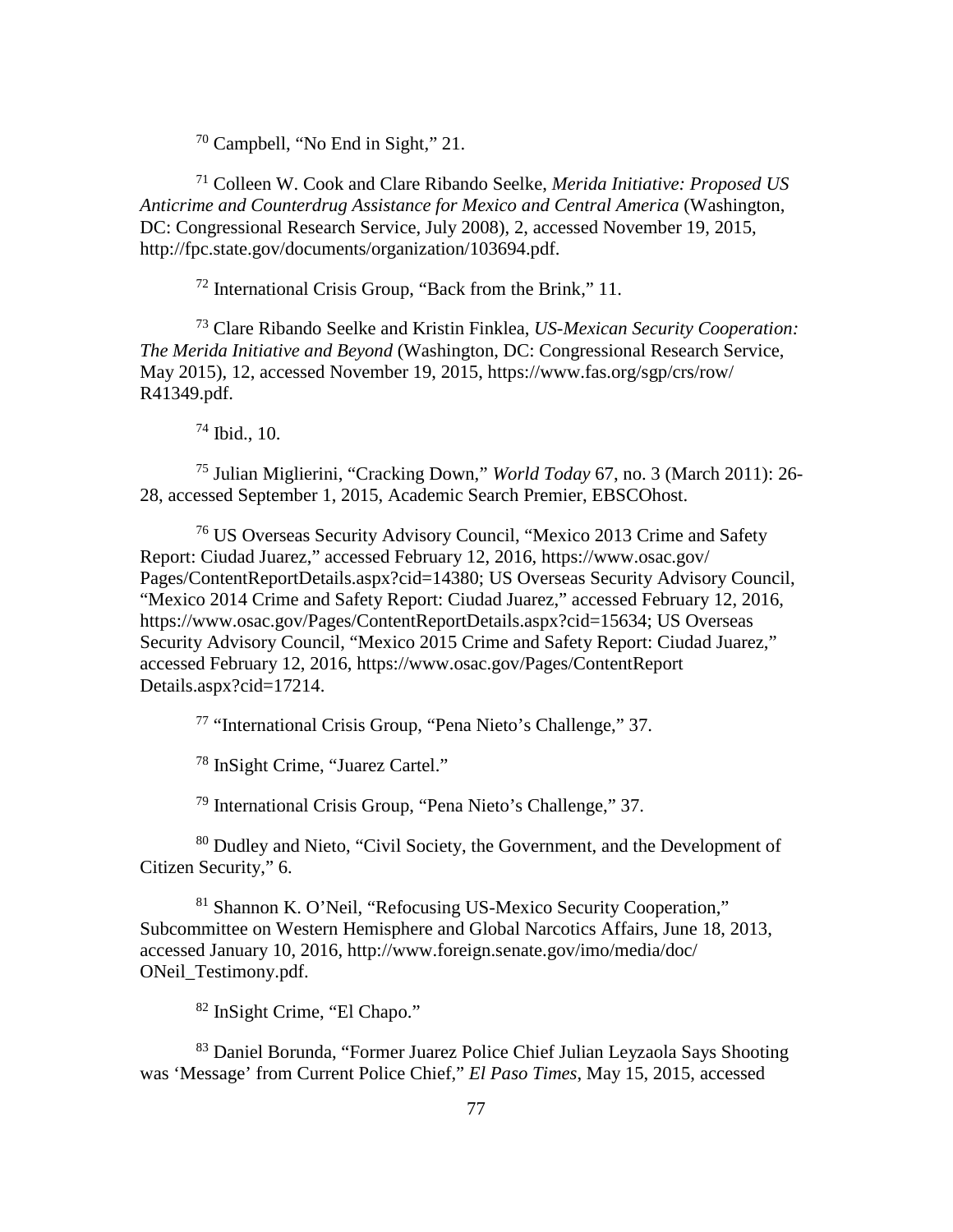[70] Campbell, "No End in Sight," 21.

[71] Colleen W. Cook and Clare Ribando Seelke, *Merida Initiative: Proposed US Anticrime and Counterdrug Assistance for Mexico and Central America* (Washington, DC: Congressional Research Service, July 2008), 2, accessed November 19, 2015, http://fpc.state.gov/documents/organization/103694.pdf.

[72] International Crisis Group, "Back from the Brink," 11.

[73] Clare Ribando Seelke and Kristin Finklea, *US-Mexican Security Cooperation: The Merida Initiative and Beyond* (Washington, DC: Congressional Research Service, May 2015), 12, accessed November 19, 2015, https://www.fas.org/sgp/crs/row/R41349.pdf.

[74] Ibid., 10.

[75] Julian Miglierini, "Cracking Down," *World Today* 67, no. 3 (March 2011): 26-28, accessed September 1, 2015, Academic Search Premier, EBSCOhost.

[76] US Overseas Security Advisory Council, "Mexico 2013 Crime and Safety Report: Ciudad Juarez," accessed February 12, 2016, https://www.osac.gov/Pages/ContentReportDetails.aspx?cid=14380; US Overseas Security Advisory Council, "Mexico 2014 Crime and Safety Report: Ciudad Juarez," accessed February 12, 2016, https://www.osac.gov/Pages/ContentReportDetails.aspx?cid=15634; US Overseas Security Advisory Council, "Mexico 2015 Crime and Safety Report: Ciudad Juarez," accessed February 12, 2016, https://www.osac.gov/Pages/ContentReport Details.aspx?cid=17214.

[77] "International Crisis Group, "Pena Nieto's Challenge," 37.

[78] InSight Crime, "Juarez Cartel."

[79] International Crisis Group, "Pena Nieto's Challenge," 37.

[80] Dudley and Nieto, "Civil Society, the Government, and the Development of Citizen Security," 6.

[81] Shannon K. O'Neil, "Refocusing US-Mexico Security Cooperation," Subcommittee on Western Hemisphere and Global Narcotics Affairs, June 18, 2013, accessed January 10, 2016, http://www.foreign.senate.gov/imo/media/doc/ONeil_Testimony.pdf.

[82] InSight Crime, "El Chapo."

[83] Daniel Borunda, "Former Juarez Police Chief Julian Leyzaola Says Shooting was 'Message' from Current Police Chief," *El Paso Times*, May 15, 2015, accessed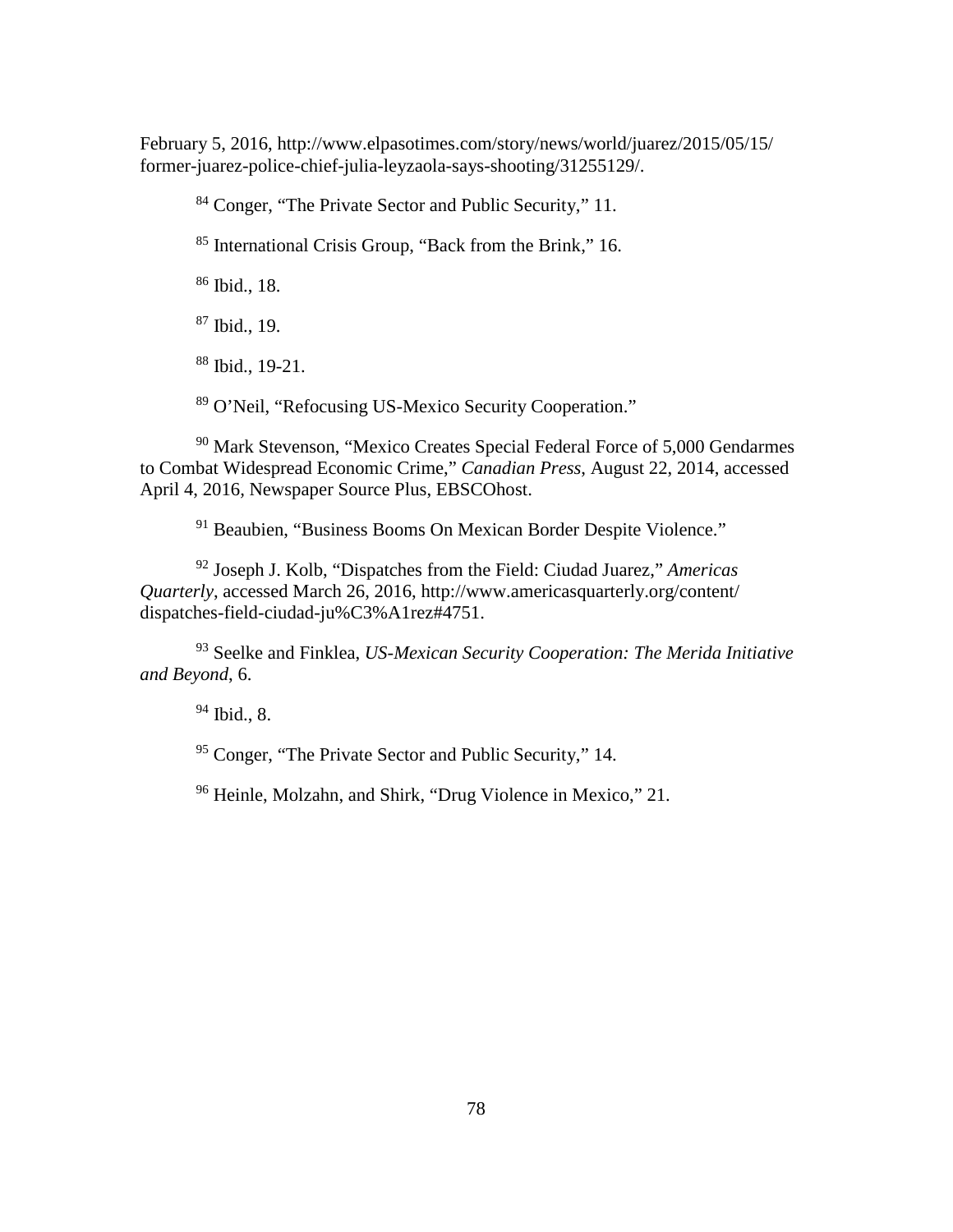February 5, 2016, http://www.elpasotimes.com/story/news/world/juarez/2015/05/15/former-juarez-police-chief-julia-leyzaola-says-shooting/31255129/.

[84] Conger, "The Private Sector and Public Security," 11.

[85] International Crisis Group, "Back from the Brink," 16.

[86] Ibid., 18.

[87] Ibid., 19.

[88] Ibid., 19-21.

[89] O'Neil, "Refocusing US-Mexico Security Cooperation."

[90] Mark Stevenson, "Mexico Creates Special Federal Force of 5,000 Gendarmes to Combat Widespread Economic Crime," *Canadian Press*, August 22, 2014, accessed April 4, 2016, Newspaper Source Plus, EBSCOhost.

[91] Beaubien, "Business Booms On Mexican Border Despite Violence."

[92] Joseph J. Kolb, "Dispatches from the Field: Ciudad Juarez," *Americas Quarterly*, accessed March 26, 2016, http://www.americasquarterly.org/content/dispatches-field-ciudad-ju%C3%A1rez#4751.

[93] Seelke and Finklea, *US-Mexican Security Cooperation: The Merida Initiative and Beyond*, 6.

[94] Ibid., 8.

[95] Conger, "The Private Sector and Public Security," 14.

[96] Heinle, Molzahn, and Shirk, "Drug Violence in Mexico," 21.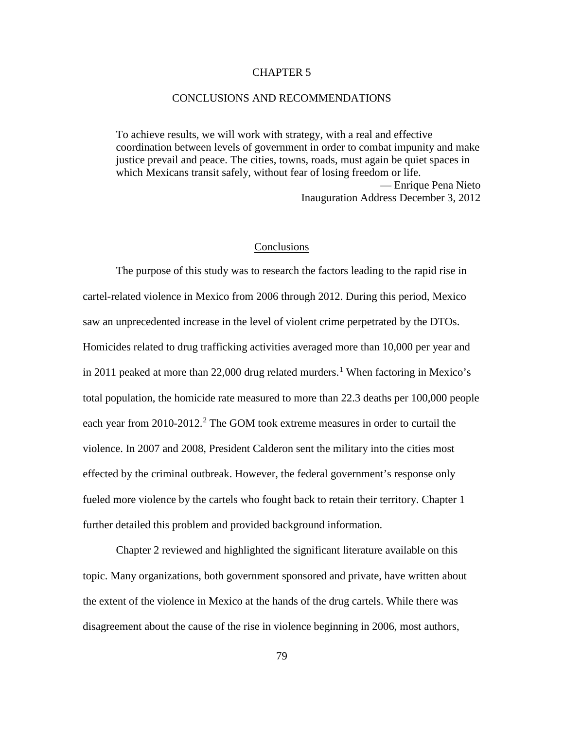# CHAPTER 5

# CONCLUSIONS AND RECOMMENDATIONS

> To achieve results, we will work with strategy, with a real and effective coordination between levels of government in order to combat impunity and make justice prevail and peace. The cities, towns, roads, must again be quiet spaces in which Mexicans transit safely, without fear of losing freedom or life.
>
> — Enrique Pena Nieto
> Inauguration Address December 3, 2012

## Conclusions

The purpose of this study was to research the factors leading to the rapid rise in cartel-related violence in Mexico from 2006 through 2012. During this period, Mexico saw an unprecedented increase in the level of violent crime perpetrated by the DTOs. Homicides related to drug trafficking activities averaged more than 10,000 per year and in 2011 peaked at more than 22,000 drug related murders.[1] When factoring in Mexico's total population, the homicide rate measured to more than 22.3 deaths per 100,000 people each year from 2010-2012.[2] The GOM took extreme measures in order to curtail the violence. In 2007 and 2008, President Calderon sent the military into the cities most effected by the criminal outbreak. However, the federal government's response only fueled more violence by the cartels who fought back to retain their territory. Chapter 1 further detailed this problem and provided background information.

Chapter 2 reviewed and highlighted the significant literature available on this topic. Many organizations, both government sponsored and private, have written about the extent of the violence in Mexico at the hands of the drug cartels. While there was disagreement about the cause of the rise in violence beginning in 2006, most authors,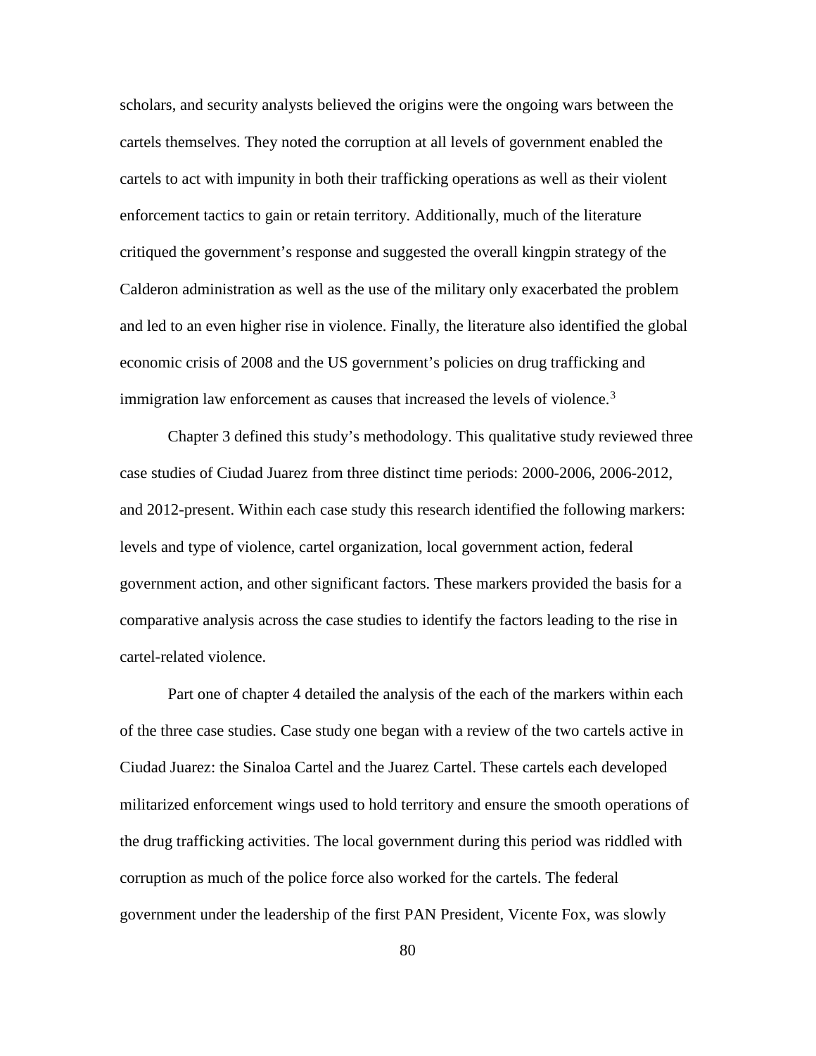scholars, and security analysts believed the origins were the ongoing wars between the cartels themselves. They noted the corruption at all levels of government enabled the cartels to act with impunity in both their trafficking operations as well as their violent enforcement tactics to gain or retain territory. Additionally, much of the literature critiqued the government's response and suggested the overall kingpin strategy of the Calderon administration as well as the use of the military only exacerbated the problem and led to an even higher rise in violence. Finally, the literature also identified the global economic crisis of 2008 and the US government's policies on drug trafficking and immigration law enforcement as causes that increased the levels of violence.[3]

Chapter 3 defined this study's methodology. This qualitative study reviewed three case studies of Ciudad Juarez from three distinct time periods: 2000-2006, 2006-2012, and 2012-present. Within each case study this research identified the following markers: levels and type of violence, cartel organization, local government action, federal government action, and other significant factors. These markers provided the basis for a comparative analysis across the case studies to identify the factors leading to the rise in cartel-related violence.

Part one of chapter 4 detailed the analysis of the each of the markers within each of the three case studies. Case study one began with a review of the two cartels active in Ciudad Juarez: the Sinaloa Cartel and the Juarez Cartel. These cartels each developed militarized enforcement wings used to hold territory and ensure the smooth operations of the drug trafficking activities. The local government during this period was riddled with corruption as much of the police force also worked for the cartels. The federal government under the leadership of the first PAN President, Vicente Fox, was slowly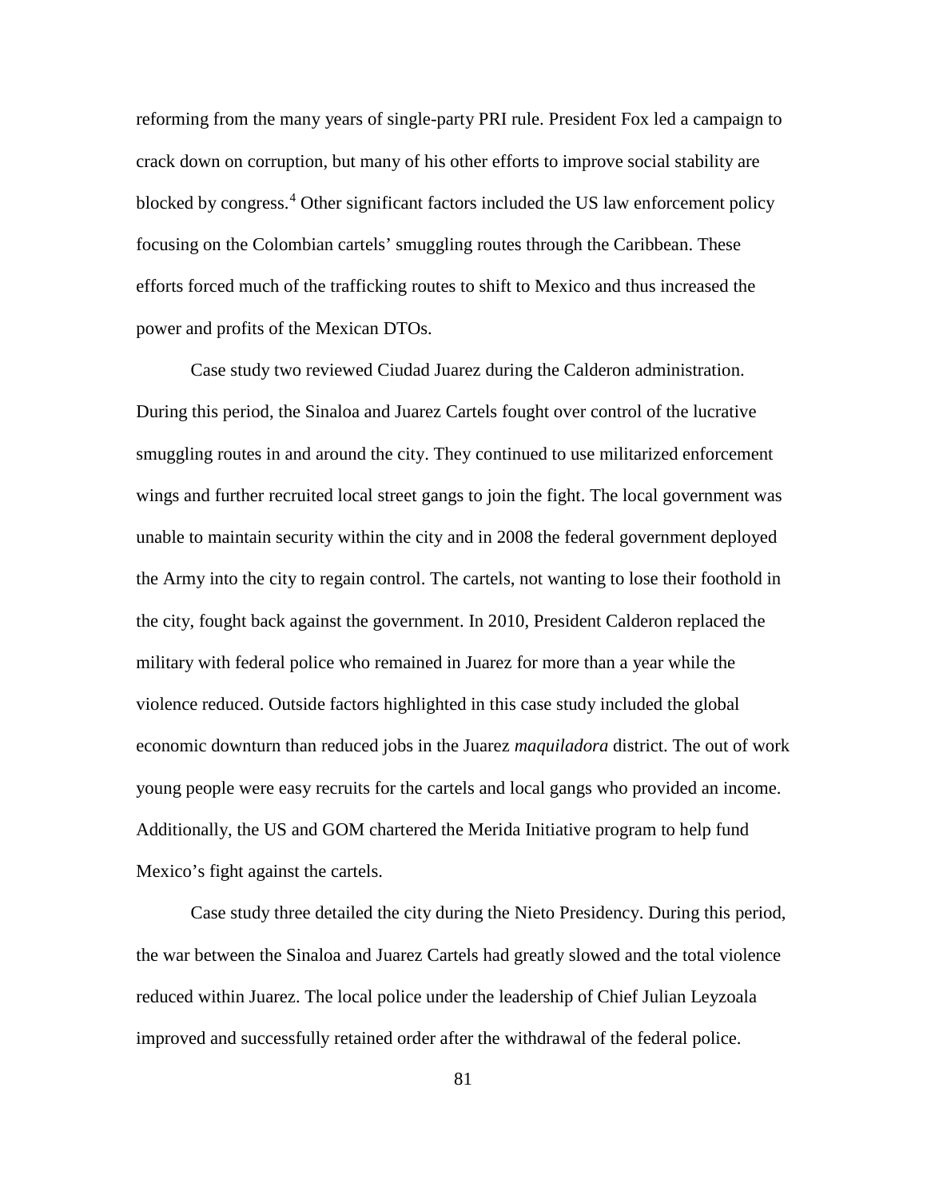reforming from the many years of single-party PRI rule. President Fox led a campaign to crack down on corruption, but many of his other efforts to improve social stability are blocked by congress.[4] Other significant factors included the US law enforcement policy focusing on the Colombian cartels' smuggling routes through the Caribbean. These efforts forced much of the trafficking routes to shift to Mexico and thus increased the power and profits of the Mexican DTOs.

Case study two reviewed Ciudad Juarez during the Calderon administration. During this period, the Sinaloa and Juarez Cartels fought over control of the lucrative smuggling routes in and around the city. They continued to use militarized enforcement wings and further recruited local street gangs to join the fight. The local government was unable to maintain security within the city and in 2008 the federal government deployed the Army into the city to regain control. The cartels, not wanting to lose their foothold in the city, fought back against the government. In 2010, President Calderon replaced the military with federal police who remained in Juarez for more than a year while the violence reduced. Outside factors highlighted in this case study included the global economic downturn than reduced jobs in the Juarez *maquiladora* district. The out of work young people were easy recruits for the cartels and local gangs who provided an income. Additionally, the US and GOM chartered the Merida Initiative program to help fund Mexico's fight against the cartels.

Case study three detailed the city during the Nieto Presidency. During this period, the war between the Sinaloa and Juarez Cartels had greatly slowed and the total violence reduced within Juarez. The local police under the leadership of Chief Julian Leyzoala improved and successfully retained order after the withdrawal of the federal police.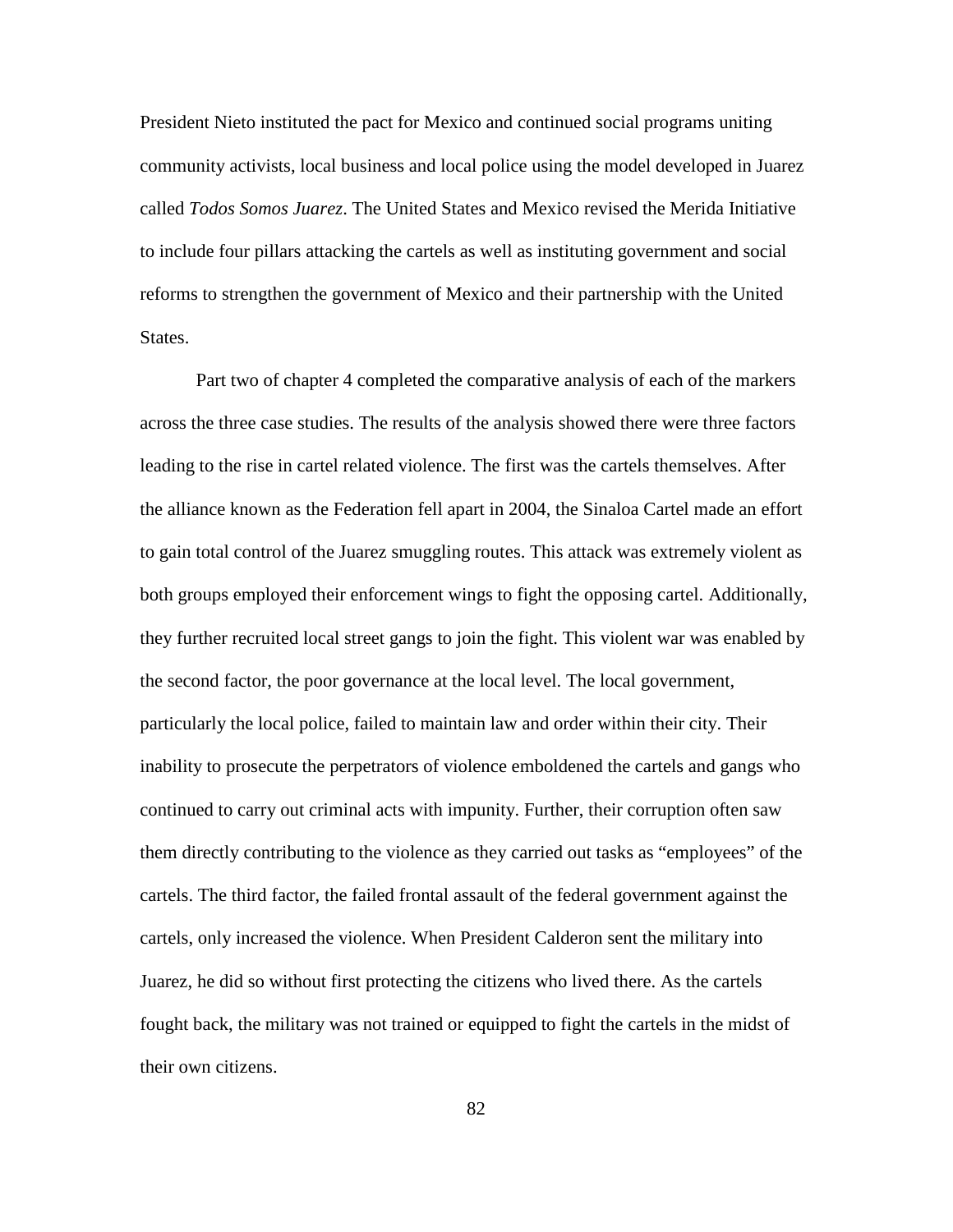President Nieto instituted the pact for Mexico and continued social programs uniting community activists, local business and local police using the model developed in Juarez called *Todos Somos Juarez*. The United States and Mexico revised the Merida Initiative to include four pillars attacking the cartels as well as instituting government and social reforms to strengthen the government of Mexico and their partnership with the United States.

Part two of chapter 4 completed the comparative analysis of each of the markers across the three case studies. The results of the analysis showed there were three factors leading to the rise in cartel related violence. The first was the cartels themselves. After the alliance known as the Federation fell apart in 2004, the Sinaloa Cartel made an effort to gain total control of the Juarez smuggling routes. This attack was extremely violent as both groups employed their enforcement wings to fight the opposing cartel. Additionally, they further recruited local street gangs to join the fight. This violent war was enabled by the second factor, the poor governance at the local level. The local government, particularly the local police, failed to maintain law and order within their city. Their inability to prosecute the perpetrators of violence emboldened the cartels and gangs who continued to carry out criminal acts with impunity. Further, their corruption often saw them directly contributing to the violence as they carried out tasks as "employees" of the cartels. The third factor, the failed frontal assault of the federal government against the cartels, only increased the violence. When President Calderon sent the military into Juarez, he did so without first protecting the citizens who lived there. As the cartels fought back, the military was not trained or equipped to fight the cartels in the midst of their own citizens.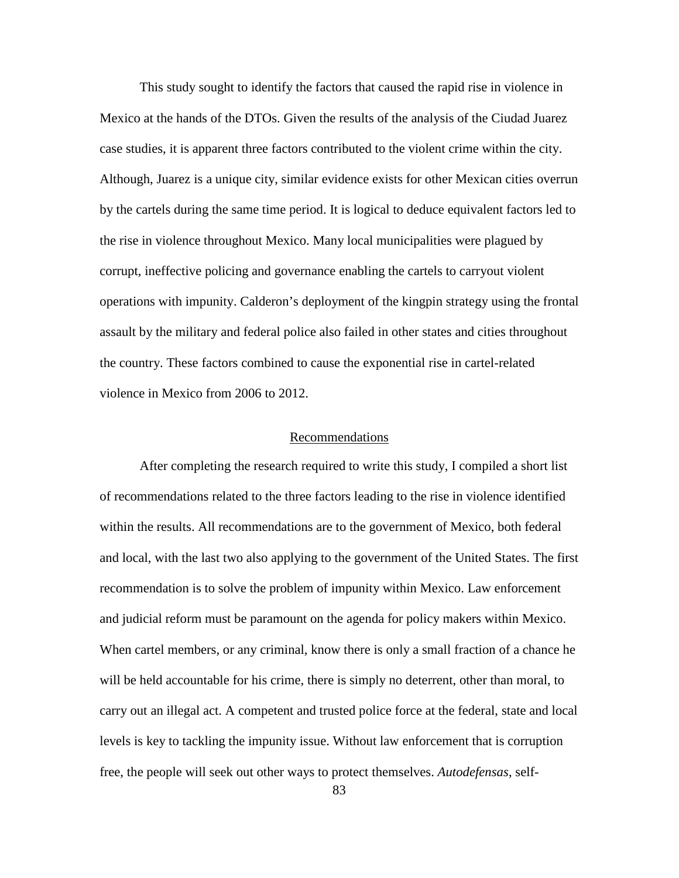This study sought to identify the factors that caused the rapid rise in violence in Mexico at the hands of the DTOs. Given the results of the analysis of the Ciudad Juarez case studies, it is apparent three factors contributed to the violent crime within the city. Although, Juarez is a unique city, similar evidence exists for other Mexican cities overrun by the cartels during the same time period. It is logical to deduce equivalent factors led to the rise in violence throughout Mexico. Many local municipalities were plagued by corrupt, ineffective policing and governance enabling the cartels to carryout violent operations with impunity. Calderon's deployment of the kingpin strategy using the frontal assault by the military and federal police also failed in other states and cities throughout the country. These factors combined to cause the exponential rise in cartel-related violence in Mexico from 2006 to 2012.

## Recommendations

After completing the research required to write this study, I compiled a short list of recommendations related to the three factors leading to the rise in violence identified within the results. All recommendations are to the government of Mexico, both federal and local, with the last two also applying to the government of the United States. The first recommendation is to solve the problem of impunity within Mexico. Law enforcement and judicial reform must be paramount on the agenda for policy makers within Mexico. When cartel members, or any criminal, know there is only a small fraction of a chance he will be held accountable for his crime, there is simply no deterrent, other than moral, to carry out an illegal act. A competent and trusted police force at the federal, state and local levels is key to tackling the impunity issue. Without law enforcement that is corruption free, the people will seek out other ways to protect themselves. *Autodefensas*, self-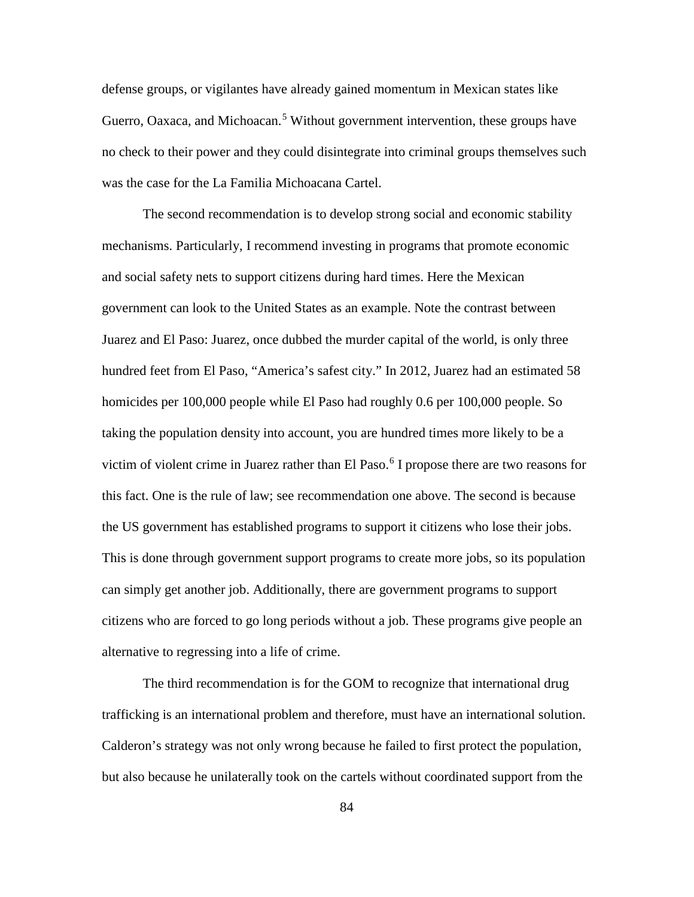defense groups, or vigilantes have already gained momentum in Mexican states like Guerro, Oaxaca, and Michoacan.[5] Without government intervention, these groups have no check to their power and they could disintegrate into criminal groups themselves such was the case for the La Familia Michoacana Cartel.

The second recommendation is to develop strong social and economic stability mechanisms. Particularly, I recommend investing in programs that promote economic and social safety nets to support citizens during hard times. Here the Mexican government can look to the United States as an example. Note the contrast between Juarez and El Paso: Juarez, once dubbed the murder capital of the world, is only three hundred feet from El Paso, "America's safest city." In 2012, Juarez had an estimated 58 homicides per 100,000 people while El Paso had roughly 0.6 per 100,000 people. So taking the population density into account, you are hundred times more likely to be a victim of violent crime in Juarez rather than El Paso.[6] I propose there are two reasons for this fact. One is the rule of law; see recommendation one above. The second is because the US government has established programs to support it citizens who lose their jobs. This is done through government support programs to create more jobs, so its population can simply get another job. Additionally, there are government programs to support citizens who are forced to go long periods without a job. These programs give people an alternative to regressing into a life of crime.

The third recommendation is for the GOM to recognize that international drug trafficking is an international problem and therefore, must have an international solution. Calderon's strategy was not only wrong because he failed to first protect the population, but also because he unilaterally took on the cartels without coordinated support from the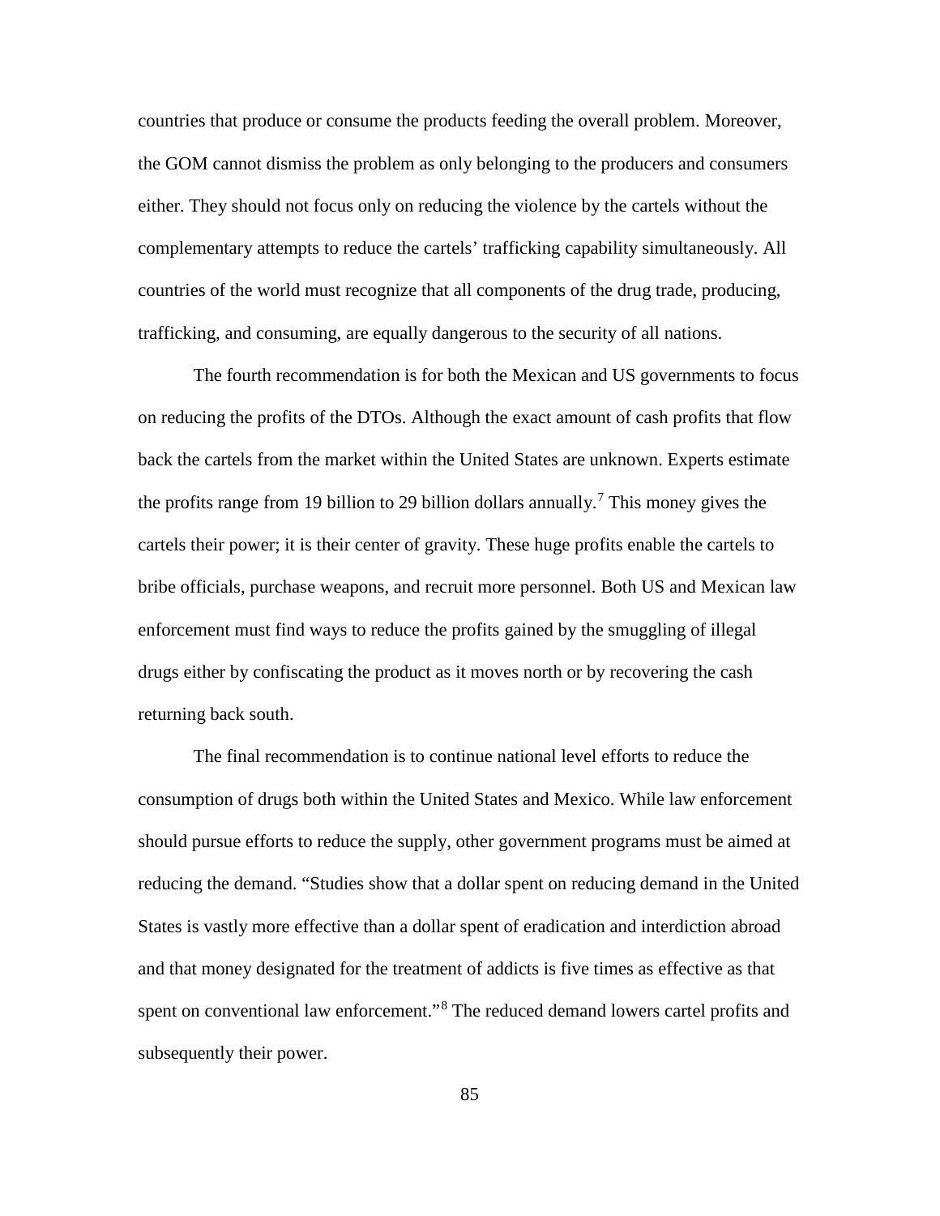countries that produce or consume the products feeding the overall problem. Moreover, the GOM cannot dismiss the problem as only belonging to the producers and consumers either. They should not focus only on reducing the violence by the cartels without the complementary attempts to reduce the cartels' trafficking capability simultaneously. All countries of the world must recognize that all components of the drug trade, producing, trafficking, and consuming, are equally dangerous to the security of all nations.

The fourth recommendation is for both the Mexican and US governments to focus on reducing the profits of the DTOs. Although the exact amount of cash profits that flow back the cartels from the market within the United States are unknown. Experts estimate the profits range from 19 billion to 29 billion dollars annually.[7] This money gives the cartels their power; it is their center of gravity. These huge profits enable the cartels to bribe officials, purchase weapons, and recruit more personnel. Both US and Mexican law enforcement must find ways to reduce the profits gained by the smuggling of illegal drugs either by confiscating the product as it moves north or by recovering the cash returning back south.

The final recommendation is to continue national level efforts to reduce the consumption of drugs both within the United States and Mexico. While law enforcement should pursue efforts to reduce the supply, other government programs must be aimed at reducing the demand. "Studies show that a dollar spent on reducing demand in the United States is vastly more effective than a dollar spent of eradication and interdiction abroad and that money designated for the treatment of addicts is five times as effective as that spent on conventional law enforcement."[8] The reduced demand lowers cartel profits and subsequently their power.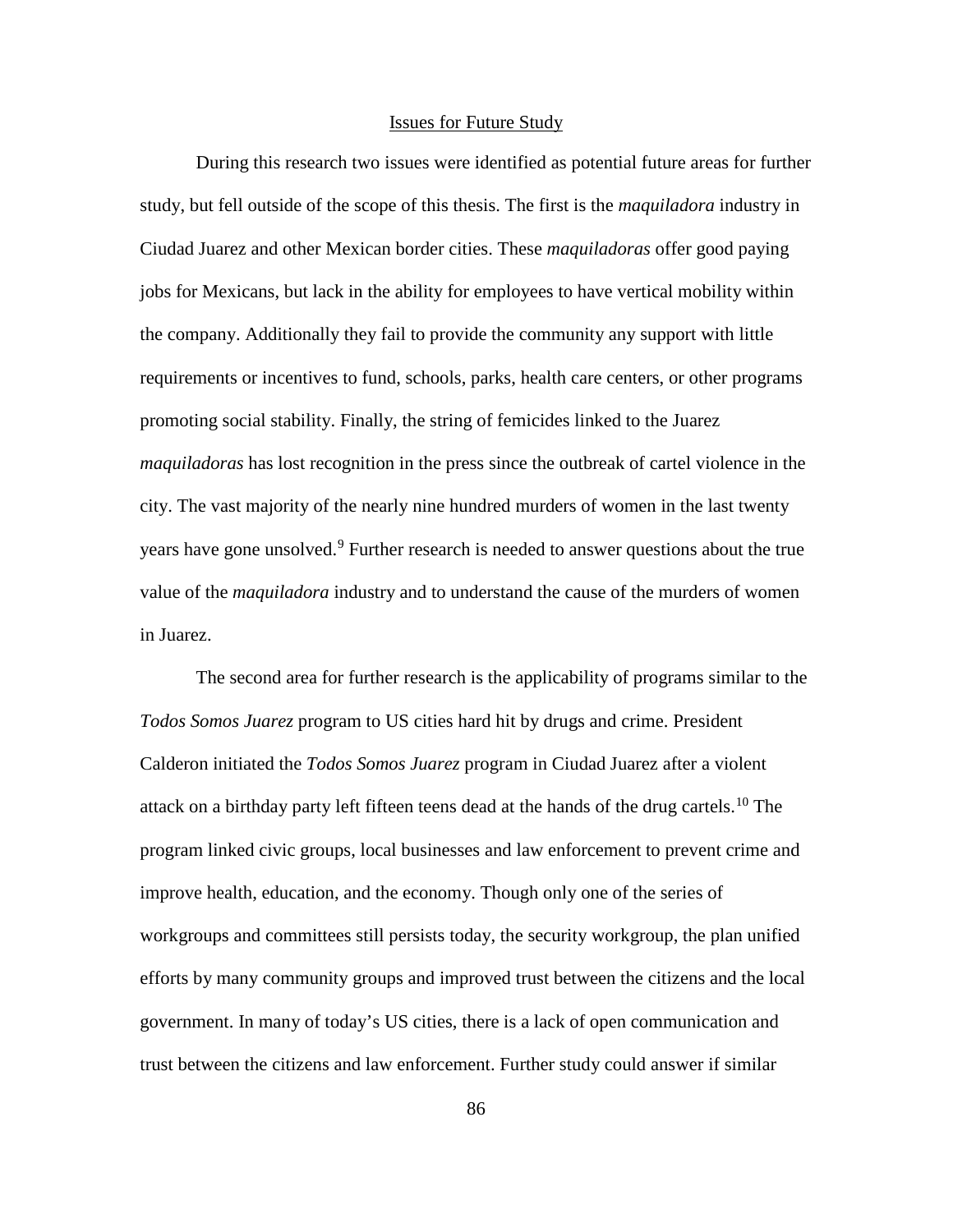## Issues for Future Study

During this research two issues were identified as potential future areas for further study, but fell outside of the scope of this thesis. The first is the *maquiladora* industry in Ciudad Juarez and other Mexican border cities. These *maquiladoras* offer good paying jobs for Mexicans, but lack in the ability for employees to have vertical mobility within the company. Additionally they fail to provide the community any support with little requirements or incentives to fund, schools, parks, health care centers, or other programs promoting social stability. Finally, the string of femicides linked to the Juarez *maquiladoras* has lost recognition in the press since the outbreak of cartel violence in the city. The vast majority of the nearly nine hundred murders of women in the last twenty years have gone unsolved.[9] Further research is needed to answer questions about the true value of the *maquiladora* industry and to understand the cause of the murders of women in Juarez.

The second area for further research is the applicability of programs similar to the *Todos Somos Juarez* program to US cities hard hit by drugs and crime. President Calderon initiated the *Todos Somos Juarez* program in Ciudad Juarez after a violent attack on a birthday party left fifteen teens dead at the hands of the drug cartels.[10] The program linked civic groups, local businesses and law enforcement to prevent crime and improve health, education, and the economy. Though only one of the series of workgroups and committees still persists today, the security workgroup, the plan unified efforts by many community groups and improved trust between the citizens and the local government. In many of today's US cities, there is a lack of open communication and trust between the citizens and law enforcement. Further study could answer if similar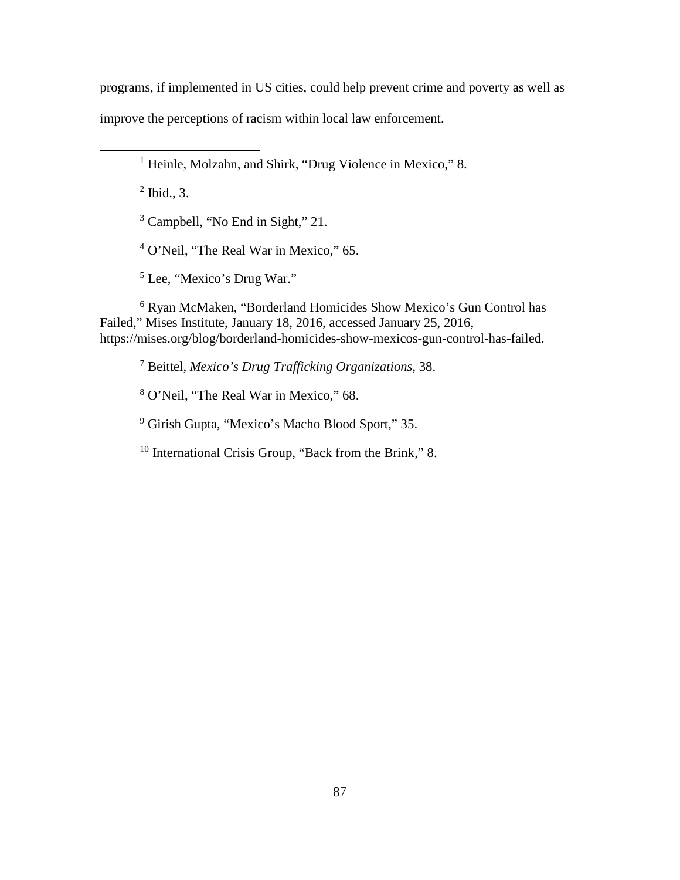programs, if implemented in US cities, could help prevent crime and poverty as well as improve the perceptions of racism within local law enforcement.

---

[1] Heinle, Molzahn, and Shirk, "Drug Violence in Mexico," 8.

[2] Ibid., 3.

[3] Campbell, "No End in Sight," 21.

[4] O'Neil, "The Real War in Mexico," 65.

[5] Lee, "Mexico's Drug War."

[6] Ryan McMaken, "Borderland Homicides Show Mexico's Gun Control has Failed," Mises Institute, January 18, 2016, accessed January 25, 2016, https://mises.org/blog/borderland-homicides-show-mexicos-gun-control-has-failed.

[7] Beittel, *Mexico's Drug Trafficking Organizations*, 38.

[8] O'Neil, "The Real War in Mexico," 68.

[9] Girish Gupta, "Mexico's Macho Blood Sport," 35.

[10] International Crisis Group, "Back from the Brink," 8.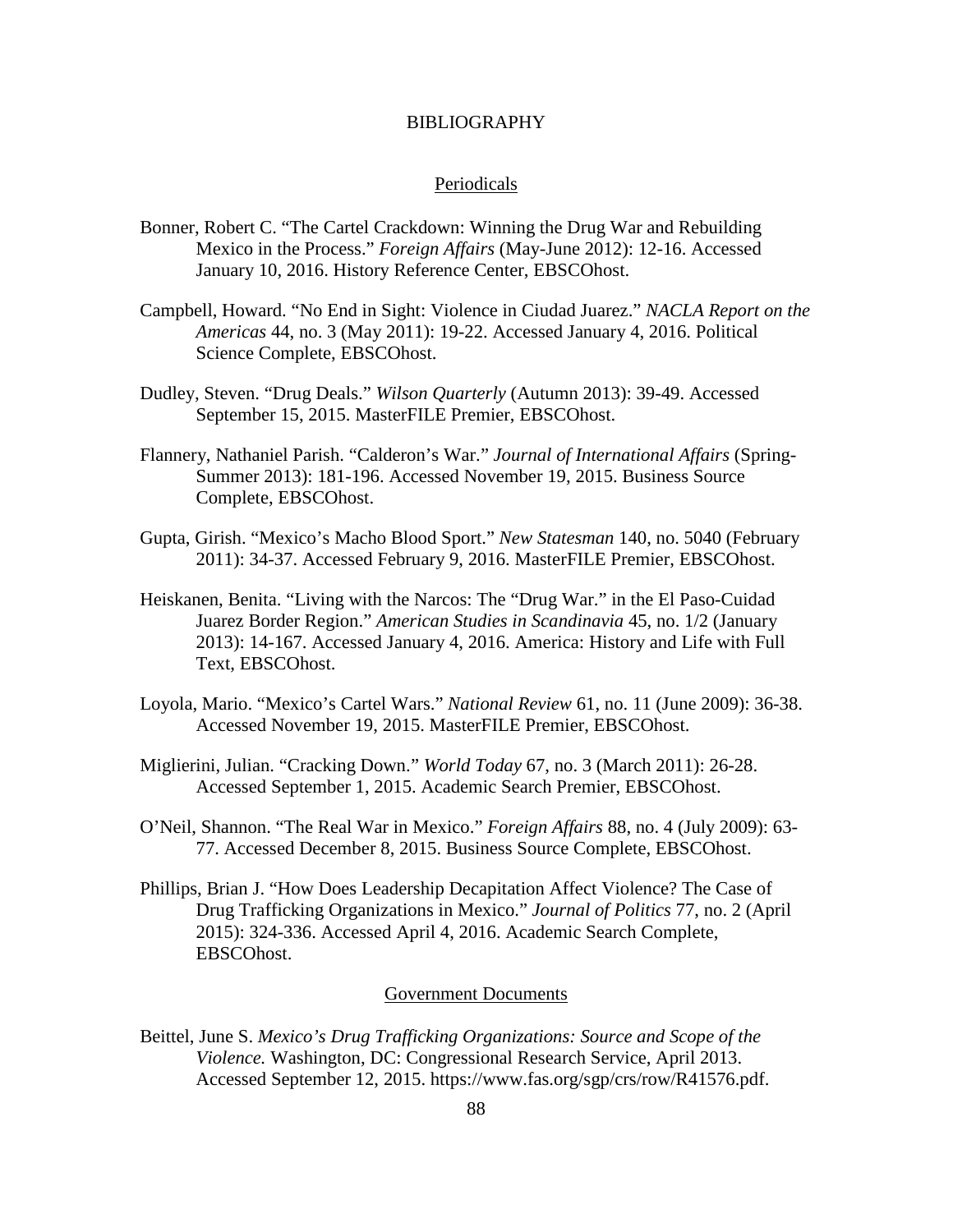# BIBLIOGRAPHY

## Periodicals

Bonner, Robert C. "The Cartel Crackdown: Winning the Drug War and Rebuilding Mexico in the Process." *Foreign Affairs* (May-June 2012): 12-16. Accessed January 10, 2016. History Reference Center, EBSCOhost.

Campbell, Howard. "No End in Sight: Violence in Ciudad Juarez." *NACLA Report on the Americas* 44, no. 3 (May 2011): 19-22. Accessed January 4, 2016. Political Science Complete, EBSCOhost.

Dudley, Steven. "Drug Deals." *Wilson Quarterly* (Autumn 2013): 39-49. Accessed September 15, 2015. MasterFILE Premier, EBSCOhost.

Flannery, Nathaniel Parish. "Calderon's War." *Journal of International Affairs* (Spring-Summer 2013): 181-196. Accessed November 19, 2015. Business Source Complete, EBSCOhost.

Gupta, Girish. "Mexico's Macho Blood Sport." *New Statesman* 140, no. 5040 (February 2011): 34-37. Accessed February 9, 2016. MasterFILE Premier, EBSCOhost.

Heiskanen, Benita. "Living with the Narcos: The "Drug War." in the El Paso-Cuidad Juarez Border Region." *American Studies in Scandinavia* 45, no. 1/2 (January 2013): 14-167. Accessed January 4, 2016. America: History and Life with Full Text, EBSCOhost.

Loyola, Mario. "Mexico's Cartel Wars." *National Review* 61, no. 11 (June 2009): 36-38. Accessed November 19, 2015. MasterFILE Premier, EBSCOhost.

Miglierini, Julian. "Cracking Down." *World Today* 67, no. 3 (March 2011): 26-28. Accessed September 1, 2015. Academic Search Premier, EBSCOhost.

O'Neil, Shannon. "The Real War in Mexico." *Foreign Affairs* 88, no. 4 (July 2009): 63-77. Accessed December 8, 2015. Business Source Complete, EBSCOhost.

Phillips, Brian J. "How Does Leadership Decapitation Affect Violence? The Case of Drug Trafficking Organizations in Mexico." *Journal of Politics* 77, no. 2 (April 2015): 324-336. Accessed April 4, 2016. Academic Search Complete, EBSCOhost.

## Government Documents

Beittel, June S. *Mexico's Drug Trafficking Organizations: Source and Scope of the Violence.* Washington, DC: Congressional Research Service, April 2013. Accessed September 12, 2015. https://www.fas.org/sgp/crs/row/R41576.pdf.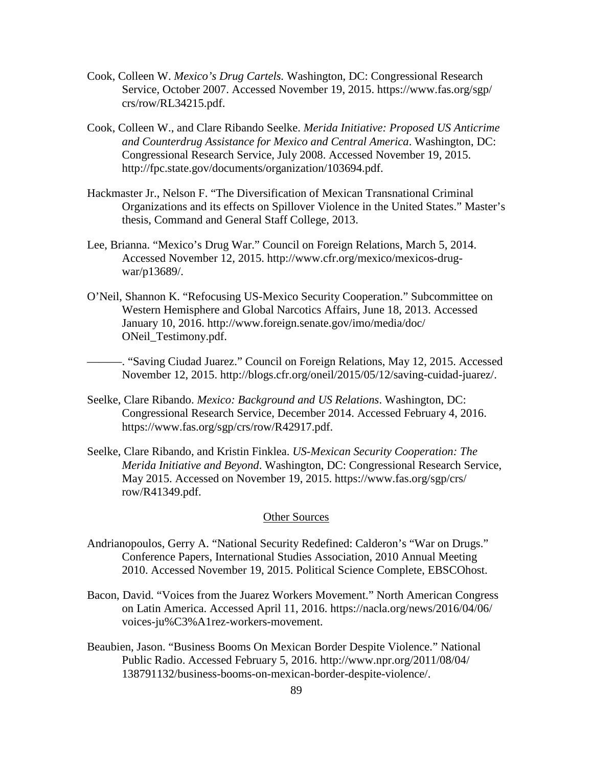Cook, Colleen W. *Mexico's Drug Cartels.* Washington, DC: Congressional Research Service, October 2007. Accessed November 19, 2015. https://www.fas.org/sgp/crs/row/RL34215.pdf.

Cook, Colleen W., and Clare Ribando Seelke. *Merida Initiative: Proposed US Anticrime and Counterdrug Assistance for Mexico and Central America*. Washington, DC: Congressional Research Service, July 2008. Accessed November 19, 2015. http://fpc.state.gov/documents/organization/103694.pdf.

Hackmaster Jr., Nelson F. "The Diversification of Mexican Transnational Criminal Organizations and its effects on Spillover Violence in the United States." Master's thesis, Command and General Staff College, 2013.

Lee, Brianna. "Mexico's Drug War." Council on Foreign Relations, March 5, 2014. Accessed November 12, 2015. http://www.cfr.org/mexico/mexicos-drug-war/p13689/.

O'Neil, Shannon K. "Refocusing US-Mexico Security Cooperation." Subcommittee on Western Hemisphere and Global Narcotics Affairs, June 18, 2013. Accessed January 10, 2016. http://www.foreign.senate.gov/imo/media/doc/ONeil_Testimony.pdf.

———. "Saving Ciudad Juarez." Council on Foreign Relations, May 12, 2015. Accessed November 12, 2015. http://blogs.cfr.org/oneil/2015/05/12/saving-cuidad-juarez/.

Seelke, Clare Ribando. *Mexico: Background and US Relations*. Washington, DC: Congressional Research Service, December 2014. Accessed February 4, 2016. https://www.fas.org/sgp/crs/row/R42917.pdf.

Seelke, Clare Ribando, and Kristin Finklea. *US-Mexican Security Cooperation: The Merida Initiative and Beyond*. Washington, DC: Congressional Research Service, May 2015. Accessed on November 19, 2015. https://www.fas.org/sgp/crs/row/R41349.pdf.

## Other Sources

Andrianopoulos, Gerry A. "National Security Redefined: Calderon's "War on Drugs." Conference Papers, International Studies Association, 2010 Annual Meeting 2010. Accessed November 19, 2015. Political Science Complete, EBSCOhost.

Bacon, David. "Voices from the Juarez Workers Movement." North American Congress on Latin America. Accessed April 11, 2016. https://nacla.org/news/2016/04/06/voices-ju%C3%A1rez-workers-movement.

Beaubien, Jason. "Business Booms On Mexican Border Despite Violence." National Public Radio. Accessed February 5, 2016. http://www.npr.org/2011/08/04/138791132/business-booms-on-mexican-border-despite-violence/.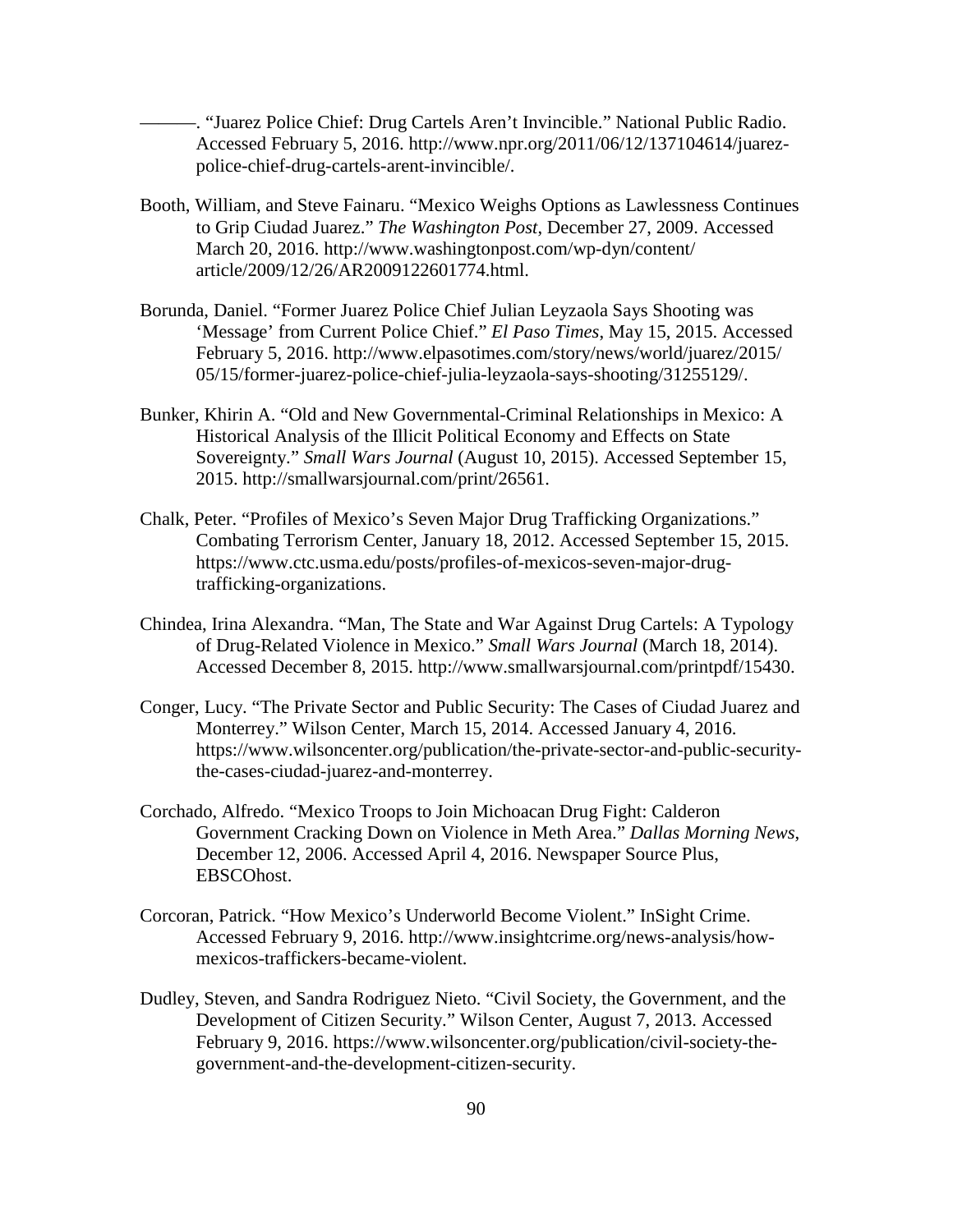———. “Juarez Police Chief: Drug Cartels Aren’t Invincible.” National Public Radio. Accessed February 5, 2016. http://www.npr.org/2011/06/12/137104614/juarez-police-chief-drug-cartels-arent-invincible/.

Booth, William, and Steve Fainaru. “Mexico Weighs Options as Lawlessness Continues to Grip Ciudad Juarez.” *The Washington Post*, December 27, 2009. Accessed March 20, 2016. http://www.washingtonpost.com/wp-dyn/content/article/2009/12/26/AR2009122601774.html.

Borunda, Daniel. “Former Juarez Police Chief Julian Leyzaola Says Shooting was ‘Message’ from Current Police Chief.” *El Paso Times*, May 15, 2015. Accessed February 5, 2016. http://www.elpasotimes.com/story/news/world/juarez/2015/05/15/former-juarez-police-chief-julia-leyzaola-says-shooting/31255129/.

Bunker, Khirin A. “Old and New Governmental-Criminal Relationships in Mexico: A Historical Analysis of the Illicit Political Economy and Effects on State Sovereignty.” *Small Wars Journal* (August 10, 2015). Accessed September 15, 2015. http://smallwarsjournal.com/print/26561.

Chalk, Peter. “Profiles of Mexico’s Seven Major Drug Trafficking Organizations.” Combating Terrorism Center, January 18, 2012. Accessed September 15, 2015. https://www.ctc.usma.edu/posts/profiles-of-mexicos-seven-major-drug-trafficking-organizations.

Chindea, Irina Alexandra. “Man, The State and War Against Drug Cartels: A Typology of Drug-Related Violence in Mexico.” *Small Wars Journal* (March 18, 2014). Accessed December 8, 2015. http://www.smallwarsjournal.com/printpdf/15430.

Conger, Lucy. “The Private Sector and Public Security: The Cases of Ciudad Juarez and Monterrey.” Wilson Center, March 15, 2014. Accessed January 4, 2016. https://www.wilsoncenter.org/publication/the-private-sector-and-public-security-the-cases-ciudad-juarez-and-monterrey.

Corchado, Alfredo. “Mexico Troops to Join Michoacan Drug Fight: Calderon Government Cracking Down on Violence in Meth Area.” *Dallas Morning News*, December 12, 2006. Accessed April 4, 2016. Newspaper Source Plus, EBSCOhost.

Corcoran, Patrick. “How Mexico’s Underworld Become Violent.” InSight Crime. Accessed February 9, 2016. http://www.insightcrime.org/news-analysis/how-mexicos-traffickers-became-violent.

Dudley, Steven, and Sandra Rodriguez Nieto. “Civil Society, the Government, and the Development of Citizen Security.” Wilson Center, August 7, 2013. Accessed February 9, 2016. https://www.wilsoncenter.org/publication/civil-society-the-government-and-the-development-citizen-security.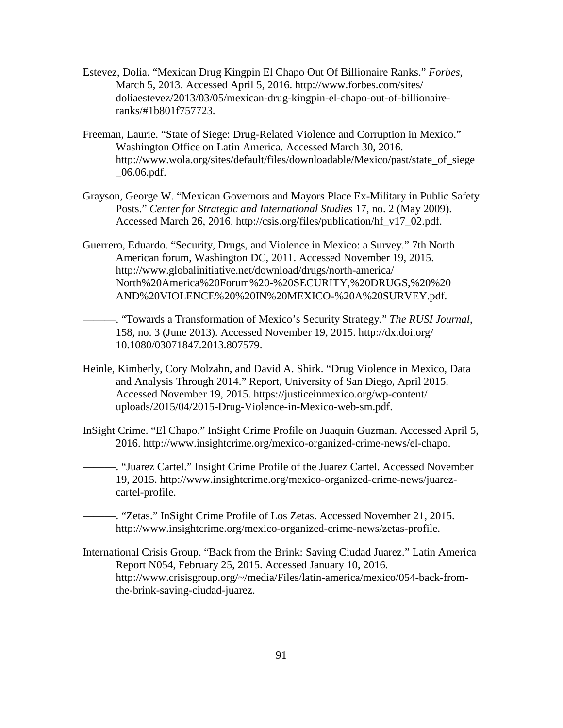Estevez, Dolia. “Mexican Drug Kingpin El Chapo Out Of Billionaire Ranks.” *Forbes*, March 5, 2013. Accessed April 5, 2016. http://www.forbes.com/sites/doliaestevez/2013/03/05/mexican-drug-kingpin-el-chapo-out-of-billionaire-ranks/#1b801f757723.

Freeman, Laurie. “State of Siege: Drug-Related Violence and Corruption in Mexico.” Washington Office on Latin America. Accessed March 30, 2016. http://www.wola.org/sites/default/files/downloadable/Mexico/past/state_of_siege_06.06.pdf.

Grayson, George W. “Mexican Governors and Mayors Place Ex-Military in Public Safety Posts.” *Center for Strategic and International Studies* 17, no. 2 (May 2009). Accessed March 26, 2016. http://csis.org/files/publication/hf_v17_02.pdf.

Guerrero, Eduardo. “Security, Drugs, and Violence in Mexico: a Survey.” 7th North American forum, Washington DC, 2011. Accessed November 19, 2015. http://www.globalinitiative.net/download/drugs/north-america/North%20America%20Forum%20-%20SECURITY,%20DRUGS,%20%20AND%20VIOLENCE%20%20IN%20MEXICO-%20A%20SURVEY.pdf.

———. “Towards a Transformation of Mexico’s Security Strategy.” *The RUSI Journal*, 158, no. 3 (June 2013). Accessed November 19, 2015. http://dx.doi.org/10.1080/03071847.2013.807579.

Heinle, Kimberly, Cory Molzahn, and David A. Shirk. “Drug Violence in Mexico, Data and Analysis Through 2014.” Report, University of San Diego, April 2015. Accessed November 19, 2015. https://justiceinmexico.org/wp-content/uploads/2015/04/2015-Drug-Violence-in-Mexico-web-sm.pdf.

InSight Crime. “El Chapo.” InSight Crime Profile on Juaquin Guzman. Accessed April 5, 2016. http://www.insightcrime.org/mexico-organized-crime-news/el-chapo.

———. “Juarez Cartel.” Insight Crime Profile of the Juarez Cartel. Accessed November 19, 2015. http://www.insightcrime.org/mexico-organized-crime-news/juarez-cartel-profile.

———. “Zetas.” InSight Crime Profile of Los Zetas. Accessed November 21, 2015. http://www.insightcrime.org/mexico-organized-crime-news/zetas-profile.

International Crisis Group. “Back from the Brink: Saving Ciudad Juarez.” Latin America Report N054, February 25, 2015. Accessed January 10, 2016. http://www.crisisgroup.org/~/media/Files/latin-america/mexico/054-back-from-the-brink-saving-ciudad-juarez.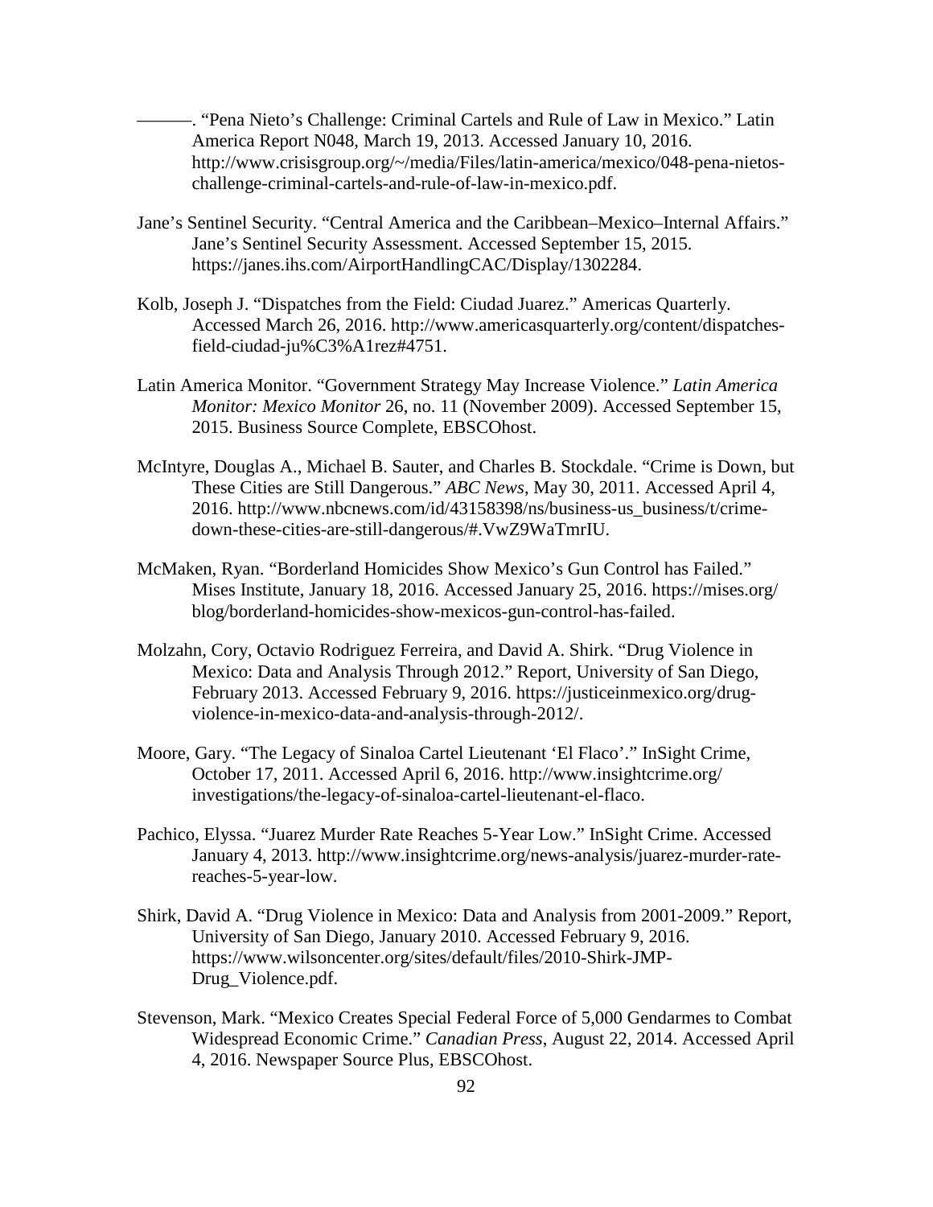———. “Pena Nieto’s Challenge: Criminal Cartels and Rule of Law in Mexico.” Latin America Report N048, March 19, 2013. Accessed January 10, 2016. http://www.crisisgroup.org/~/media/Files/latin-america/mexico/048-pena-nietos-challenge-criminal-cartels-and-rule-of-law-in-mexico.pdf.

Jane’s Sentinel Security. “Central America and the Caribbean–Mexico–Internal Affairs.” Jane’s Sentinel Security Assessment. Accessed September 15, 2015. https://janes.ihs.com/AirportHandlingCAC/Display/1302284.

Kolb, Joseph J. “Dispatches from the Field: Ciudad Juarez.” Americas Quarterly. Accessed March 26, 2016. http://www.americasquarterly.org/content/dispatches-field-ciudad-ju%C3%A1rez#4751.

Latin America Monitor. “Government Strategy May Increase Violence.” *Latin America Monitor: Mexico Monitor* 26, no. 11 (November 2009). Accessed September 15, 2015. Business Source Complete, EBSCOhost.

McIntyre, Douglas A., Michael B. Sauter, and Charles B. Stockdale. “Crime is Down, but These Cities are Still Dangerous.” *ABC News*, May 30, 2011. Accessed April 4, 2016. http://www.nbcnews.com/id/43158398/ns/business-us_business/t/crime-down-these-cities-are-still-dangerous/#.VwZ9WaTmrIU.

McMaken, Ryan. “Borderland Homicides Show Mexico’s Gun Control has Failed.” Mises Institute, January 18, 2016. Accessed January 25, 2016. https://mises.org/blog/borderland-homicides-show-mexicos-gun-control-has-failed.

Molzahn, Cory, Octavio Rodriguez Ferreira, and David A. Shirk. “Drug Violence in Mexico: Data and Analysis Through 2012.” Report, University of San Diego, February 2013. Accessed February 9, 2016. https://justiceinmexico.org/drug-violence-in-mexico-data-and-analysis-through-2012/.

Moore, Gary. “The Legacy of Sinaloa Cartel Lieutenant ‘El Flaco’.” InSight Crime, October 17, 2011. Accessed April 6, 2016. http://www.insightcrime.org/investigations/the-legacy-of-sinaloa-cartel-lieutenant-el-flaco.

Pachico, Elyssa. “Juarez Murder Rate Reaches 5-Year Low.” InSight Crime. Accessed January 4, 2013. http://www.insightcrime.org/news-analysis/juarez-murder-rate-reaches-5-year-low.

Shirk, David A. “Drug Violence in Mexico: Data and Analysis from 2001-2009.” Report, University of San Diego, January 2010. Accessed February 9, 2016. https://www.wilsoncenter.org/sites/default/files/2010-Shirk-JMP-Drug_Violence.pdf.

Stevenson, Mark. “Mexico Creates Special Federal Force of 5,000 Gendarmes to Combat Widespread Economic Crime.” *Canadian Press*, August 22, 2014. Accessed April 4, 2016. Newspaper Source Plus, EBSCOhost.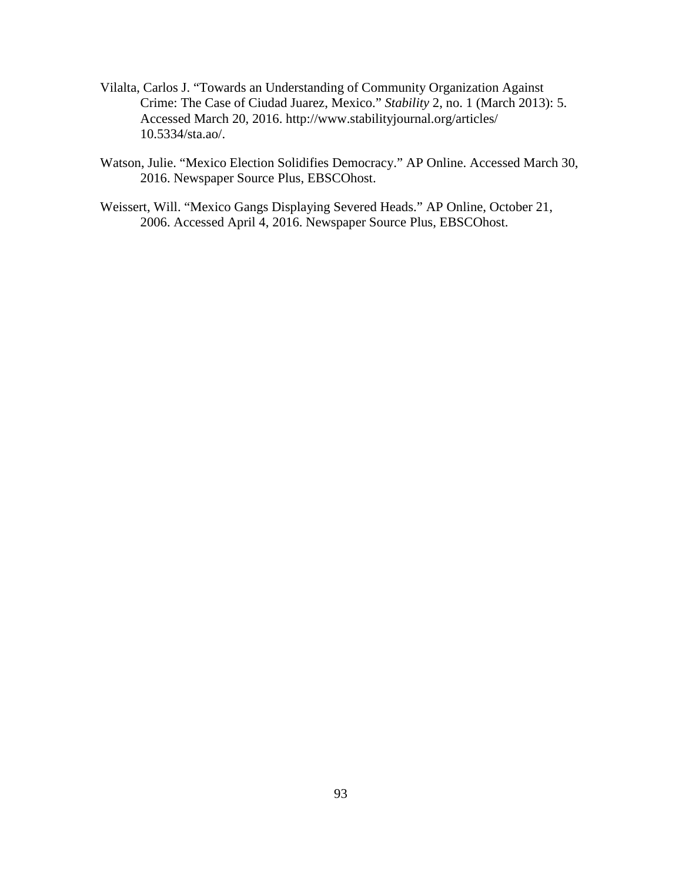Vilalta, Carlos J. "Towards an Understanding of Community Organization Against Crime: The Case of Ciudad Juarez, Mexico." *Stability* 2, no. 1 (March 2013): 5. Accessed March 20, 2016. http://www.stabilityjournal.org/articles/10.5334/sta.ao/.

Watson, Julie. "Mexico Election Solidifies Democracy." AP Online. Accessed March 30, 2016. Newspaper Source Plus, EBSCOhost.

Weissert, Will. "Mexico Gangs Displaying Severed Heads." AP Online, October 21, 2006. Accessed April 4, 2016. Newspaper Source Plus, EBSCOhost.